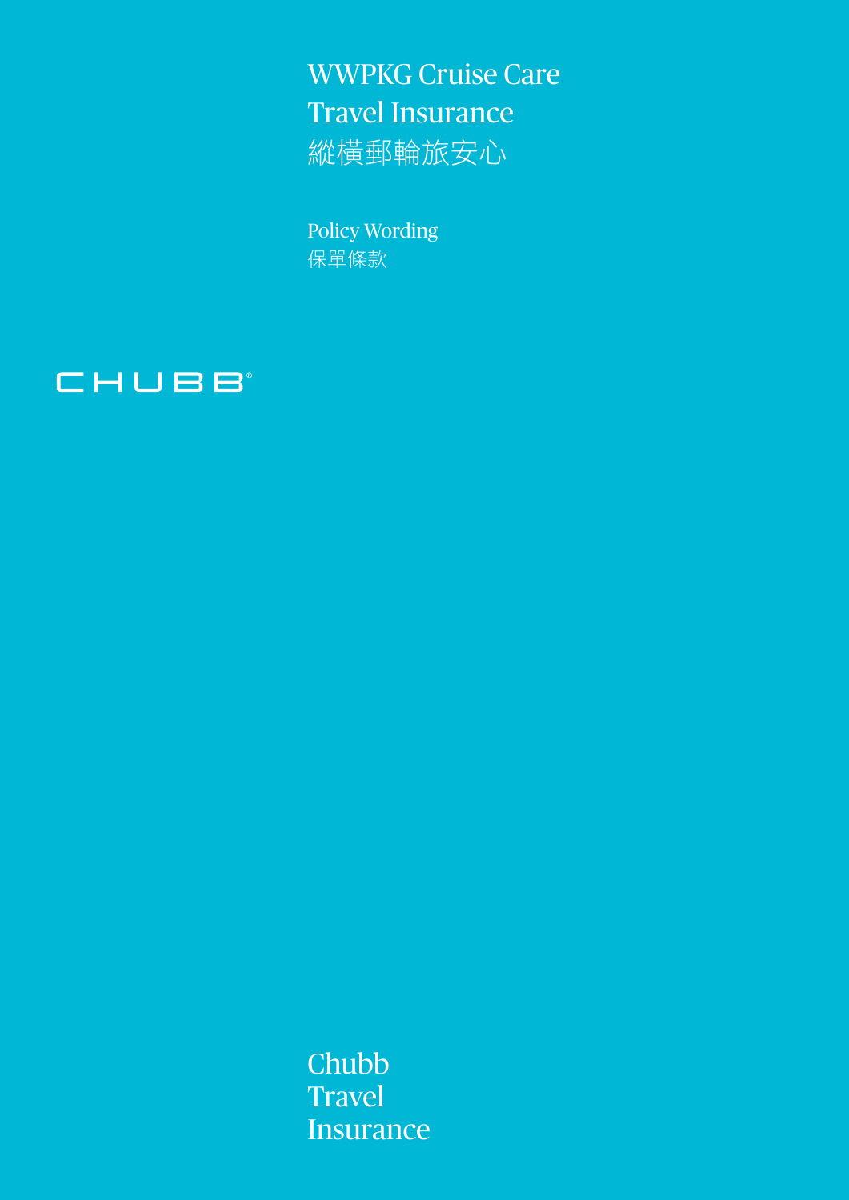# WWPKG Cruise Care Travel Insurance
# 縱橫郵輪旅安心

Policy Wording
保單條款

CHUBB®

Chubb
Travel
Insurance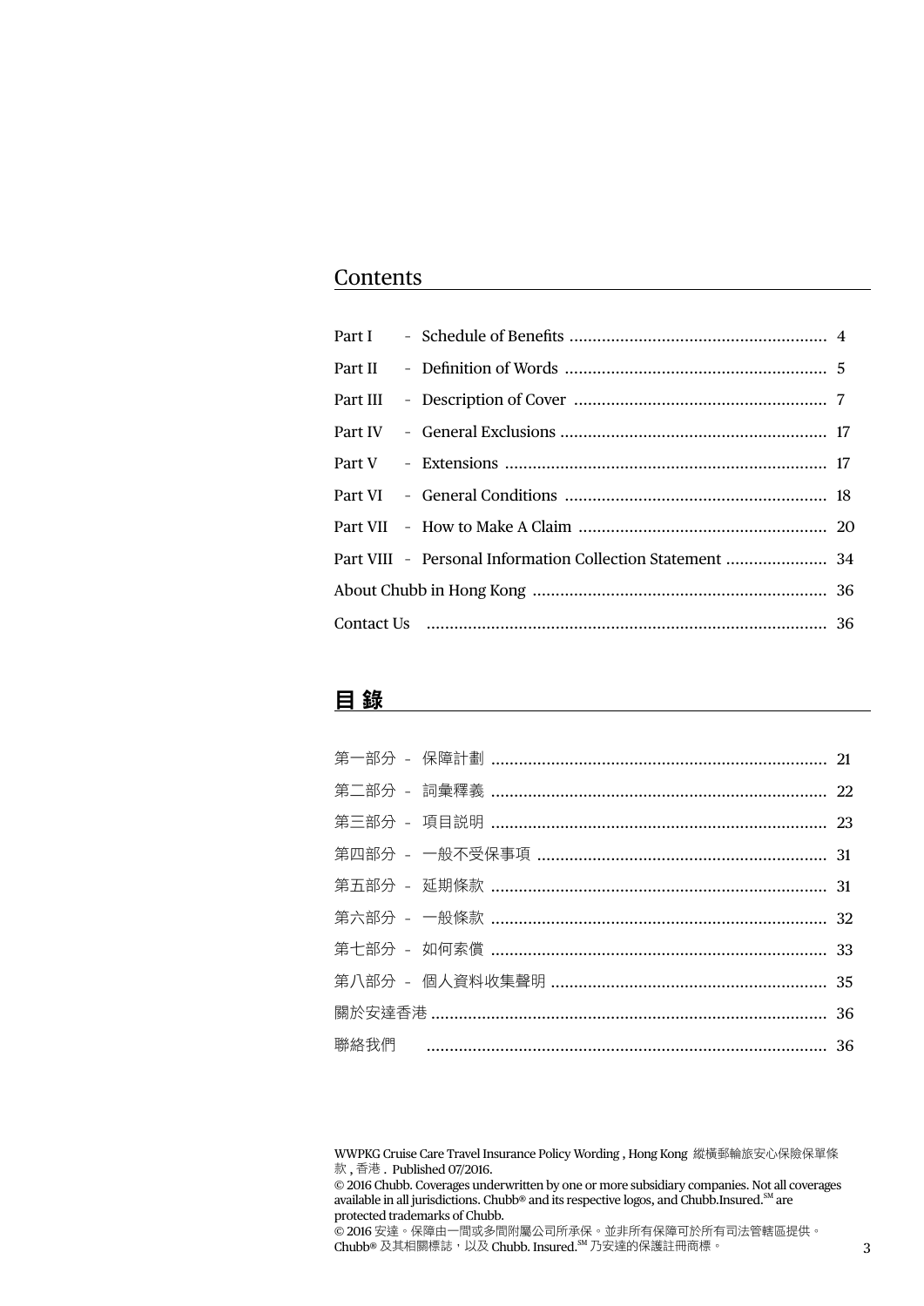## Contents

| | | |
|---|---|---|
| Part I | - Schedule of Benefits | 4 |
| Part II | - Definition of Words | 5 |
| Part III | - Description of Cover | 7 |
| Part IV | - General Exclusions | 17 |
| Part V | - Extensions | 17 |
| Part VI | - General Conditions | 18 |
| Part VII | - How to Make A Claim | 20 |
| Part VIII | - Personal Information Collection Statement | 34 |
| About Chubb in Hong Kong | | 36 |
| Contact Us | | 36 |

## 目 錄

| | | |
|---|---|---|
| 第一部分 | - 保障計劃 | 21 |
| 第二部分 | - 詞彙釋義 | 22 |
| 第三部分 | - 項目説明 | 23 |
| 第四部分 | - 一般不受保事項 | 31 |
| 第五部分 | - 延期條款 | 31 |
| 第六部分 | - 一般條款 | 32 |
| 第七部分 | - 如何索償 | 33 |
| 第八部分 | - 個人資料收集聲明 | 35 |
| 關於安達香港 | | 36 |
| 聯絡我們 | | 36 |

WWPKG Cruise Care Travel Insurance Policy Wording , Hong Kong 縱橫郵輪旅安心保險保單條款 , 香港 . Published 07/2016.

© 2016 Chubb. Coverages underwritten by one or more subsidiary companies. Not all coverages available in all jurisdictions. Chubb® and its respective logos, and Chubb.Insured.SM are protected trademarks of Chubb.

© 2016 安達。保障由一間或多間附屬公司所承保。並非所有保障可於所有司法管轄區提供。Chubb® 及其相關標誌，以及 Chubb. Insured.SM 乃安達的保護註冊商標。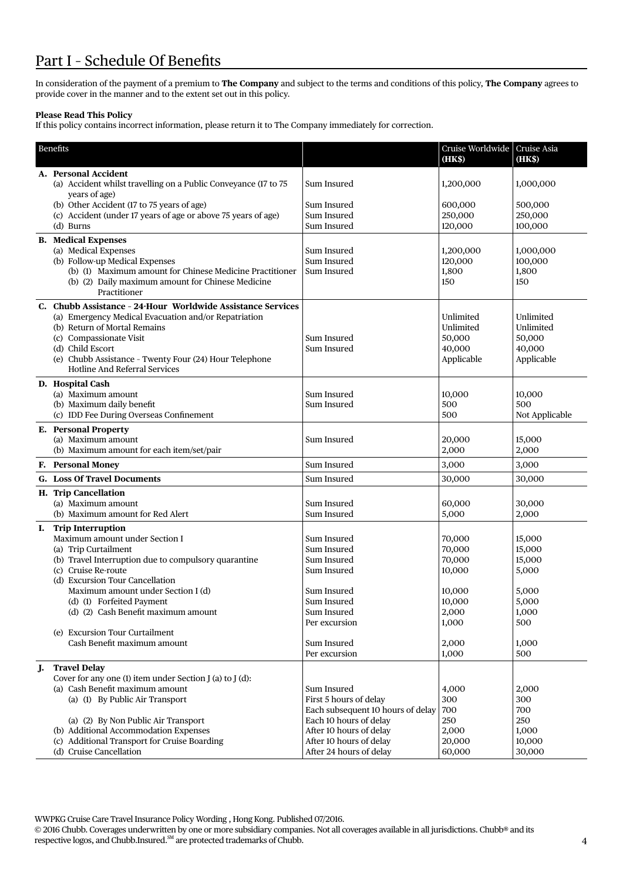# Part I - Schedule Of Benefits

In consideration of the payment of a premium to **The Company** and subject to the terms and conditions of this policy, **The Company** agrees to provide cover in the manner and to the extent set out in this policy.

**Please Read This Policy**
If this policy contains incorrect information, please return it to The Company immediately for correction.

| Benefits | | Cruise Worldwide (HK$) | Cruise Asia (HK$) |
|---|---|---|---|
| **A. Personal Accident** | | | |
| (a) Accident whilst travelling on a Public Conveyance (17 to 75 years of age) | Sum Insured | 1,200,000 | 1,000,000 |
| (b) Other Accident (17 to 75 years of age) | Sum Insured | 600,000 | 500,000 |
| (c) Accident (under 17 years of age or above 75 years of age) | Sum Insured | 250,000 | 250,000 |
| (d) Burns | Sum Insured | 120,000 | 100,000 |
| **B. Medical Expenses** | | | |
| (a) Medical Expenses | Sum Insured | 1,200,000 | 1,000,000 |
| (b) Follow-up Medical Expenses | Sum Insured | 120,000 | 100,000 |
| (b) (1) Maximum amount for Chinese Medicine Practitioner | Sum Insured | 1,800 | 1,800 |
| (b) (2) Daily maximum amount for Chinese Medicine Practitioner | | 150 | 150 |
| **C. Chubb Assistance - 24-Hour Worldwide Assistance Services** | | | |
| (a) Emergency Medical Evacuation and/or Repatriation | | Unlimited | Unlimited |
| (b) Return of Mortal Remains | | Unlimited | Unlimited |
| (c) Compassionate Visit | Sum Insured | 50,000 | 50,000 |
| (d) Child Escort | Sum Insured | 40,000 | 40,000 |
| (e) Chubb Assistance - Twenty Four (24) Hour Telephone Hotline And Referral Services | | Applicable | Applicable |
| **D. Hospital Cash** | | | |
| (a) Maximum amount | Sum Insured | 10,000 | 10,000 |
| (b) Maximum daily benefit | Sum Insured | 500 | 500 |
| (c) IDD Fee During Overseas Confinement | | 500 | Not Applicable |
| **E. Personal Property** | | | |
| (a) Maximum amount | Sum Insured | 20,000 | 15,000 |
| (b) Maximum amount for each item/set/pair | | 2,000 | 2,000 |
| **F. Personal Money** | Sum Insured | 3,000 | 3,000 |
| **G. Loss Of Travel Documents** | Sum Insured | 30,000 | 30,000 |
| **H. Trip Cancellation** | | | |
| (a) Maximum amount | Sum Insured | 60,000 | 30,000 |
| (b) Maximum amount for Red Alert | Sum Insured | 5,000 | 2,000 |
| **I. Trip Interruption** | | | |
| Maximum amount under Section I | Sum Insured | 70,000 | 15,000 |
| (a) Trip Curtailment | Sum Insured | 70,000 | 15,000 |
| (b) Travel Interruption due to compulsory quarantine | Sum Insured | 70,000 | 15,000 |
| (c) Cruise Re-route | Sum Insured | 10,000 | 5,000 |
| (d) Excursion Tour Cancellation | | | |
| Maximum amount under Section I (d) | Sum Insured | 10,000 | 5,000 |
| (d) (1) Forfeited Payment | Sum Insured | 10,000 | 5,000 |
| (d) (2) Cash Benefit maximum amount | Sum Insured | 2,000 | 1,000 |
| | Per excursion | 1,000 | 500 |
| (e) Excursion Tour Curtailment | | | |
| Cash Benefit maximum amount | Sum Insured | 2,000 | 1,000 |
| | Per excursion | 1,000 | 500 |
| **J. Travel Delay** | | | |
| Cover for any one (1) item under Section J (a) to J (d): | | | |
| (a) Cash Benefit maximum amount | Sum Insured | 4,000 | 2,000 |
| (a) (1) By Public Air Transport | First 5 hours of delay | 300 | 300 |
| | Each subsequent 10 hours of delay | 700 | 700 |
| (a) (2) By Non Public Air Transport | Each 10 hours of delay | 250 | 250 |
| (b) Additional Accommodation Expenses | After 10 hours of delay | 2,000 | 1,000 |
| (c) Additional Transport for Cruise Boarding | After 10 hours of delay | 20,000 | 10,000 |
| (d) Cruise Cancellation | After 24 hours of delay | 60,000 | 30,000 |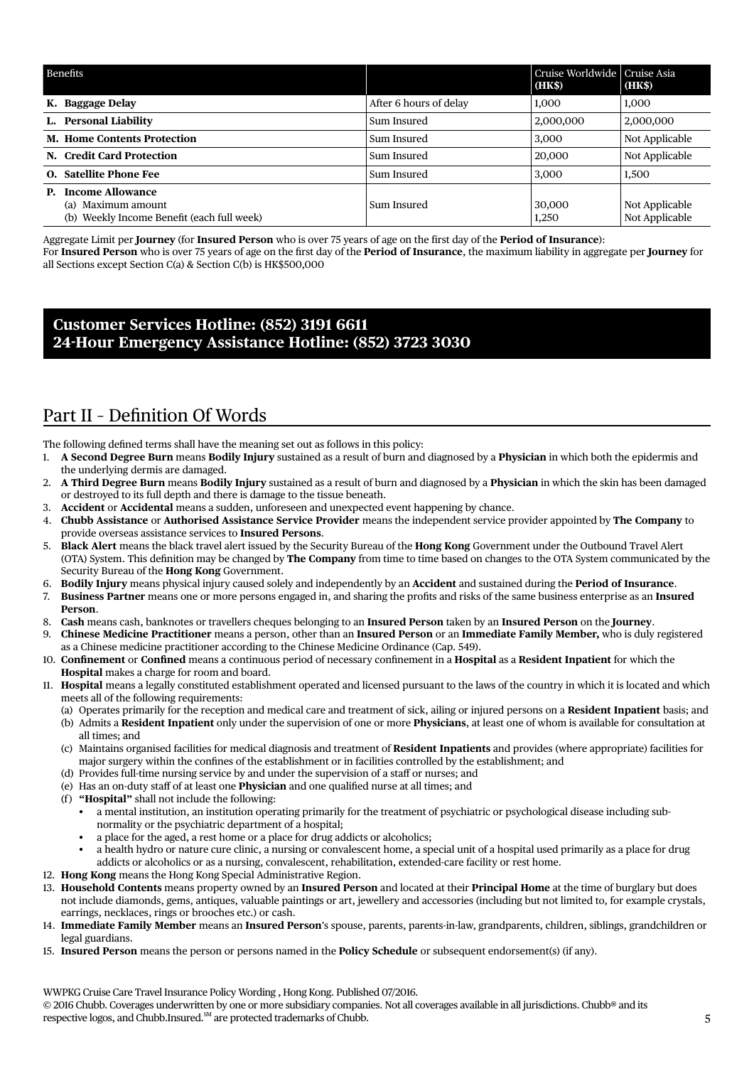| Benefits | | Cruise Worldwide (HK$) | Cruise Asia (HK$) |
|---|---|---|---|
| **K. Baggage Delay** | After 6 hours of delay | 1,000 | 1,000 |
| **L. Personal Liability** | Sum Insured | 2,000,000 | 2,000,000 |
| **M. Home Contents Protection** | Sum Insured | 3,000 | Not Applicable |
| **N. Credit Card Protection** | Sum Insured | 20,000 | Not Applicable |
| **O. Satellite Phone Fee** | Sum Insured | 3,000 | 1,500 |
| **P. Income Allowance** | | | |
| (a) Maximum amount | Sum Insured | 30,000 | Not Applicable |
| (b) Weekly Income Benefit (each full week) | | 1,250 | Not Applicable |

Aggregate Limit per **Journey** (for **Insured Person** who is over 75 years of age on the first day of the **Period of Insurance**):
For **Insured Person** who is over 75 years of age on the first day of the **Period of Insurance**, the maximum liability in aggregate per **Journey** for all Sections except Section C(a) & Section C(b) is HK$500,000

**Customer Services Hotline: (852) 3191 6611**
**24-Hour Emergency Assistance Hotline: (852) 3723 3030**

## Part II – Definition Of Words

The following defined terms shall have the meaning set out as follows in this policy:

1. **A Second Degree Burn** means **Bodily Injury** sustained as a result of burn and diagnosed by a **Physician** in which both the epidermis and the underlying dermis are damaged.
2. **A Third Degree Burn** means **Bodily Injury** sustained as a result of burn and diagnosed by a **Physician** in which the skin has been damaged or destroyed to its full depth and there is damage to the tissue beneath.
3. **Accident** or **Accidental** means a sudden, unforeseen and unexpected event happening by chance.
4. **Chubb Assistance** or **Authorised Assistance Service Provider** means the independent service provider appointed by **The Company** to provide overseas assistance services to **Insured Persons**.
5. **Black Alert** means the black travel alert issued by the Security Bureau of the **Hong Kong** Government under the Outbound Travel Alert (OTA) System. This definition may be changed by **The Company** from time to time based on changes to the OTA System communicated by the Security Bureau of the **Hong Kong** Government.
6. **Bodily Injury** means physical injury caused solely and independently by an **Accident** and sustained during the **Period of Insurance**.
7. **Business Partner** means one or more persons engaged in, and sharing the profits and risks of the same business enterprise as an **Insured Person**.
8. **Cash** means cash, banknotes or travellers cheques belonging to an **Insured Person** taken by an **Insured Person** on the **Journey**.
9. **Chinese Medicine Practitioner** means a person, other than an **Insured Person** or an **Immediate Family Member,** who is duly registered as a Chinese medicine practitioner according to the Chinese Medicine Ordinance (Cap. 549).
10. **Confinement** or **Confined** means a continuous period of necessary confinement in a **Hospital** as a **Resident Inpatient** for which the **Hospital** makes a charge for room and board.
11. **Hospital** means a legally constituted establishment operated and licensed pursuant to the laws of the country in which it is located and which meets all of the following requirements:
    (a) Operates primarily for the reception and medical care and treatment of sick, ailing or injured persons on a **Resident Inpatient** basis; and
    (b) Admits a **Resident Inpatient** only under the supervision of one or more **Physicians**, at least one of whom is available for consultation at all times; and
    (c) Maintains organised facilities for medical diagnosis and treatment of **Resident Inpatients** and provides (where appropriate) facilities for major surgery within the confines of the establishment or in facilities controlled by the establishment; and
    (d) Provides full-time nursing service by and under the supervision of a staff or nurses; and
    (e) Has an on-duty staff of at least one **Physician** and one qualified nurse at all times; and
    (f) **"Hospital"** shall not include the following:
      - a mental institution, an institution operating primarily for the treatment of psychiatric or psychological disease including sub-normality or the psychiatric department of a hospital;
      - a place for the aged, a rest home or a place for drug addicts or alcoholics;
      - a health hydro or nature cure clinic, a nursing or convalescent home, a special unit of a hospital used primarily as a place for drug addicts or alcoholics or as a nursing, convalescent, rehabilitation, extended-care facility or rest home.
12. **Hong Kong** means the Hong Kong Special Administrative Region.
13. **Household Contents** means property owned by an **Insured Person** and located at their **Principal Home** at the time of burglary but does not include diamonds, gems, antiques, valuable paintings or art, jewellery and accessories (including but not limited to, for example crystals, earrings, necklaces, rings or brooches etc.) or cash.
14. **Immediate Family Member** means an **Insured Person**'s spouse, parents, parents-in-law, grandparents, children, siblings, grandchildren or legal guardians.
15. **Insured Person** means the person or persons named in the **Policy Schedule** or subsequent endorsement(s) (if any).

WWPKG Cruise Care Travel Insurance Policy Wording , Hong Kong. Published 07/2016.
© 2016 Chubb. Coverages underwritten by one or more subsidiary companies. Not all coverages available in all jurisdictions. Chubb® and its respective logos, and Chubb.Insured.SM are protected trademarks of Chubb.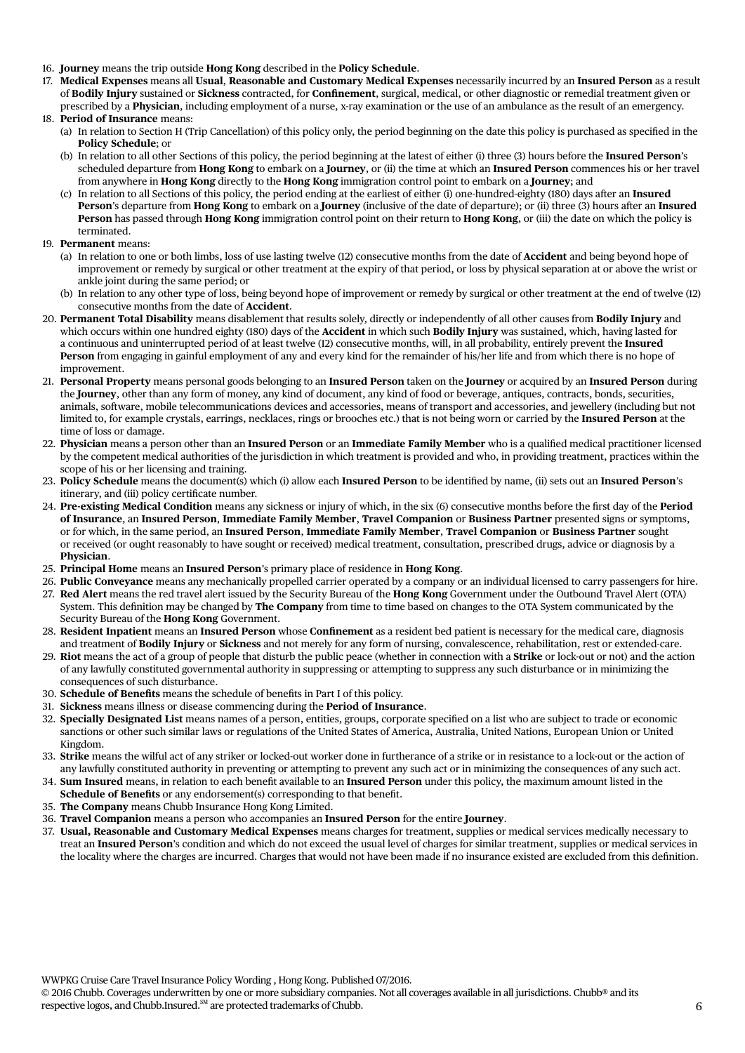16. **Journey** means the trip outside **Hong Kong** described in the **Policy Schedule**.
17. **Medical Expenses** means all **Usual**, **Reasonable and Customary Medical Expenses** necessarily incurred by an **Insured Person** as a result of **Bodily Injury** sustained or **Sickness** contracted, for **Confinement**, surgical, medical, or other diagnostic or remedial treatment given or prescribed by a **Physician**, including employment of a nurse, x-ray examination or the use of an ambulance as the result of an emergency.
18. **Period of Insurance** means:
    (a) In relation to Section H (Trip Cancellation) of this policy only, the period beginning on the date this policy is purchased as specified in the **Policy Schedule**; or
    (b) In relation to all other Sections of this policy, the period beginning at the latest of either (i) three (3) hours before the **Insured Person**'s scheduled departure from **Hong Kong** to embark on a **Journey**, or (ii) the time at which an **Insured Person** commences his or her travel from anywhere in **Hong Kong** directly to the **Hong Kong** immigration control point to embark on a **Journey**; and
    (c) In relation to all Sections of this policy, the period ending at the earliest of either (i) one-hundred-eighty (180) days after an **Insured Person**'s departure from **Hong Kong** to embark on a **Journey** (inclusive of the date of departure); or (ii) three (3) hours after an **Insured Person** has passed through **Hong Kong** immigration control point on their return to **Hong Kong**, or (iii) the date on which the policy is terminated.
19. **Permanent** means:
    (a) In relation to one or both limbs, loss of use lasting twelve (12) consecutive months from the date of **Accident** and being beyond hope of improvement or remedy by surgical or other treatment at the expiry of that period, or loss by physical separation at or above the wrist or ankle joint during the same period; or
    (b) In relation to any other type of loss, being beyond hope of improvement or remedy by surgical or other treatment at the end of twelve (12) consecutive months from the date of **Accident**.
20. **Permanent Total Disability** means disablement that results solely, directly or independently of all other causes from **Bodily Injury** and which occurs within one hundred eighty (180) days of the **Accident** in which such **Bodily Injury** was sustained, which, having lasted for a continuous and uninterrupted period of at least twelve (12) consecutive months, will, in all probability, entirely prevent the **Insured Person** from engaging in gainful employment of any and every kind for the remainder of his/her life and from which there is no hope of improvement.
21. **Personal Property** means personal goods belonging to an **Insured Person** taken on the **Journey** or acquired by an **Insured Person** during the **Journey**, other than any form of money, any kind of document, any kind of food or beverage, antiques, contracts, bonds, securities, animals, software, mobile telecommunications devices and accessories, means of transport and accessories, and jewellery (including but not limited to, for example crystals, earrings, necklaces, rings or brooches etc.) that is not being worn or carried by the **Insured Person** at the time of loss or damage.
22. **Physician** means a person other than an **Insured Person** or an **Immediate Family Member** who is a qualified medical practitioner licensed by the competent medical authorities of the jurisdiction in which treatment is provided and who, in providing treatment, practices within the scope of his or her licensing and training.
23. **Policy Schedule** means the document(s) which (i) allow each **Insured Person** to be identified by name, (ii) sets out an **Insured Person**'s itinerary, and (iii) policy certificate number.
24. **Pre-existing Medical Condition** means any sickness or injury of which, in the six (6) consecutive months before the first day of the **Period of Insurance**, an **Insured Person**, **Immediate Family Member**, **Travel Companion** or **Business Partner** presented signs or symptoms, or for which, in the same period, an **Insured Person**, **Immediate Family Member**, **Travel Companion** or **Business Partner** sought or received (or ought reasonably to have sought or received) medical treatment, consultation, prescribed drugs, advice or diagnosis by a **Physician**.
25. **Principal Home** means an **Insured Person**'s primary place of residence in **Hong Kong**.
26. **Public Conveyance** means any mechanically propelled carrier operated by a company or an individual licensed to carry passengers for hire.
27. **Red Alert** means the red travel alert issued by the Security Bureau of the **Hong Kong** Government under the Outbound Travel Alert (OTA) System. This definition may be changed by **The Company** from time to time based on changes to the OTA System communicated by the Security Bureau of the **Hong Kong** Government.
28. **Resident Inpatient** means an **Insured Person** whose **Confinement** as a resident bed patient is necessary for the medical care, diagnosis and treatment of **Bodily Injury** or **Sickness** and not merely for any form of nursing, convalescence, rehabilitation, rest or extended-care.
29. **Riot** means the act of a group of people that disturb the public peace (whether in connection with a **Strike** or lock-out or not) and the action of any lawfully constituted governmental authority in suppressing or attempting to suppress any such disturbance or in minimizing the consequences of such disturbance.
30. **Schedule of Benefits** means the schedule of benefits in Part I of this policy.
31. **Sickness** means illness or disease commencing during the **Period of Insurance**.
32. **Specially Designated List** means names of a person, entities, groups, corporate specified on a list who are subject to trade or economic sanctions or other such similar laws or regulations of the United States of America, Australia, United Nations, European Union or United Kingdom.
33. **Strike** means the wilful act of any striker or locked-out worker done in furtherance of a strike or in resistance to a lock-out or the action of any lawfully constituted authority in preventing or attempting to prevent any such act or in minimizing the consequences of any such act.
34. **Sum Insured** means, in relation to each benefit available to an **Insured Person** under this policy, the maximum amount listed in the **Schedule of Benefits** or any endorsement(s) corresponding to that benefit.
35. **The Company** means Chubb Insurance Hong Kong Limited.
36. **Travel Companion** means a person who accompanies an **Insured Person** for the entire **Journey**.
37. **Usual, Reasonable and Customary Medical Expenses** means charges for treatment, supplies or medical services medically necessary to treat an **Insured Person**'s condition and which do not exceed the usual level of charges for similar treatment, supplies or medical services in the locality where the charges are incurred. Charges that would not have been made if no insurance existed are excluded from this definition.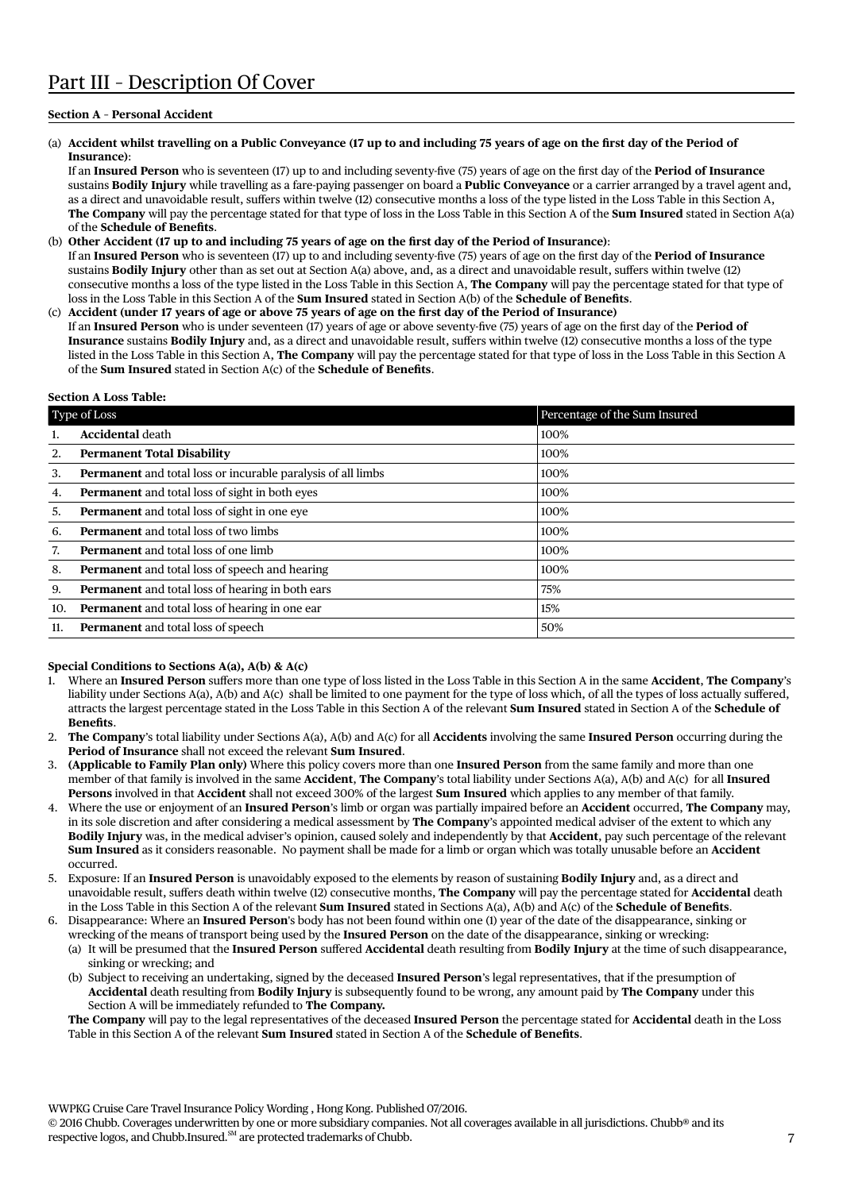# Part III – Description Of Cover

### Section A – Personal Accident

(a) **Accident whilst travelling on a Public Conveyance (17 up to and including 75 years of age on the first day of the Period of Insurance)**:
If an **Insured Person** who is seventeen (17) up to and including seventy-five (75) years of age on the first day of the **Period of Insurance** sustains **Bodily Injury** while travelling as a fare-paying passenger on board a **Public Conveyance** or a carrier arranged by a travel agent and, as a direct and unavoidable result, suffers within twelve (12) consecutive months a loss of the type listed in the Loss Table in this Section A, **The Company** will pay the percentage stated for that type of loss in the Loss Table in this Section A of the **Sum Insured** stated in Section A(a) of the **Schedule of Benefits**.

(b) **Other Accident (17 up to and including 75 years of age on the first day of the Period of Insurance)**:
If an **Insured Person** who is seventeen (17) up to and including seventy-five (75) years of age on the first day of the **Period of Insurance** sustains **Bodily Injury** other than as set out at Section A(a) above, and, as a direct and unavoidable result, suffers within twelve (12) consecutive months a loss of the type listed in the Loss Table in this Section A, **The Company** will pay the percentage stated for that type of loss in the Loss Table in this Section A of the **Sum Insured** stated in Section A(b) of the **Schedule of Benefits**.

(c) **Accident (under 17 years of age or above 75 years of age on the first day of the Period of Insurance)**
If an **Insured Person** who is under seventeen (17) years of age or above seventy-five (75) years of age on the first day of the **Period of Insurance** sustains **Bodily Injury** and, as a direct and unavoidable result, suffers within twelve (12) consecutive months a loss of the type listed in the Loss Table in this Section A, **The Company** will pay the percentage stated for that type of loss in the Loss Table in this Section A of the **Sum Insured** stated in Section A(c) of the **Schedule of Benefits**.

**Section A Loss Table:**

| | Type of Loss | Percentage of the Sum Insured |
|---|---|---|
| 1. | **Accidental** death | 100% |
| 2. | **Permanent Total Disability** | 100% |
| 3. | **Permanent** and total loss or incurable paralysis of all limbs | 100% |
| 4. | **Permanent** and total loss of sight in both eyes | 100% |
| 5. | **Permanent** and total loss of sight in one eye | 100% |
| 6. | **Permanent** and total loss of two limbs | 100% |
| 7. | **Permanent** and total loss of one limb | 100% |
| 8. | **Permanent** and total loss of speech and hearing | 100% |
| 9. | **Permanent** and total loss of hearing in both ears | 75% |
| 10. | **Permanent** and total loss of hearing in one ear | 15% |
| 11. | **Permanent** and total loss of speech | 50% |

**Special Conditions to Sections A(a), A(b) & A(c)**

1. Where an **Insured Person** suffers more than one type of loss listed in the Loss Table in this Section A in the same **Accident**, **The Company**'s liability under Sections A(a), A(b) and A(c) shall be limited to one payment for the type of loss which, of all the types of loss actually suffered, attracts the largest percentage stated in the Loss Table in this Section A of the relevant **Sum Insured** stated in Section A of the **Schedule of Benefits**.
2. **The Company**'s total liability under Sections A(a), A(b) and A(c) for all **Accidents** involving the same **Insured Person** occurring during the **Period of Insurance** shall not exceed the relevant **Sum Insured**.
3. **(Applicable to Family Plan only)** Where this policy covers more than one **Insured Person** from the same family and more than one member of that family is involved in the same **Accident**, **The Company**'s total liability under Sections A(a), A(b) and A(c) for all **Insured Persons** involved in that **Accident** shall not exceed 300% of the largest **Sum Insured** which applies to any member of that family.
4. Where the use or enjoyment of an **Insured Person**'s limb or organ was partially impaired before an **Accident** occurred, **The Company** may, in its sole discretion and after considering a medical assessment by **The Company**'s appointed medical adviser of the extent to which any **Bodily Injury** was, in the medical adviser's opinion, caused solely and independently by that **Accident**, pay such percentage of the relevant **Sum Insured** as it considers reasonable. No payment shall be made for a limb or organ which was totally unusable before an **Accident** occurred.
5. Exposure: If an **Insured Person** is unavoidably exposed to the elements by reason of sustaining **Bodily Injury** and, as a direct and unavoidable result, suffers death within twelve (12) consecutive months, **The Company** will pay the percentage stated for **Accidental** death in the Loss Table in this Section A of the relevant **Sum Insured** stated in Sections A(a), A(b) and A(c) of the **Schedule of Benefits**.
6. Disappearance: Where an **Insured Person**'s body has not been found within one (1) year of the date of the disappearance, sinking or wrecking of the means of transport being used by the **Insured Person** on the date of the disappearance, sinking or wrecking:
   (a) It will be presumed that the **Insured Person** suffered **Accidental** death resulting from **Bodily Injury** at the time of such disappearance, sinking or wrecking; and
   (b) Subject to receiving an undertaking, signed by the deceased **Insured Person**'s legal representatives, that if the presumption of **Accidental** death resulting from **Bodily Injury** is subsequently found to be wrong, any amount paid by **The Company** under this Section A will be immediately refunded to **The Company.**

   **The Company** will pay to the legal representatives of the deceased **Insured Person** the percentage stated for **Accidental** death in the Loss Table in this Section A of the relevant **Sum Insured** stated in Section A of the **Schedule of Benefits**.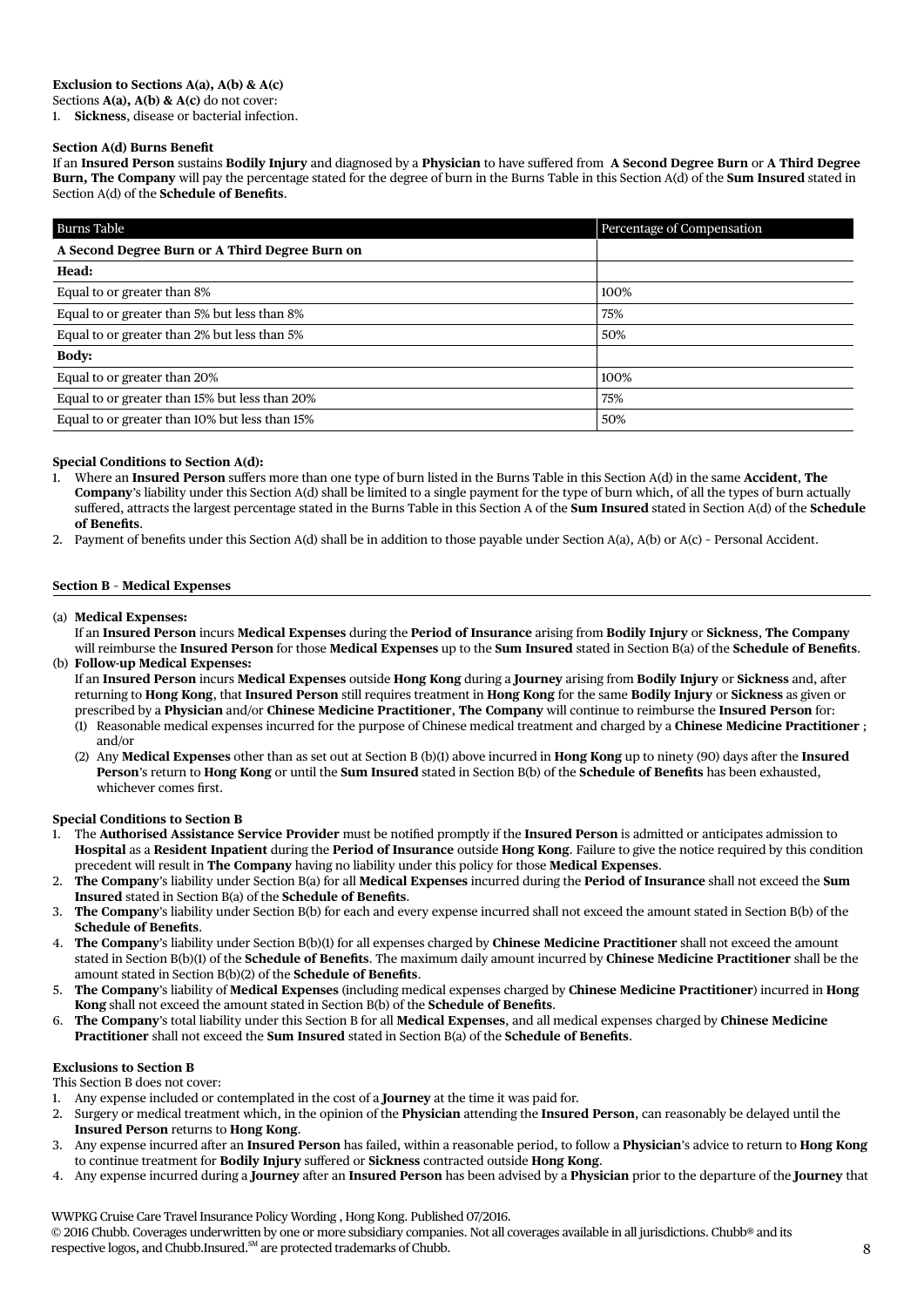**Exclusion to Sections A(a), A(b) & A(c)**

Sections **A(a), A(b) & A(c)** do not cover:

1. **Sickness**, disease or bacterial infection.

**Section A(d) Burns Benefit**

If an **Insured Person** sustains **Bodily Injury** and diagnosed by a **Physician** to have suffered from **A Second Degree Burn** or **A Third Degree Burn, The Company** will pay the percentage stated for the degree of burn in the Burns Table in this Section A(d) of the **Sum Insured** stated in Section A(d) of the **Schedule of Benefits**.

| Burns Table | Percentage of Compensation |
|---|---|
| **A Second Degree Burn or A Third Degree Burn on** | |
| **Head:** | |
| Equal to or greater than 8% | 100% |
| Equal to or greater than 5% but less than 8% | 75% |
| Equal to or greater than 2% but less than 5% | 50% |
| **Body:** | |
| Equal to or greater than 20% | 100% |
| Equal to or greater than 15% but less than 20% | 75% |
| Equal to or greater than 10% but less than 15% | 50% |

**Special Conditions to Section A(d):**

1. Where an **Insured Person** suffers more than one type of burn listed in the Burns Table in this Section A(d) in the same **Accident**, **The Company**'s liability under this Section A(d) shall be limited to a single payment for the type of burn which, of all the types of burn actually suffered, attracts the largest percentage stated in the Burns Table in this Section A of the **Sum Insured** stated in Section A(d) of the **Schedule of Benefits**.
2. Payment of benefits under this Section A(d) shall be in addition to those payable under Section A(a), A(b) or A(c) – Personal Accident.

**Section B – Medical Expenses**

(a) **Medical Expenses:**
If an **Insured Person** incurs **Medical Expenses** during the **Period of Insurance** arising from **Bodily Injury** or **Sickness**, **The Company** will reimburse the **Insured Person** for those **Medical Expenses** up to the **Sum Insured** stated in Section B(a) of the **Schedule of Benefits**.

(b) **Follow-up Medical Expenses:**
If an **Insured Person** incurs **Medical Expenses** outside **Hong Kong** during a **Journey** arising from **Bodily Injury** or **Sickness** and, after returning to **Hong Kong**, that **Insured Person** still requires treatment in **Hong Kong** for the same **Bodily Injury** or **Sickness** as given or prescribed by a **Physician** and/or **Chinese Medicine Practitioner**, **The Company** will continue to reimburse the **Insured Person** for:
   (1) Reasonable medical expenses incurred for the purpose of Chinese medical treatment and charged by a **Chinese Medicine Practitioner** ; and/or
   (2) Any **Medical Expenses** other than as set out at Section B (b)(1) above incurred in **Hong Kong** up to ninety (90) days after the **Insured Person**'s return to **Hong Kong** or until the **Sum Insured** stated in Section B(b) of the **Schedule of Benefits** has been exhausted, whichever comes first.

**Special Conditions to Section B**

1. The **Authorised Assistance Service Provider** must be notified promptly if the **Insured Person** is admitted or anticipates admission to **Hospital** as a **Resident Inpatient** during the **Period of Insurance** outside **Hong Kong**. Failure to give the notice required by this condition precedent will result in **The Company** having no liability under this policy for those **Medical Expenses**.
2. **The Company**'s liability under Section B(a) for all **Medical Expenses** incurred during the **Period of Insurance** shall not exceed the **Sum Insured** stated in Section B(a) of the **Schedule of Benefits**.
3. **The Company**'s liability under Section B(b) for each and every expense incurred shall not exceed the amount stated in Section B(b) of the **Schedule of Benefits**.
4. **The Company**'s liability under Section B(b)(1) for all expenses charged by **Chinese Medicine Practitioner** shall not exceed the amount stated in Section B(b)(1) of the **Schedule of Benefits**. The maximum daily amount incurred by **Chinese Medicine Practitioner** shall be the amount stated in Section B(b)(2) of the **Schedule of Benefits**.
5. **The Company**'s liability of **Medical Expenses** (including medical expenses charged by **Chinese Medicine Practitioner**) incurred in **Hong Kong** shall not exceed the amount stated in Section B(b) of the **Schedule of Benefits**.
6. **The Company**'s total liability under this Section B for all **Medical Expenses**, and all medical expenses charged by **Chinese Medicine Practitioner** shall not exceed the **Sum Insured** stated in Section B(a) of the **Schedule of Benefits**.

**Exclusions to Section B**

This Section B does not cover:

1. Any expense included or contemplated in the cost of a **Journey** at the time it was paid for.
2. Surgery or medical treatment which, in the opinion of the **Physician** attending the **Insured Person**, can reasonably be delayed until the **Insured Person** returns to **Hong Kong**.
3. Any expense incurred after an **Insured Person** has failed, within a reasonable period, to follow a **Physician**'s advice to return to **Hong Kong** to continue treatment for **Bodily Injury** suffered or **Sickness** contracted outside **Hong Kong**.
4. Any expense incurred during a **Journey** after an **Insured Person** has been advised by a **Physician** prior to the departure of the **Journey** that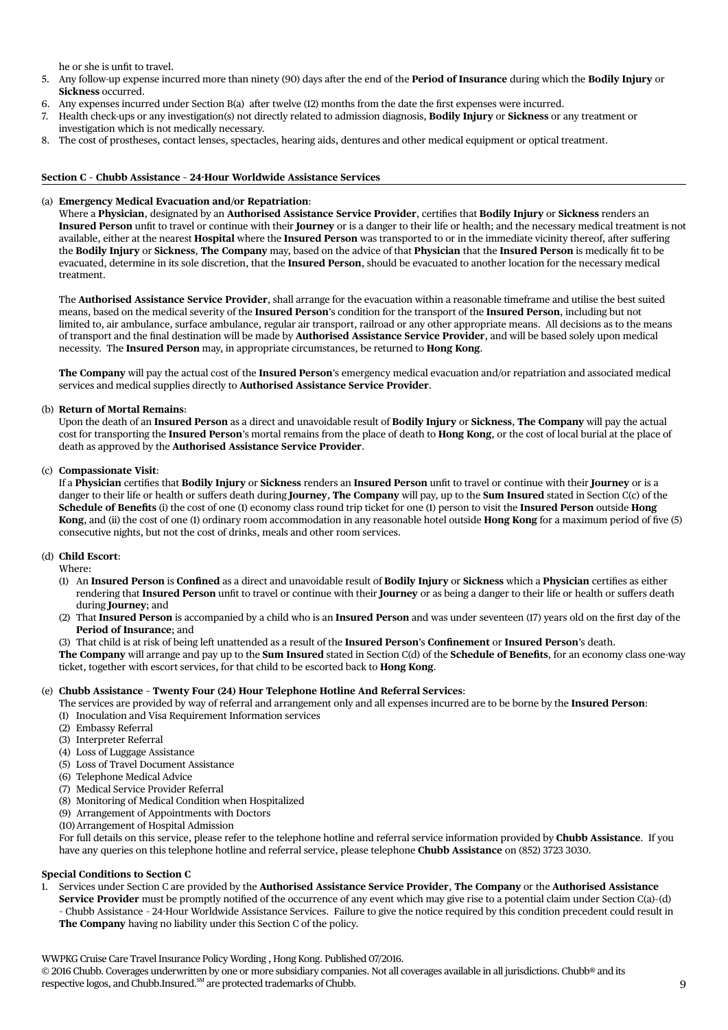he or she is unfit to travel.

5. Any follow-up expense incurred more than ninety (90) days after the end of the **Period of Insurance** during which the **Bodily Injury** or **Sickness** occurred.
6. Any expenses incurred under Section B(a) after twelve (12) months from the date the first expenses were incurred.
7. Health check-ups or any investigation(s) not directly related to admission diagnosis, **Bodily Injury** or **Sickness** or any treatment or investigation which is not medically necessary.
8. The cost of prostheses, contact lenses, spectacles, hearing aids, dentures and other medical equipment or optical treatment.

**Section C – Chubb Assistance – 24-Hour Worldwide Assistance Services**

(a) **Emergency Medical Evacuation and/or Repatriation**:
Where a **Physician**, designated by an **Authorised Assistance Service Provider**, certifies that **Bodily Injury** or **Sickness** renders an **Insured Person** unfit to travel or continue with their **Journey** or is a danger to their life or health; and the necessary medical treatment is not available, either at the nearest **Hospital** where the **Insured Person** was transported to or in the immediate vicinity thereof, after suffering the **Bodily Injury** or **Sickness**, **The Company** may, based on the advice of that **Physician** that the **Insured Person** is medically fit to be evacuated, determine in its sole discretion, that the **Insured Person**, should be evacuated to another location for the necessary medical treatment.

The **Authorised Assistance Service Provider**, shall arrange for the evacuation within a reasonable timeframe and utilise the best suited means, based on the medical severity of the **Insured Person**'s condition for the transport of the **Insured Person**, including but not limited to, air ambulance, surface ambulance, regular air transport, railroad or any other appropriate means. All decisions as to the means of transport and the final destination will be made by **Authorised Assistance Service Provider**, and will be based solely upon medical necessity. The **Insured Person** may, in appropriate circumstances, be returned to **Hong Kong**.

**The Company** will pay the actual cost of the **Insured Person**'s emergency medical evacuation and/or repatriation and associated medical services and medical supplies directly to **Authorised Assistance Service Provider**.

(b) **Return of Mortal Remains**:
Upon the death of an **Insured Person** as a direct and unavoidable result of **Bodily Injury** or **Sickness**, **The Company** will pay the actual cost for transporting the **Insured Person**'s mortal remains from the place of death to **Hong Kong**, or the cost of local burial at the place of death as approved by the **Authorised Assistance Service Provider**.

(c) **Compassionate Visit**:
If a **Physician** certifies that **Bodily Injury** or **Sickness** renders an **Insured Person** unfit to travel or continue with their **Journey** or is a danger to their life or health or suffers death during **Journey**, **The Company** will pay, up to the **Sum Insured** stated in Section C(c) of the **Schedule of Benefits** (i) the cost of one (1) economy class round trip ticket for one (1) person to visit the **Insured Person** outside **Hong Kong**, and (ii) the cost of one (1) ordinary room accommodation in any reasonable hotel outside **Hong Kong** for a maximum period of five (5) consecutive nights, but not the cost of drinks, meals and other room services.

(d) **Child Escort**:
Where:
(1) An **Insured Person** is **Confined** as a direct and unavoidable result of **Bodily Injury** or **Sickness** which a **Physician** certifies as either rendering that **Insured Person** unfit to travel or continue with their **Journey** or as being a danger to their life or health or suffers death during **Journey**; and
(2) That **Insured Person** is accompanied by a child who is an **Insured Person** and was under seventeen (17) years old on the first day of the **Period of Insurance**; and
(3) That child is at risk of being left unattended as a result of the **Insured Person**'s **Confinement** or **Insured Person**'s death.
**The Company** will arrange and pay up to the **Sum Insured** stated in Section C(d) of the **Schedule of Benefits**, for an economy class one-way ticket, together with escort services, for that child to be escorted back to **Hong Kong**.

(e) **Chubb Assistance – Twenty Four (24) Hour Telephone Hotline And Referral Services**:
The services are provided by way of referral and arrangement only and all expenses incurred are to be borne by the **Insured Person**:
(1) Inoculation and Visa Requirement Information services
(2) Embassy Referral
(3) Interpreter Referral
(4) Loss of Luggage Assistance
(5) Loss of Travel Document Assistance
(6) Telephone Medical Advice
(7) Medical Service Provider Referral
(8) Monitoring of Medical Condition when Hospitalized
(9) Arrangement of Appointments with Doctors
(10) Arrangement of Hospital Admission
For full details on this service, please refer to the telephone hotline and referral service information provided by **Chubb Assistance**. If you have any queries on this telephone hotline and referral service, please telephone **Chubb Assistance** on (852) 3723 3030.

**Special Conditions to Section C**

1. Services under Section C are provided by the **Authorised Assistance Service Provider**, **The Company** or the **Authorised Assistance Service Provider** must be promptly notified of the occurrence of any event which may give rise to a potential claim under Section C(a)-(d) – Chubb Assistance – 24-Hour Worldwide Assistance Services. Failure to give the notice required by this condition precedent could result in **The Company** having no liability under this Section C of the policy.

WWPKG Cruise Care Travel Insurance Policy Wording , Hong Kong. Published 07/2016.
© 2016 Chubb. Coverages underwritten by one or more subsidiary companies. Not all coverages available in all jurisdictions. Chubb® and its respective logos, and Chubb.Insured.SM are protected trademarks of Chubb.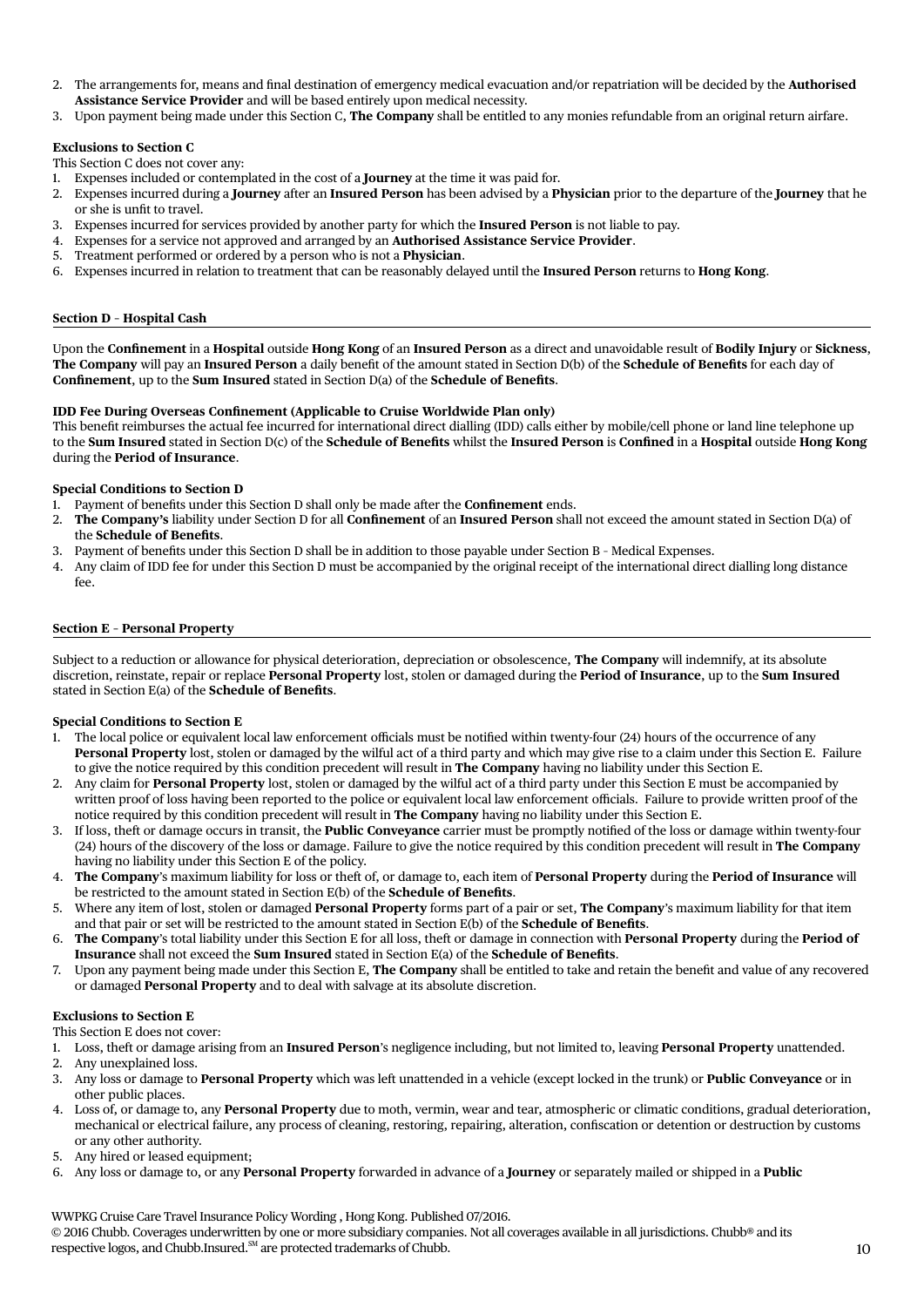2. The arrangements for, means and final destination of emergency medical evacuation and/or repatriation will be decided by the **Authorised Assistance Service Provider** and will be based entirely upon medical necessity.
3. Upon payment being made under this Section C, **The Company** shall be entitled to any monies refundable from an original return airfare.

**Exclusions to Section C**

This Section C does not cover any:

1. Expenses included or contemplated in the cost of a **Journey** at the time it was paid for.
2. Expenses incurred during a **Journey** after an **Insured Person** has been advised by a **Physician** prior to the departure of the **Journey** that he or she is unfit to travel.
3. Expenses incurred for services provided by another party for which the **Insured Person** is not liable to pay.
4. Expenses for a service not approved and arranged by an **Authorised Assistance Service Provider**.
5. Treatment performed or ordered by a person who is not a **Physician**.
6. Expenses incurred in relation to treatment that can be reasonably delayed until the **Insured Person** returns to **Hong Kong**.

## Section D – Hospital Cash

Upon the **Confinement** in a **Hospital** outside **Hong Kong** of an **Insured Person** as a direct and unavoidable result of **Bodily Injury** or **Sickness**, **The Company** will pay an **Insured Person** a daily benefit of the amount stated in Section D(b) of the **Schedule of Benefits** for each day of **Confinement**, up to the **Sum Insured** stated in Section D(a) of the **Schedule of Benefits**.

**IDD Fee During Overseas Confinement (Applicable to Cruise Worldwide Plan only)**

This benefit reimburses the actual fee incurred for international direct dialling (IDD) calls either by mobile/cell phone or land line telephone up to the **Sum Insured** stated in Section D(c) of the **Schedule of Benefits** whilst the **Insured Person** is **Confined** in a **Hospital** outside **Hong Kong** during the **Period of Insurance**.

**Special Conditions to Section D**

1. Payment of benefits under this Section D shall only be made after the **Confinement** ends.
2. **The Company's** liability under Section D for all **Confinement** of an **Insured Person** shall not exceed the amount stated in Section D(a) of the **Schedule of Benefits**.
3. Payment of benefits under this Section D shall be in addition to those payable under Section B – Medical Expenses.
4. Any claim of IDD fee for under this Section D must be accompanied by the original receipt of the international direct dialling long distance fee.

## Section E – Personal Property

Subject to a reduction or allowance for physical deterioration, depreciation or obsolescence, **The Company** will indemnify, at its absolute discretion, reinstate, repair or replace **Personal Property** lost, stolen or damaged during the **Period of Insurance**, up to the **Sum Insured** stated in Section E(a) of the **Schedule of Benefits**.

**Special Conditions to Section E**

1. The local police or equivalent local law enforcement officials must be notified within twenty-four (24) hours of the occurrence of any **Personal Property** lost, stolen or damaged by the wilful act of a third party and which may give rise to a claim under this Section E. Failure to give the notice required by this condition precedent will result in **The Company** having no liability under this Section E.
2. Any claim for **Personal Property** lost, stolen or damaged by the wilful act of a third party under this Section E must be accompanied by written proof of loss having been reported to the police or equivalent local law enforcement officials. Failure to provide written proof of the notice required by this condition precedent will result in **The Company** having no liability under this Section E.
3. If loss, theft or damage occurs in transit, the **Public Conveyance** carrier must be promptly notified of the loss or damage within twenty-four (24) hours of the discovery of the loss or damage. Failure to give the notice required by this condition precedent will result in **The Company** having no liability under this Section E of the policy.
4. **The Company**'s maximum liability for loss or theft of, or damage to, each item of **Personal Property** during the **Period of Insurance** will be restricted to the amount stated in Section E(b) of the **Schedule of Benefits**.
5. Where any item of lost, stolen or damaged **Personal Property** forms part of a pair or set, **The Company**'s maximum liability for that item and that pair or set will be restricted to the amount stated in Section E(b) of the **Schedule of Benefits**.
6. **The Company**'s total liability under this Section E for all loss, theft or damage in connection with **Personal Property** during the **Period of Insurance** shall not exceed the **Sum Insured** stated in Section E(a) of the **Schedule of Benefits**.
7. Upon any payment being made under this Section E, **The Company** shall be entitled to take and retain the benefit and value of any recovered or damaged **Personal Property** and to deal with salvage at its absolute discretion.

**Exclusions to Section E**

This Section E does not cover:

1. Loss, theft or damage arising from an **Insured Person**'s negligence including, but not limited to, leaving **Personal Property** unattended.
2. Any unexplained loss.
3. Any loss or damage to **Personal Property** which was left unattended in a vehicle (except locked in the trunk) or **Public Conveyance** or in other public places.
4. Loss of, or damage to, any **Personal Property** due to moth, vermin, wear and tear, atmospheric or climatic conditions, gradual deterioration, mechanical or electrical failure, any process of cleaning, restoring, repairing, alteration, confiscation or detention or destruction by customs or any other authority.
5. Any hired or leased equipment;
6. Any loss or damage to, or any **Personal Property** forwarded in advance of a **Journey** or separately mailed or shipped in a **Public**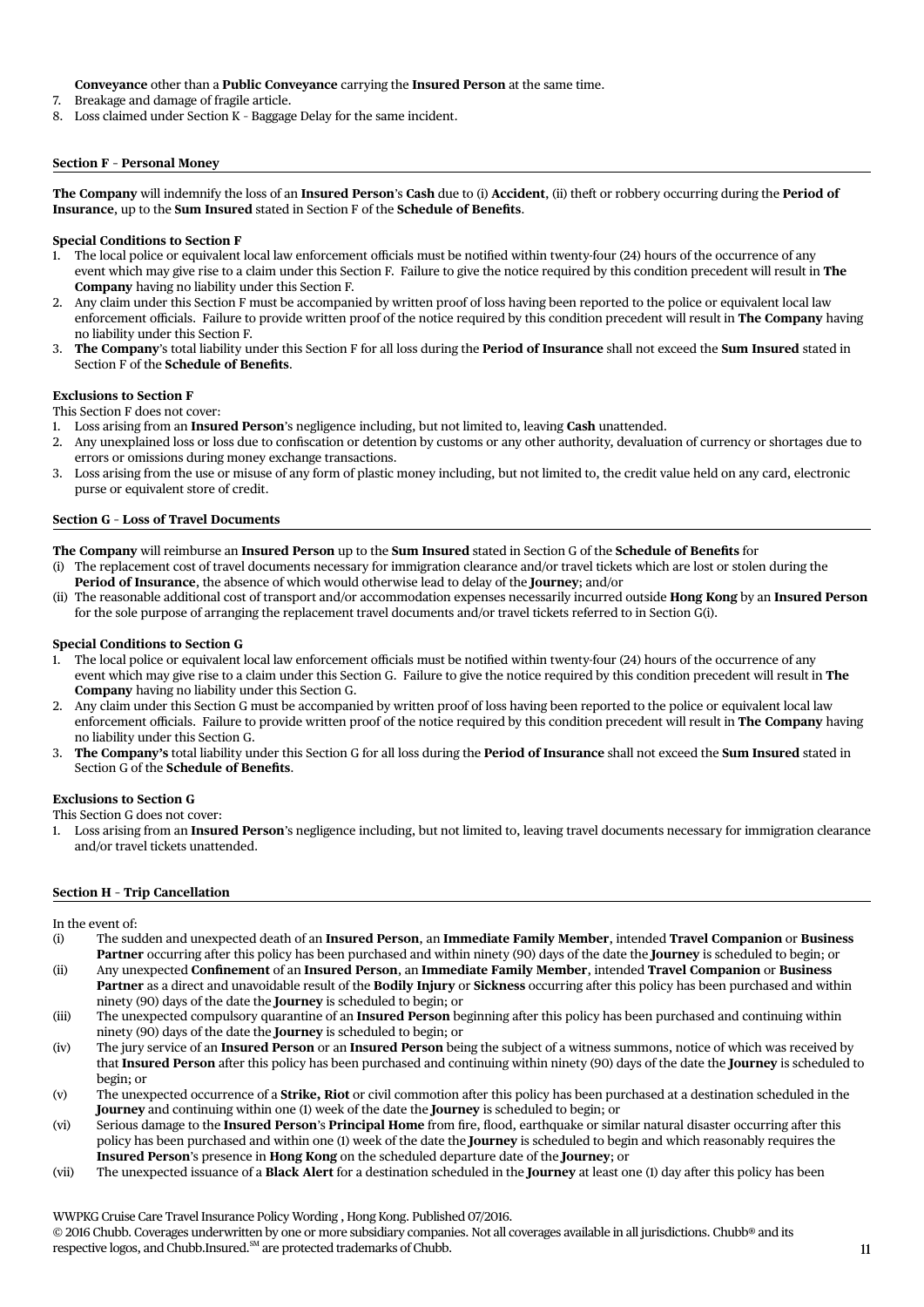**Conveyance** other than a **Public Conveyance** carrying the **Insured Person** at the same time.

7. Breakage and damage of fragile article.
8. Loss claimed under Section K – Baggage Delay for the same incident.

#### Section F – Personal Money

**The Company** will indemnify the loss of an **Insured Person**'s **Cash** due to (i) **Accident**, (ii) theft or robbery occurring during the **Period of Insurance**, up to the **Sum Insured** stated in Section F of the **Schedule of Benefits**.

**Special Conditions to Section F**

1. The local police or equivalent local law enforcement officials must be notified within twenty-four (24) hours of the occurrence of any event which may give rise to a claim under this Section F. Failure to give the notice required by this condition precedent will result in **The Company** having no liability under this Section F.
2. Any claim under this Section F must be accompanied by written proof of loss having been reported to the police or equivalent local law enforcement officials. Failure to provide written proof of the notice required by this condition precedent will result in **The Company** having no liability under this Section F.
3. **The Company**'s total liability under this Section F for all loss during the **Period of Insurance** shall not exceed the **Sum Insured** stated in Section F of the **Schedule of Benefits**.

**Exclusions to Section F**

This Section F does not cover:

1. Loss arising from an **Insured Person**'s negligence including, but not limited to, leaving **Cash** unattended.
2. Any unexplained loss or loss due to confiscation or detention by customs or any other authority, devaluation of currency or shortages due to errors or omissions during money exchange transactions.
3. Loss arising from the use or misuse of any form of plastic money including, but not limited to, the credit value held on any card, electronic purse or equivalent store of credit.

#### Section G – Loss of Travel Documents

**The Company** will reimburse an **Insured Person** up to the **Sum Insured** stated in Section G of the **Schedule of Benefits** for

(i) The replacement cost of travel documents necessary for immigration clearance and/or travel tickets which are lost or stolen during the **Period of Insurance**, the absence of which would otherwise lead to delay of the **Journey**; and/or
(ii) The reasonable additional cost of transport and/or accommodation expenses necessarily incurred outside **Hong Kong** by an **Insured Person** for the sole purpose of arranging the replacement travel documents and/or travel tickets referred to in Section G(i).

**Special Conditions to Section G**

1. The local police or equivalent local law enforcement officials must be notified within twenty-four (24) hours of the occurrence of any event which may give rise to a claim under this Section G. Failure to give the notice required by this condition precedent will result in **The Company** having no liability under this Section G.
2. Any claim under this Section G must be accompanied by written proof of loss having been reported to the police or equivalent local law enforcement officials. Failure to provide written proof of the notice required by this condition precedent will result in **The Company** having no liability under this Section G.
3. **The Company's** total liability under this Section G for all loss during the **Period of Insurance** shall not exceed the **Sum Insured** stated in Section G of the **Schedule of Benefits**.

**Exclusions to Section G**

This Section G does not cover:

1. Loss arising from an **Insured Person**'s negligence including, but not limited to, leaving travel documents necessary for immigration clearance and/or travel tickets unattended.

#### Section H – Trip Cancellation

In the event of:

(i) The sudden and unexpected death of an **Insured Person**, an **Immediate Family Member**, intended **Travel Companion** or **Business Partner** occurring after this policy has been purchased and within ninety (90) days of the date the **Journey** is scheduled to begin; or
(ii) Any unexpected **Confinement** of an **Insured Person**, an **Immediate Family Member**, intended **Travel Companion** or **Business Partner** as a direct and unavoidable result of the **Bodily Injury** or **Sickness** occurring after this policy has been purchased and within ninety (90) days of the date the **Journey** is scheduled to begin; or
(iii) The unexpected compulsory quarantine of an **Insured Person** beginning after this policy has been purchased and continuing within ninety (90) days of the date the **Journey** is scheduled to begin; or
(iv) The jury service of an **Insured Person** or an **Insured Person** being the subject of a witness summons, notice of which was received by that **Insured Person** after this policy has been purchased and continuing within ninety (90) days of the date the **Journey** is scheduled to begin; or
(v) The unexpected occurrence of a **Strike, Riot** or civil commotion after this policy has been purchased at a destination scheduled in the **Journey** and continuing within one (1) week of the date the **Journey** is scheduled to begin; or
(vi) Serious damage to the **Insured Person**'s **Principal Home** from fire, flood, earthquake or similar natural disaster occurring after this policy has been purchased and within one (1) week of the date the **Journey** is scheduled to begin and which reasonably requires the **Insured Person**'s presence in **Hong Kong** on the scheduled departure date of the **Journey**; or
(vii) The unexpected issuance of a **Black Alert** for a destination scheduled in the **Journey** at least one (1) day after this policy has been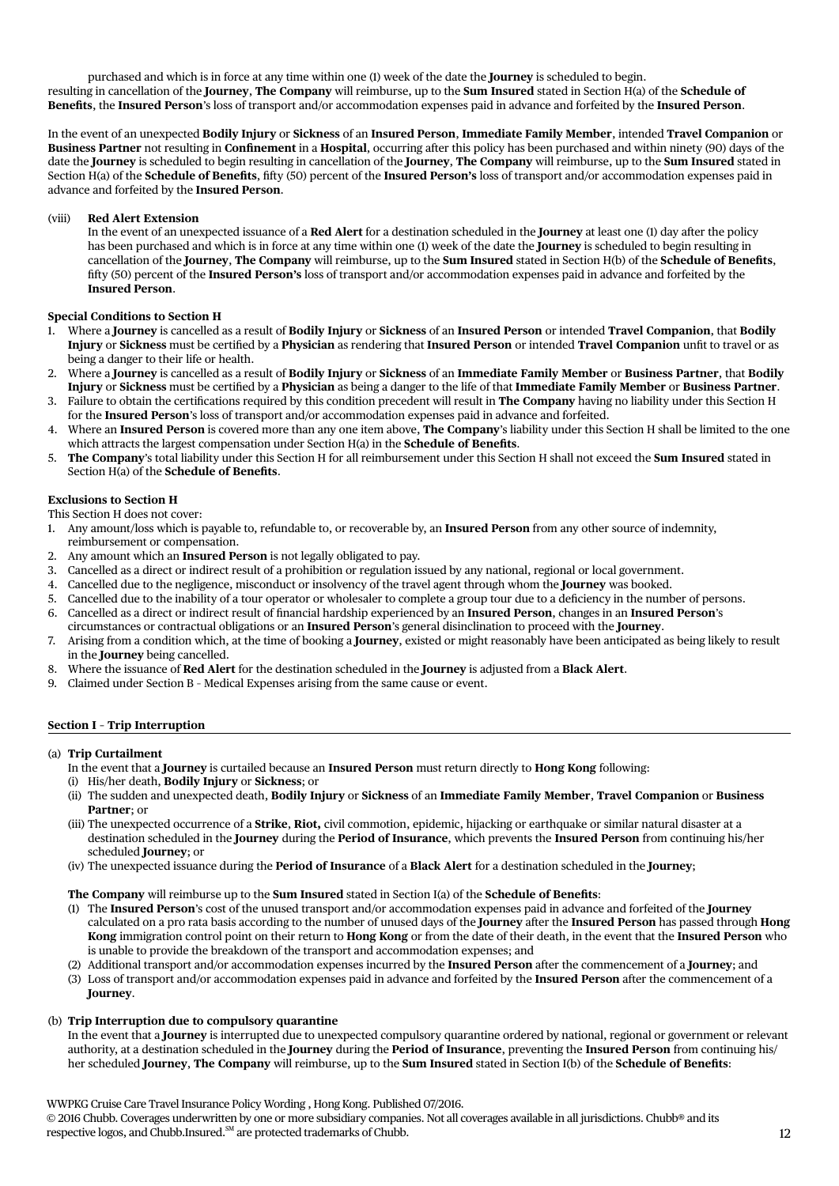purchased and which is in force at any time within one (1) week of the date the **Journey** is scheduled to begin.

resulting in cancellation of the **Journey**, **The Company** will reimburse, up to the **Sum Insured** stated in Section H(a) of the **Schedule of Benefits**, the **Insured Person**'s loss of transport and/or accommodation expenses paid in advance and forfeited by the **Insured Person**.

In the event of an unexpected **Bodily Injury** or **Sickness** of an **Insured Person**, **Immediate Family Member**, intended **Travel Companion** or **Business Partner** not resulting in **Confinement** in a **Hospital**, occurring after this policy has been purchased and within ninety (90) days of the date the **Journey** is scheduled to begin resulting in cancellation of the **Journey**, **The Company** will reimburse, up to the **Sum Insured** stated in Section H(a) of the **Schedule of Benefits**, fifty (50) percent of the **Insured Person's** loss of transport and/or accommodation expenses paid in advance and forfeited by the **Insured Person**.

(viii) **Red Alert Extension**

In the event of an unexpected issuance of a **Red Alert** for a destination scheduled in the **Journey** at least one (1) day after the policy has been purchased and which is in force at any time within one (1) week of the date the **Journey** is scheduled to begin resulting in cancellation of the **Journey**, **The Company** will reimburse, up to the **Sum Insured** stated in Section H(b) of the **Schedule of Benefits**, fifty (50) percent of the **Insured Person's** loss of transport and/or accommodation expenses paid in advance and forfeited by the **Insured Person**.

**Special Conditions to Section H**

1. Where a **Journey** is cancelled as a result of **Bodily Injury** or **Sickness** of an **Insured Person** or intended **Travel Companion**, that **Bodily Injury** or **Sickness** must be certified by a **Physician** as rendering that **Insured Person** or intended **Travel Companion** unfit to travel or as being a danger to their life or health.
2. Where a **Journey** is cancelled as a result of **Bodily Injury** or **Sickness** of an **Immediate Family Member** or **Business Partner**, that **Bodily Injury** or **Sickness** must be certified by a **Physician** as being a danger to the life of that **Immediate Family Member** or **Business Partner**.
3. Failure to obtain the certifications required by this condition precedent will result in **The Company** having no liability under this Section H for the **Insured Person**'s loss of transport and/or accommodation expenses paid in advance and forfeited.
4. Where an **Insured Person** is covered more than any one item above, **The Company**'s liability under this Section H shall be limited to the one which attracts the largest compensation under Section H(a) in the **Schedule of Benefits**.
5. **The Company**'s total liability under this Section H for all reimbursement under this Section H shall not exceed the **Sum Insured** stated in Section H(a) of the **Schedule of Benefits**.

**Exclusions to Section H**

This Section H does not cover:

1. Any amount/loss which is payable to, refundable to, or recoverable by, an **Insured Person** from any other source of indemnity, reimbursement or compensation.
2. Any amount which an **Insured Person** is not legally obligated to pay.
3. Cancelled as a direct or indirect result of a prohibition or regulation issued by any national, regional or local government.
4. Cancelled due to the negligence, misconduct or insolvency of the travel agent through whom the **Journey** was booked.
5. Cancelled due to the inability of a tour operator or wholesaler to complete a group tour due to a deficiency in the number of persons.
6. Cancelled as a direct or indirect result of financial hardship experienced by an **Insured Person**, changes in an **Insured Person**'s circumstances or contractual obligations or an **Insured Person**'s general disinclination to proceed with the **Journey**.
7. Arising from a condition which, at the time of booking a **Journey**, existed or might reasonably have been anticipated as being likely to result in the **Journey** being cancelled.
8. Where the issuance of **Red Alert** for the destination scheduled in the **Journey** is adjusted from a **Black Alert**.
9. Claimed under Section B – Medical Expenses arising from the same cause or event.

## Section I – Trip Interruption

(a) **Trip Curtailment**

In the event that a **Journey** is curtailed because an **Insured Person** must return directly to **Hong Kong** following:

(i) His/her death, **Bodily Injury** or **Sickness**; or
(ii) The sudden and unexpected death, **Bodily Injury** or **Sickness** of an **Immediate Family Member**, **Travel Companion** or **Business Partner**; or
(iii) The unexpected occurrence of a **Strike**, **Riot,** civil commotion, epidemic, hijacking or earthquake or similar natural disaster at a destination scheduled in the **Journey** during the **Period of Insurance**, which prevents the **Insured Person** from continuing his/her scheduled **Journey**; or
(iv) The unexpected issuance during the **Period of Insurance** of a **Black Alert** for a destination scheduled in the **Journey**;

**The Company** will reimburse up to the **Sum Insured** stated in Section I(a) of the **Schedule of Benefits**:

(1) The **Insured Person**'s cost of the unused transport and/or accommodation expenses paid in advance and forfeited of the **Journey** calculated on a pro rata basis according to the number of unused days of the **Journey** after the **Insured Person** has passed through **Hong Kong** immigration control point on their return to **Hong Kong** or from the date of their death, in the event that the **Insured Person** who is unable to provide the breakdown of the transport and accommodation expenses; and
(2) Additional transport and/or accommodation expenses incurred by the **Insured Person** after the commencement of a **Journey**; and
(3) Loss of transport and/or accommodation expenses paid in advance and forfeited by the **Insured Person** after the commencement of a **Journey**.

(b) **Trip Interruption due to compulsory quarantine**

In the event that a **Journey** is interrupted due to unexpected compulsory quarantine ordered by national, regional or government or relevant authority, at a destination scheduled in the **Journey** during the **Period of Insurance**, preventing the **Insured Person** from continuing his/her scheduled **Journey**, **The Company** will reimburse, up to the **Sum Insured** stated in Section I(b) of the **Schedule of Benefits**:

WWPKG Cruise Care Travel Insurance Policy Wording , Hong Kong. Published 07/2016.
© 2016 Chubb. Coverages underwritten by one or more subsidiary companies. Not all coverages available in all jurisdictions. Chubb® and its respective logos, and Chubb.Insured.℠ are protected trademarks of Chubb.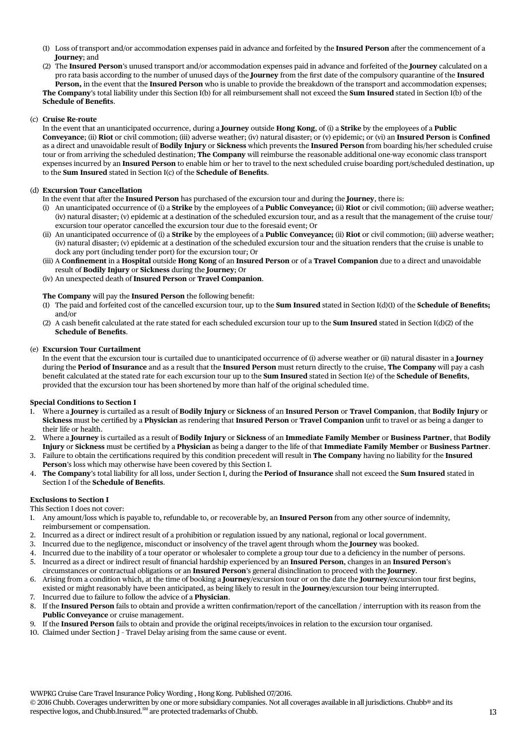(1) Loss of transport and/or accommodation expenses paid in advance and forfeited by the **Insured Person** after the commencement of a **Journey**; and

(2) The **Insured Person**'s unused transport and/or accommodation expenses paid in advance and forfeited of the **Journey** calculated on a pro rata basis according to the number of unused days of the **Journey** from the first date of the compulsory quarantine of the **Insured Person,** in the event that the **Insured Person** who is unable to provide the breakdown of the transport and accommodation expenses;

**The Company**'s total liability under this Section I(b) for all reimbursement shall not exceed the **Sum Insured** stated in Section I(b) of the **Schedule of Benefits**.

(c) **Cruise Re-route**

In the event that an unanticipated occurrence, during a **Journey** outside **Hong Kong**, of (i) a **Strike** by the employees of a **Public Conveyance**; (ii) **Riot** or civil commotion; (iii) adverse weather; (iv) natural disaster; or (v) epidemic; or (vi) an **Insured Person** is **Confined** as a direct and unavoidable result of **Bodily Injury** or **Sickness** which prevents the **Insured Person** from boarding his/her scheduled cruise tour or from arriving the scheduled destination; **The Company** will reimburse the reasonable additional one-way economic class transport expenses incurred by an **Insured Person** to enable him or her to travel to the next scheduled cruise boarding port/scheduled destination, up to the **Sum Insured** stated in Section I(c) of the **Schedule of Benefits**.

(d) **Excursion Tour Cancellation**

In the event that after the **Insured Person** has purchased of the excursion tour and during the **Journey**, there is:

(i) An unanticipated occurrence of (i) a **Strike** by the employees of a **Public Conveyance;** (ii) **Riot** or civil commotion; (iii) adverse weather; (iv) natural disaster; (v) epidemic at a destination of the scheduled excursion tour, and as a result that the management of the cruise tour/ excursion tour operator cancelled the excursion tour due to the foresaid event; Or

(ii) An unanticipated occurrence of (i) a **Strike** by the employees of a **Public Conveyance;** (ii) **Riot** or civil commotion; (iii) adverse weather; (iv) natural disaster; (v) epidemic at a destination of the scheduled excursion tour and the situation renders that the cruise is unable to dock any port (including tender port) for the excursion tour; Or

(iii) A **Confinement** in a **Hospital** outside **Hong Kong** of an **Insured Person** or of a **Travel Companion** due to a direct and unavoidable result of **Bodily Injury** or **Sickness** during the **Journey**; Or

(iv) An unexpected death of **Insured Person** or **Travel Companion**.

**The Company** will pay the **Insured Person** the following benefit:

(1) The paid and forfeited cost of the cancelled excursion tour, up to the **Sum Insured** stated in Section I(d)(1) of the **Schedule of Benefits;** and/or

(2) A cash benefit calculated at the rate stated for each scheduled excursion tour up to the **Sum Insured** stated in Section I(d)(2) of the **Schedule of Benefits**.

(e) **Excursion Tour Curtailment**

In the event that the excursion tour is curtailed due to unanticipated occurrence of (i) adverse weather or (ii) natural disaster in a **Journey** during the **Period of Insurance** and as a result that the **Insured Person** must return directly to the cruise, **The Company** will pay a cash benefit calculated at the stated rate for each excursion tour up to the **Sum Insured** stated in Section I(e) of the **Schedule of Benefits**, provided that the excursion tour has been shortened by more than half of the original scheduled time.

**Special Conditions to Section I**

1. Where a **Journey** is curtailed as a result of **Bodily Injury** or **Sickness** of an **Insured Person** or **Travel Companion**, that **Bodily Injury** or **Sickness** must be certified by a **Physician** as rendering that **Insured Person** or **Travel Companion** unfit to travel or as being a danger to their life or health.
2. Where a **Journey** is curtailed as a result of **Bodily Injury** or **Sickness** of an **Immediate Family Member** or **Business Partner**, that **Bodily Injury** or **Sickness** must be certified by a **Physician** as being a danger to the life of that **Immediate Family Member** or **Business Partner**.
3. Failure to obtain the certifications required by this condition precedent will result in **The Company** having no liability for the **Insured Person**'s loss which may otherwise have been covered by this Section I.
4. **The Company**'s total liability for all loss, under Section I, during the **Period of Insurance** shall not exceed the **Sum Insured** stated in Section I of the **Schedule of Benefits**.

**Exclusions to Section I**

This Section I does not cover:

1. Any amount/loss which is payable to, refundable to, or recoverable by, an **Insured Person** from any other source of indemnity, reimbursement or compensation.
2. Incurred as a direct or indirect result of a prohibition or regulation issued by any national, regional or local government.
3. Incurred due to the negligence, misconduct or insolvency of the travel agent through whom the **Journey** was booked.
4. Incurred due to the inability of a tour operator or wholesaler to complete a group tour due to a deficiency in the number of persons.
5. Incurred as a direct or indirect result of financial hardship experienced by an **Insured Person**, changes in an **Insured Person**'s circumstances or contractual obligations or an **Insured Person**'s general disinclination to proceed with the **Journey**.
6. Arising from a condition which, at the time of booking a **Journey**/excursion tour or on the date the **Journey**/excursion tour first begins, existed or might reasonably have been anticipated, as being likely to result in the **Journey**/excursion tour being interrupted.
7. Incurred due to failure to follow the advice of a **Physician**.
8. If the **Insured Person** fails to obtain and provide a written confirmation/report of the cancellation / interruption with its reason from the **Public Conveyance** or cruise management.
9. If the **Insured Person** fails to obtain and provide the original receipts/invoices in relation to the excursion tour organised.
10. Claimed under Section J - Travel Delay arising from the same cause or event.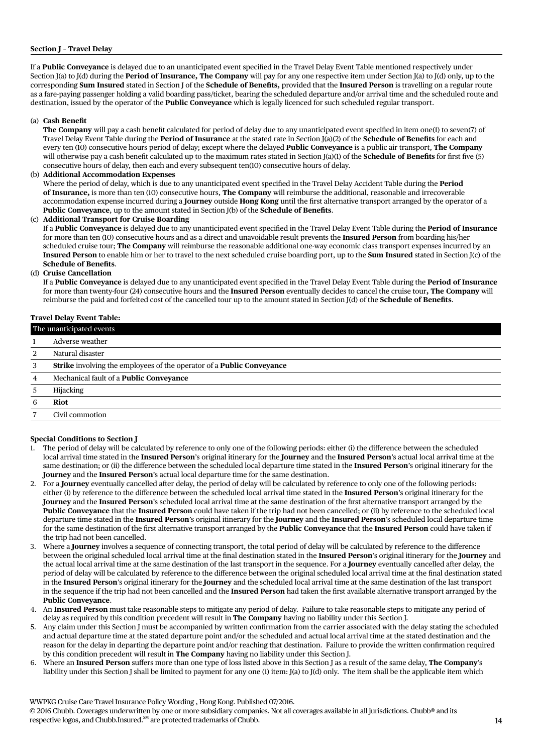**Section J – Travel Delay**

If a **Public Conveyance** is delayed due to an unanticipated event specified in the Travel Delay Event Table mentioned respectively under Section J(a) to J(d) during the **Period of Insurance, The Company** will pay for any one respective item under Section J(a) to J(d) only, up to the corresponding **Sum Insured** stated in Section J of the **Schedule of Benefits,** provided that the **Insured Person** is travelling on a regular route as a fare-paying passenger holding a valid boarding pass/ticket, bearing the scheduled departure and/or arrival time and the scheduled route and destination, issued by the operator of the **Public Conveyance** which is legally licenced for such scheduled regular transport.

(a) **Cash Benefit**

**The Company** will pay a cash benefit calculated for period of delay due to any unanticipated event specified in item one(1) to seven(7) of Travel Delay Event Table during the **Period of Insurance** at the stated rate in Section J(a)(2) of the **Schedule of Benefits** for each and every ten (10) consecutive hours period of delay; except where the delayed **Public Conveyance** is a public air transport, **The Company** will otherwise pay a cash benefit calculated up to the maximum rates stated in Section J(a)(1) of the **Schedule of Benefits** for first five (5) consecutive hours of delay, then each and every subsequent ten(10) consecutive hours of delay.

(b) **Additional Accommodation Expenses**

Where the period of delay, which is due to any unanticipated event specified in the Travel Delay Accident Table during the **Period of Insurance,** is more than ten (10) consecutive hours, **The Company** will reimburse the additional, reasonable and irrecoverable accommodation expense incurred during a **Journey** outside **Hong Kong** until the first alternative transport arranged by the operator of a **Public Conveyance**, up to the amount stated in Section J(b) of the **Schedule of Benefits**.

(c) **Additional Transport for Cruise Boarding**

If a **Public Conveyance** is delayed due to any unanticipated event specified in the Travel Delay Event Table during the **Period of Insurance** for more than ten (10) consecutive hours and as a direct and unavoidable result prevents the **Insured Person** from boarding his/her scheduled cruise tour; **The Company** will reimburse the reasonable additional one-way economic class transport expenses incurred by an **Insured Person** to enable him or her to travel to the next scheduled cruise boarding port, up to the **Sum Insured** stated in Section J(c) of the **Schedule of Benefits**.

(d) **Cruise Cancellation**

If a **Public Conveyance** is delayed due to any unanticipated event specified in the Travel Delay Event Table during the **Period of Insurance** for more than twenty-four (24) consecutive hours and the **Insured Person** eventually decides to cancel the cruise tour**, The Company** will reimburse the paid and forfeited cost of the cancelled tour up to the amount stated in Section J(d) of the **Schedule of Benefits**.

**Travel Delay Event Table:**

| | The unanticipated events |
|---|---|
| 1 | Adverse weather |
| 2 | Natural disaster |
| 3 | **Strike** involving the employees of the operator of a **Public Conveyance** |
| 4 | Mechanical fault of a **Public Conveyance** |
| 5 | Hijacking |
| 6 | **Riot** |
| 7 | Civil commotion |

**Special Conditions to Section J**

1. The period of delay will be calculated by reference to only one of the following periods: either (i) the difference between the scheduled local arrival time stated in the **Insured Person**'s original itinerary for the **Journey** and the **Insured Person**'s actual local arrival time at the same destination; or (ii) the difference between the scheduled local departure time stated in the **Insured Person**'s original itinerary for the **Journey** and the **Insured Person**'s actual local departure time for the same destination.
2. For a **Journey** eventually cancelled after delay, the period of delay will be calculated by reference to only one of the following periods: either (i) by reference to the difference between the scheduled local arrival time stated in the **Insured Person**'s original itinerary for the **Journey** and the **Insured Person**'s scheduled local arrival time at the same destination of the first alternative transport arranged by the **Public Conveyance** that the **Insured Person** could have taken if the trip had not been cancelled; or (ii) by reference to the scheduled local departure time stated in the **Insured Person**'s original itinerary for the **Journey** and the **Insured Person**'s scheduled local departure time for the same destination of the first alternative transport arranged by the **Public Conveyance** that the **Insured Person** could have taken if the trip had not been cancelled.
3. Where a **Journey** involves a sequence of connecting transport, the total period of delay will be calculated by reference to the difference between the original scheduled local arrival time at the final destination stated in the **Insured Person**'s original itinerary for the **Journey** and the actual local arrival time at the same destination of the last transport in the sequence. For a **Journey** eventually cancelled after delay, the period of delay will be calculated by reference to the difference between the original scheduled local arrival time at the final destination stated in the **Insured Person**'s original itinerary for the **Journey** and the scheduled local arrival time at the same destination of the last transport in the sequence if the trip had not been cancelled and the **Insured Person** had taken the first available alternative transport arranged by the **Public Conveyance**.
4. An **Insured Person** must take reasonable steps to mitigate any period of delay. Failure to take reasonable steps to mitigate any period of delay as required by this condition precedent will result in **The Company** having no liability under this Section J.
5. Any claim under this Section J must be accompanied by written confirmation from the carrier associated with the delay stating the scheduled and actual departure time at the stated departure point and/or the scheduled and actual local arrival time at the stated destination and the reason for the delay in departing the departure point and/or reaching that destination. Failure to provide the written confirmation required by this condition precedent will result in **The Company** having no liability under this Section J.
6. Where an **Insured Person** suffers more than one type of loss listed above in this Section J as a result of the same delay, **The Company**'s liability under this Section J shall be limited to payment for any one (1) item: J(a) to J(d) only. The item shall be the applicable item which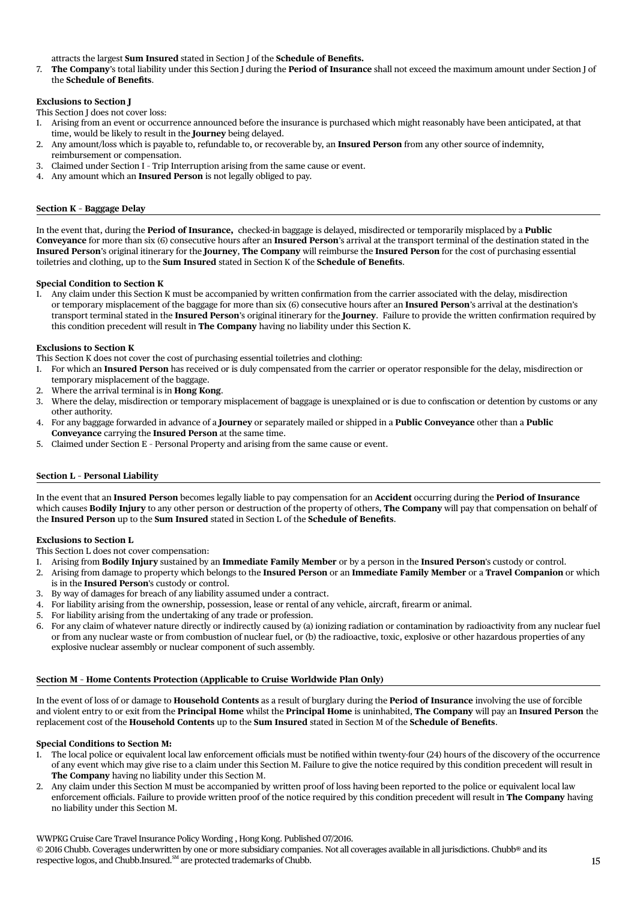attracts the largest **Sum Insured** stated in Section J of the **Schedule of Benefits.**

7. **The Company**'s total liability under this Section J during the **Period of Insurance** shall not exceed the maximum amount under Section J of the **Schedule of Benefits**.

**Exclusions to Section J**

This Section J does not cover loss:

1. Arising from an event or occurrence announced before the insurance is purchased which might reasonably have been anticipated, at that time, would be likely to result in the **Journey** being delayed.
2. Any amount/loss which is payable to, refundable to, or recoverable by, an **Insured Person** from any other source of indemnity, reimbursement or compensation.
3. Claimed under Section I – Trip Interruption arising from the same cause or event.
4. Any amount which an **Insured Person** is not legally obliged to pay.

## Section K – Baggage Delay

In the event that, during the **Period of Insurance,** checked-in baggage is delayed, misdirected or temporarily misplaced by a **Public Conveyance** for more than six (6) consecutive hours after an **Insured Person**'s arrival at the transport terminal of the destination stated in the **Insured Person**'s original itinerary for the **Journey**, **The Company** will reimburse the **Insured Person** for the cost of purchasing essential toiletries and clothing, up to the **Sum Insured** stated in Section K of the **Schedule of Benefits**.

**Special Condition to Section K**

1. Any claim under this Section K must be accompanied by written confirmation from the carrier associated with the delay, misdirection or temporary misplacement of the baggage for more than six (6) consecutive hours after an **Insured Person**'s arrival at the destination's transport terminal stated in the **Insured Person**'s original itinerary for the **Journey**. Failure to provide the written confirmation required by this condition precedent will result in **The Company** having no liability under this Section K.

**Exclusions to Section K**

This Section K does not cover the cost of purchasing essential toiletries and clothing:

1. For which an **Insured Person** has received or is duly compensated from the carrier or operator responsible for the delay, misdirection or temporary misplacement of the baggage.
2. Where the arrival terminal is in **Hong Kong**.
3. Where the delay, misdirection or temporary misplacement of baggage is unexplained or is due to confiscation or detention by customs or any other authority.
4. For any baggage forwarded in advance of a **Journey** or separately mailed or shipped in a **Public Conveyance** other than a **Public Conveyance** carrying the **Insured Person** at the same time.
5. Claimed under Section E – Personal Property and arising from the same cause or event.

## Section L – Personal Liability

In the event that an **Insured Person** becomes legally liable to pay compensation for an **Accident** occurring during the **Period of Insurance** which causes **Bodily Injury** to any other person or destruction of the property of others, **The Company** will pay that compensation on behalf of the **Insured Person** up to the **Sum Insured** stated in Section L of the **Schedule of Benefits**.

**Exclusions to Section L**

This Section L does not cover compensation:

1. Arising from **Bodily Injury** sustained by an **Immediate Family Member** or by a person in the **Insured Person**'s custody or control.
2. Arising from damage to property which belongs to the **Insured Person** or an **Immediate Family Member** or a **Travel Companion** or which is in the **Insured Person**'s custody or control.
3. By way of damages for breach of any liability assumed under a contract.
4. For liability arising from the ownership, possession, lease or rental of any vehicle, aircraft, firearm or animal.
5. For liability arising from the undertaking of any trade or profession.
6. For any claim of whatever nature directly or indirectly caused by (a) ionizing radiation or contamination by radioactivity from any nuclear fuel or from any nuclear waste or from combustion of nuclear fuel, or (b) the radioactive, toxic, explosive or other hazardous properties of any explosive nuclear assembly or nuclear component of such assembly.

## Section M – Home Contents Protection (Applicable to Cruise Worldwide Plan Only)

In the event of loss of or damage to **Household Contents** as a result of burglary during the **Period of Insurance** involving the use of forcible and violent entry to or exit from the **Principal Home** whilst the **Principal Home** is uninhabited, **The Company** will pay an **Insured Person** the replacement cost of the **Household Contents** up to the **Sum Insured** stated in Section M of the **Schedule of Benefits**.

**Special Conditions to Section M:**

1. The local police or equivalent local law enforcement officials must be notified within twenty-four (24) hours of the discovery of the occurrence of any event which may give rise to a claim under this Section M. Failure to give the notice required by this condition precedent will result in **The Company** having no liability under this Section M.
2. Any claim under this Section M must be accompanied by written proof of loss having been reported to the police or equivalent local law enforcement officials. Failure to provide written proof of the notice required by this condition precedent will result in **The Company** having no liability under this Section M.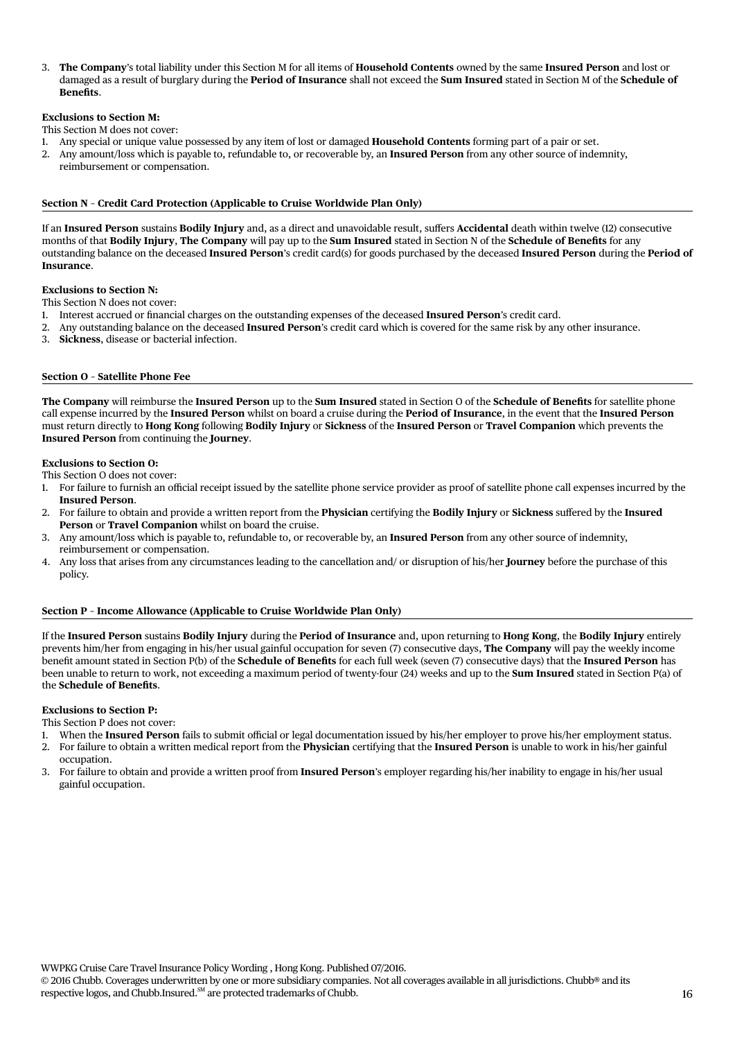3. **The Company**'s total liability under this Section M for all items of **Household Contents** owned by the same **Insured Person** and lost or damaged as a result of burglary during the **Period of Insurance** shall not exceed the **Sum Insured** stated in Section M of the **Schedule of Benefits**.

**Exclusions to Section M:**

This Section M does not cover:

1. Any special or unique value possessed by any item of lost or damaged **Household Contents** forming part of a pair or set.
2. Any amount/loss which is payable to, refundable to, or recoverable by, an **Insured Person** from any other source of indemnity, reimbursement or compensation.

### Section N – Credit Card Protection (Applicable to Cruise Worldwide Plan Only)

If an **Insured Person** sustains **Bodily Injury** and, as a direct and unavoidable result, suffers **Accidental** death within twelve (12) consecutive months of that **Bodily Injury**, **The Company** will pay up to the **Sum Insured** stated in Section N of the **Schedule of Benefits** for any outstanding balance on the deceased **Insured Person**'s credit card(s) for goods purchased by the deceased **Insured Person** during the **Period of Insurance**.

**Exclusions to Section N:**

This Section N does not cover:

1. Interest accrued or financial charges on the outstanding expenses of the deceased **Insured Person**'s credit card.
2. Any outstanding balance on the deceased **Insured Person**'s credit card which is covered for the same risk by any other insurance.
3. **Sickness**, disease or bacterial infection.

### Section O – Satellite Phone Fee

**The Company** will reimburse the **Insured Person** up to the **Sum Insured** stated in Section O of the **Schedule of Benefits** for satellite phone call expense incurred by the **Insured Person** whilst on board a cruise during the **Period of Insurance**, in the event that the **Insured Person** must return directly to **Hong Kong** following **Bodily Injury** or **Sickness** of the **Insured Person** or **Travel Companion** which prevents the **Insured Person** from continuing the **Journey**.

**Exclusions to Section O:**

This Section O does not cover:

1. For failure to furnish an official receipt issued by the satellite phone service provider as proof of satellite phone call expenses incurred by the **Insured Person**.
2. For failure to obtain and provide a written report from the **Physician** certifying the **Bodily Injury** or **Sickness** suffered by the **Insured Person** or **Travel Companion** whilst on board the cruise.
3. Any amount/loss which is payable to, refundable to, or recoverable by, an **Insured Person** from any other source of indemnity, reimbursement or compensation.
4. Any loss that arises from any circumstances leading to the cancellation and/ or disruption of his/her **Journey** before the purchase of this policy.

### Section P – Income Allowance (Applicable to Cruise Worldwide Plan Only)

If the **Insured Person** sustains **Bodily Injury** during the **Period of Insurance** and, upon returning to **Hong Kong**, the **Bodily Injury** entirely prevents him/her from engaging in his/her usual gainful occupation for seven (7) consecutive days, **The Company** will pay the weekly income benefit amount stated in Section P(b) of the **Schedule of Benefits** for each full week (seven (7) consecutive days) that the **Insured Person** has been unable to return to work, not exceeding a maximum period of twenty-four (24) weeks and up to the **Sum Insured** stated in Section P(a) of the **Schedule of Benefits**.

**Exclusions to Section P:**

This Section P does not cover:

1. When the **Insured Person** fails to submit official or legal documentation issued by his/her employer to prove his/her employment status.
2. For failure to obtain a written medical report from the **Physician** certifying that the **Insured Person** is unable to work in his/her gainful occupation.
3. For failure to obtain and provide a written proof from **Insured Person**'s employer regarding his/her inability to engage in his/her usual gainful occupation.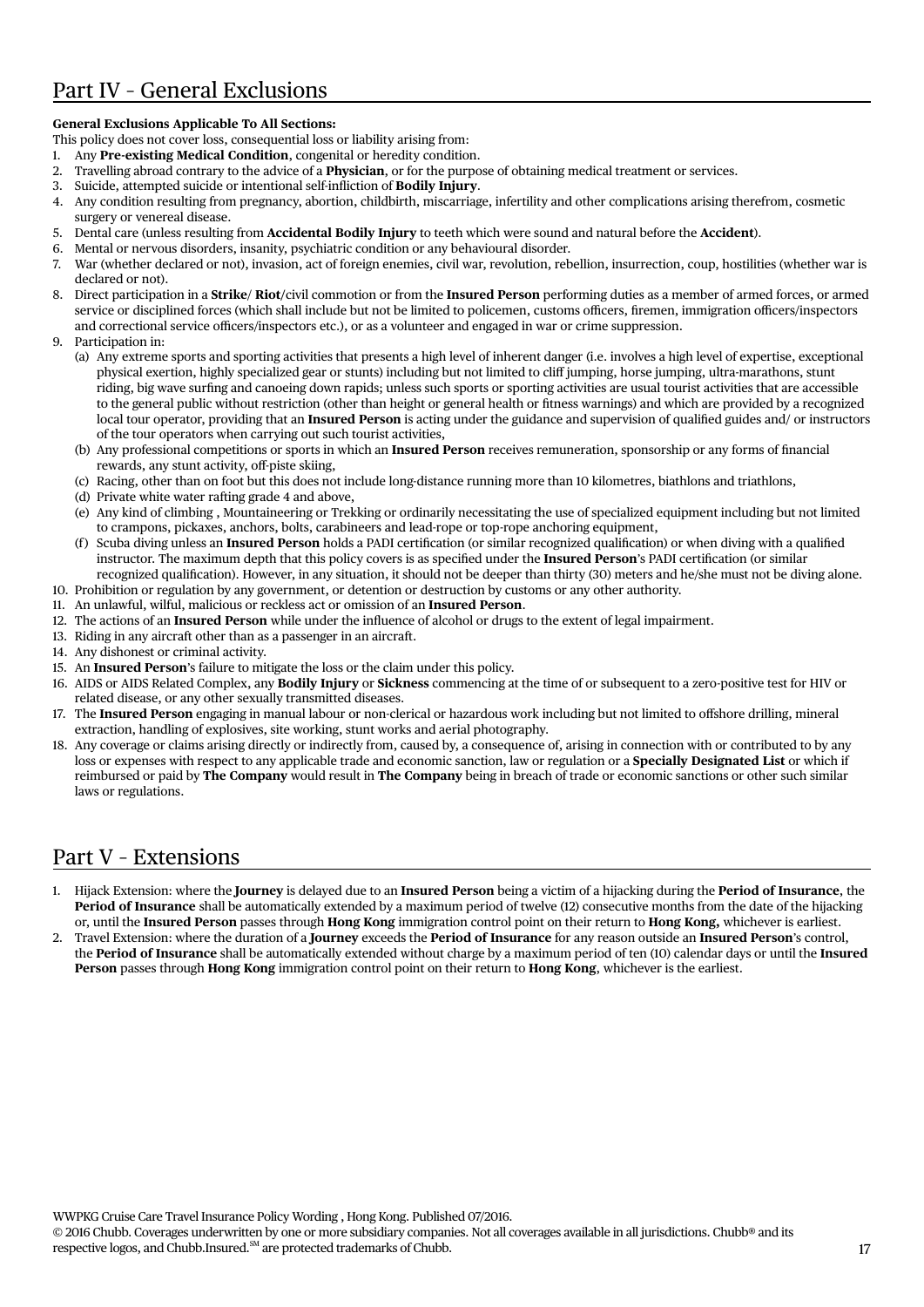# Part IV – General Exclusions

**General Exclusions Applicable To All Sections:**

This policy does not cover loss, consequential loss or liability arising from:

1. Any **Pre-existing Medical Condition**, congenital or heredity condition.
2. Travelling abroad contrary to the advice of a **Physician**, or for the purpose of obtaining medical treatment or services.
3. Suicide, attempted suicide or intentional self-infliction of **Bodily Injury**.
4. Any condition resulting from pregnancy, abortion, childbirth, miscarriage, infertility and other complications arising therefrom, cosmetic surgery or venereal disease.
5. Dental care (unless resulting from **Accidental Bodily Injury** to teeth which were sound and natural before the **Accident**).
6. Mental or nervous disorders, insanity, psychiatric condition or any behavioural disorder.
7. War (whether declared or not), invasion, act of foreign enemies, civil war, revolution, rebellion, insurrection, coup, hostilities (whether war is declared or not).
8. Direct participation in a **Strike**/ **Riot**/civil commotion or from the **Insured Person** performing duties as a member of armed forces, or armed service or disciplined forces (which shall include but not be limited to policemen, customs officers, firemen, immigration officers/inspectors and correctional service officers/inspectors etc.), or as a volunteer and engaged in war or crime suppression.
9. Participation in:
   (a) Any extreme sports and sporting activities that presents a high level of inherent danger (i.e. involves a high level of expertise, exceptional physical exertion, highly specialized gear or stunts) including but not limited to cliff jumping, horse jumping, ultra-marathons, stunt riding, big wave surfing and canoeing down rapids; unless such sports or sporting activities are usual tourist activities that are accessible to the general public without restriction (other than height or general health or fitness warnings) and which are provided by a recognized local tour operator, providing that an **Insured Person** is acting under the guidance and supervision of qualified guides and/ or instructors of the tour operators when carrying out such tourist activities,
   (b) Any professional competitions or sports in which an **Insured Person** receives remuneration, sponsorship or any forms of financial rewards, any stunt activity, off-piste skiing,
   (c) Racing, other than on foot but this does not include long-distance running more than 10 kilometres, biathlons and triathlons,
   (d) Private white water rafting grade 4 and above,
   (e) Any kind of climbing , Mountaineering or Trekking or ordinarily necessitating the use of specialized equipment including but not limited to crampons, pickaxes, anchors, bolts, carabineers and lead-rope or top-rope anchoring equipment,
   (f) Scuba diving unless an **Insured Person** holds a PADI certification (or similar recognized qualification) or when diving with a qualified instructor. The maximum depth that this policy covers is as specified under the **Insured Person**'s PADI certification (or similar recognized qualification). However, in any situation, it should not be deeper than thirty (30) meters and he/she must not be diving alone.
10. Prohibition or regulation by any government, or detention or destruction by customs or any other authority.
11. An unlawful, wilful, malicious or reckless act or omission of an **Insured Person**.
12. The actions of an **Insured Person** while under the influence of alcohol or drugs to the extent of legal impairment.
13. Riding in any aircraft other than as a passenger in an aircraft.
14. Any dishonest or criminal activity.
15. An **Insured Person**'s failure to mitigate the loss or the claim under this policy.
16. AIDS or AIDS Related Complex, any **Bodily Injury** or **Sickness** commencing at the time of or subsequent to a zero-positive test for HIV or related disease, or any other sexually transmitted diseases.
17. The **Insured Person** engaging in manual labour or non-clerical or hazardous work including but not limited to offshore drilling, mineral extraction, handling of explosives, site working, stunt works and aerial photography.
18. Any coverage or claims arising directly or indirectly from, caused by, a consequence of, arising in connection with or contributed to by any loss or expenses with respect to any applicable trade and economic sanction, law or regulation or a **Specially Designated List** or which if reimbursed or paid by **The Company** would result in **The Company** being in breach of trade or economic sanctions or other such similar laws or regulations.

# Part V – Extensions

1. Hijack Extension: where the **Journey** is delayed due to an **Insured Person** being a victim of a hijacking during the **Period of Insurance**, the **Period of Insurance** shall be automatically extended by a maximum period of twelve (12) consecutive months from the date of the hijacking or, until the **Insured Person** passes through **Hong Kong** immigration control point on their return to **Hong Kong,** whichever is earliest.
2. Travel Extension: where the duration of a **Journey** exceeds the **Period of Insurance** for any reason outside an **Insured Person**'s control, the **Period of Insurance** shall be automatically extended without charge by a maximum period of ten (10) calendar days or until the **Insured Person** passes through **Hong Kong** immigration control point on their return to **Hong Kong**, whichever is the earliest.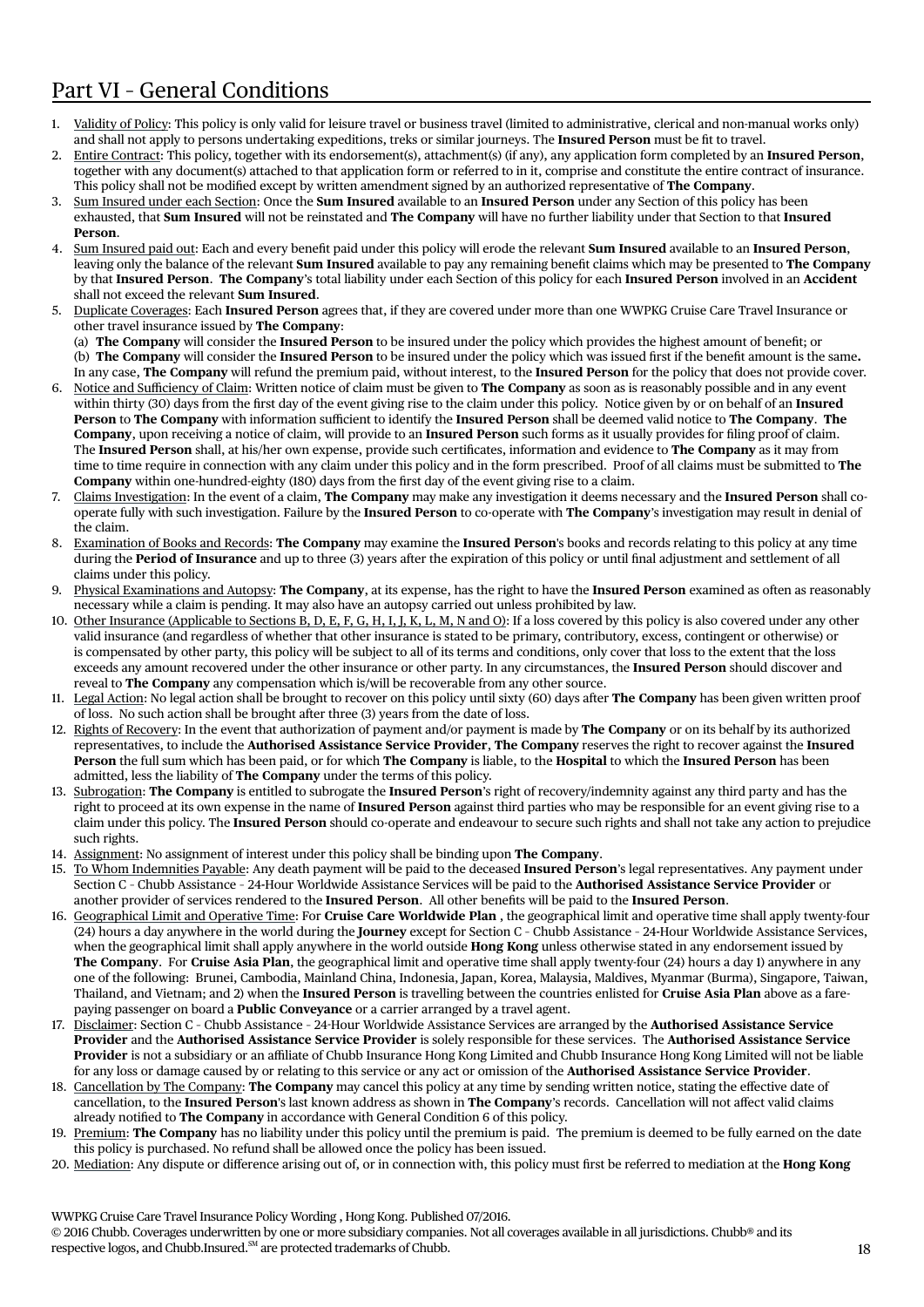# Part VI – General Conditions

1. Validity of Policy: This policy is only valid for leisure travel or business travel (limited to administrative, clerical and non-manual works only) and shall not apply to persons undertaking expeditions, treks or similar journeys. The **Insured Person** must be fit to travel.
2. Entire Contract: This policy, together with its endorsement(s), attachment(s) (if any), any application form completed by an **Insured Person**, together with any document(s) attached to that application form or referred to in it, comprise and constitute the entire contract of insurance. This policy shall not be modified except by written amendment signed by an authorized representative of **The Company**.
3. Sum Insured under each Section: Once the **Sum Insured** available to an **Insured Person** under any Section of this policy has been exhausted, that **Sum Insured** will not be reinstated and **The Company** will have no further liability under that Section to that **Insured Person**.
4. Sum Insured paid out: Each and every benefit paid under this policy will erode the relevant **Sum Insured** available to an **Insured Person**, leaving only the balance of the relevant **Sum Insured** available to pay any remaining benefit claims which may be presented to **The Company** by that **Insured Person**. **The Company**'s total liability under each Section of this policy for each **Insured Person** involved in an **Accident** shall not exceed the relevant **Sum Insured**.
5. Duplicate Coverages: Each **Insured Person** agrees that, if they are covered under more than one WWPKG Cruise Care Travel Insurance or other travel insurance issued by **The Company**:
   (a) **The Company** will consider the **Insured Person** to be insured under the policy which provides the highest amount of benefit; or
   (b) **The Company** will consider the **Insured Person** to be insured under the policy which was issued first if the benefit amount is the same**.**
   In any case, **The Company** will refund the premium paid, without interest, to the **Insured Person** for the policy that does not provide cover.
6. Notice and Sufficiency of Claim: Written notice of claim must be given to **The Company** as soon as is reasonably possible and in any event within thirty (30) days from the first day of the event giving rise to the claim under this policy. Notice given by or on behalf of an **Insured Person** to **The Company** with information sufficient to identify the **Insured Person** shall be deemed valid notice to **The Company**. **The Company**, upon receiving a notice of claim, will provide to an **Insured Person** such forms as it usually provides for filing proof of claim. The **Insured Person** shall, at his/her own expense, provide such certificates, information and evidence to **The Company** as it may from time to time require in connection with any claim under this policy and in the form prescribed. Proof of all claims must be submitted to **The Company** within one-hundred-eighty (180) days from the first day of the event giving rise to a claim.
7. Claims Investigation: In the event of a claim, **The Company** may make any investigation it deems necessary and the **Insured Person** shall co-operate fully with such investigation. Failure by the **Insured Person** to co-operate with **The Company**'s investigation may result in denial of the claim.
8. Examination of Books and Records: **The Company** may examine the **Insured Person**'s books and records relating to this policy at any time during the **Period of Insurance** and up to three (3) years after the expiration of this policy or until final adjustment and settlement of all claims under this policy.
9. Physical Examinations and Autopsy: **The Company**, at its expense, has the right to have the **Insured Person** examined as often as reasonably necessary while a claim is pending. It may also have an autopsy carried out unless prohibited by law.
10. Other Insurance (Applicable to Sections B, D, E, F, G, H, I, J, K, L, M, N and O): If a loss covered by this policy is also covered under any other valid insurance (and regardless of whether that other insurance is stated to be primary, contributory, excess, contingent or otherwise) or is compensated by other party, this policy will be subject to all of its terms and conditions, only cover that loss to the extent that the loss exceeds any amount recovered under the other insurance or other party. In any circumstances, the **Insured Person** should discover and reveal to **The Company** any compensation which is/will be recoverable from any other source.
11. Legal Action: No legal action shall be brought to recover on this policy until sixty (60) days after **The Company** has been given written proof of loss. No such action shall be brought after three (3) years from the date of loss.
12. Rights of Recovery: In the event that authorization of payment and/or payment is made by **The Company** or on its behalf by its authorized representatives, to include the **Authorised Assistance Service Provider**, **The Company** reserves the right to recover against the **Insured Person** the full sum which has been paid, or for which **The Company** is liable, to the **Hospital** to which the **Insured Person** has been admitted, less the liability of **The Company** under the terms of this policy.
13. Subrogation: **The Company** is entitled to subrogate the **Insured Person**'s right of recovery/indemnity against any third party and has the right to proceed at its own expense in the name of **Insured Person** against third parties who may be responsible for an event giving rise to a claim under this policy. The **Insured Person** should co-operate and endeavour to secure such rights and shall not take any action to prejudice such rights.
14. Assignment: No assignment of interest under this policy shall be binding upon **The Company**.
15. To Whom Indemnities Payable: Any death payment will be paid to the deceased **Insured Person**'s legal representatives. Any payment under Section C – Chubb Assistance – 24-Hour Worldwide Assistance Services will be paid to the **Authorised Assistance Service Provider** or another provider of services rendered to the **Insured Person**. All other benefits will be paid to the **Insured Person**.
16. Geographical Limit and Operative Time: For **Cruise Care Worldwide Plan** , the geographical limit and operative time shall apply twenty-four (24) hours a day anywhere in the world during the **Journey** except for Section C – Chubb Assistance – 24-Hour Worldwide Assistance Services, when the geographical limit shall apply anywhere in the world outside **Hong Kong** unless otherwise stated in any endorsement issued by **The Company**. For **Cruise Asia Plan**, the geographical limit and operative time shall apply twenty-four (24) hours a day 1) anywhere in any one of the following: Brunei, Cambodia, Mainland China, Indonesia, Japan, Korea, Malaysia, Maldives, Myanmar (Burma), Singapore, Taiwan, Thailand, and Vietnam; and 2) when the **Insured Person** is travelling between the countries enlisted for **Cruise Asia Plan** above as a fare-paying passenger on board a **Public Conveyance** or a carrier arranged by a travel agent.
17. Disclaimer: Section C – Chubb Assistance – 24-Hour Worldwide Assistance Services are arranged by the **Authorised Assistance Service Provider** and the **Authorised Assistance Service Provider** is solely responsible for these services. The **Authorised Assistance Service Provider** is not a subsidiary or an affiliate of Chubb Insurance Hong Kong Limited and Chubb Insurance Hong Kong Limited will not be liable for any loss or damage caused by or relating to this service or any act or omission of the **Authorised Assistance Service Provider**.
18. Cancellation by The Company: **The Company** may cancel this policy at any time by sending written notice, stating the effective date of cancellation, to the **Insured Person**'s last known address as shown in **The Company**'s records. Cancellation will not affect valid claims already notified to **The Company** in accordance with General Condition 6 of this policy.
19. Premium: **The Company** has no liability under this policy until the premium is paid. The premium is deemed to be fully earned on the date this policy is purchased. No refund shall be allowed once the policy has been issued.
20. Mediation: Any dispute or difference arising out of, or in connection with, this policy must first be referred to mediation at the **Hong Kong**

WWPKG Cruise Care Travel Insurance Policy Wording , Hong Kong. Published 07/2016.
© 2016 Chubb. Coverages underwritten by one or more subsidiary companies. Not all coverages available in all jurisdictions. Chubb® and its respective logos, and Chubb.Insured.SM are protected trademarks of Chubb.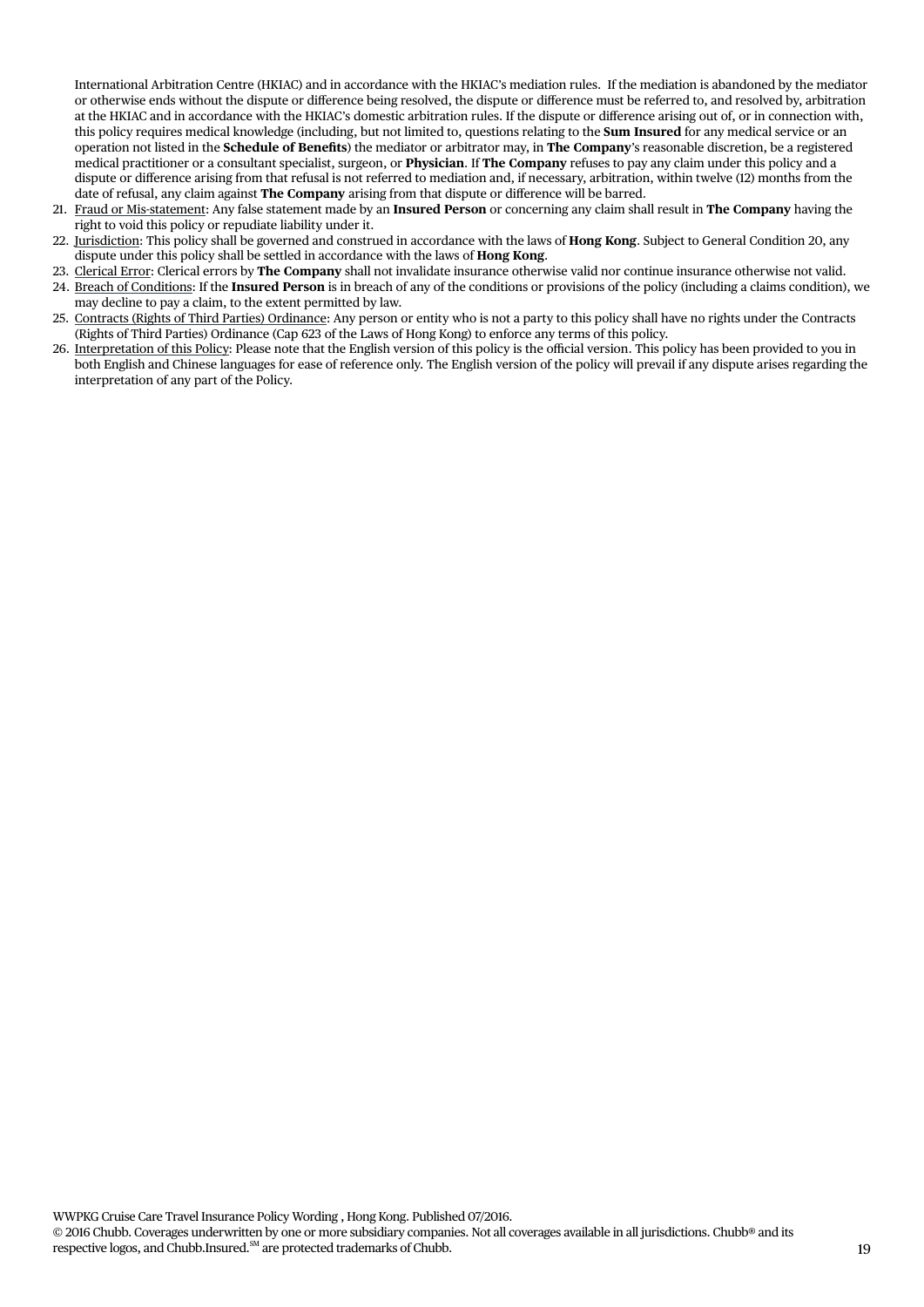International Arbitration Centre (HKIAC) and in accordance with the HKIAC's mediation rules. If the mediation is abandoned by the mediator or otherwise ends without the dispute or difference being resolved, the dispute or difference must be referred to, and resolved by, arbitration at the HKIAC and in accordance with the HKIAC's domestic arbitration rules. If the dispute or difference arising out of, or in connection with, this policy requires medical knowledge (including, but not limited to, questions relating to the **Sum Insured** for any medical service or an operation not listed in the **Schedule of Benefits**) the mediator or arbitrator may, in **The Company**'s reasonable discretion, be a registered medical practitioner or a consultant specialist, surgeon, or **Physician**. If **The Company** refuses to pay any claim under this policy and a dispute or difference arising from that refusal is not referred to mediation and, if necessary, arbitration, within twelve (12) months from the date of refusal, any claim against **The Company** arising from that dispute or difference will be barred.

21. Fraud or Mis-statement: Any false statement made by an **Insured Person** or concerning any claim shall result in **The Company** having the right to void this policy or repudiate liability under it.
22. Jurisdiction: This policy shall be governed and construed in accordance with the laws of **Hong Kong**. Subject to General Condition 20, any dispute under this policy shall be settled in accordance with the laws of **Hong Kong**.
23. Clerical Error: Clerical errors by **The Company** shall not invalidate insurance otherwise valid nor continue insurance otherwise not valid.
24. Breach of Conditions: If the **Insured Person** is in breach of any of the conditions or provisions of the policy (including a claims condition), we may decline to pay a claim, to the extent permitted by law.
25. Contracts (Rights of Third Parties) Ordinance: Any person or entity who is not a party to this policy shall have no rights under the Contracts (Rights of Third Parties) Ordinance (Cap 623 of the Laws of Hong Kong) to enforce any terms of this policy.
26. Interpretation of this Policy: Please note that the English version of this policy is the official version. This policy has been provided to you in both English and Chinese languages for ease of reference only. The English version of the policy will prevail if any dispute arises regarding the interpretation of any part of the Policy.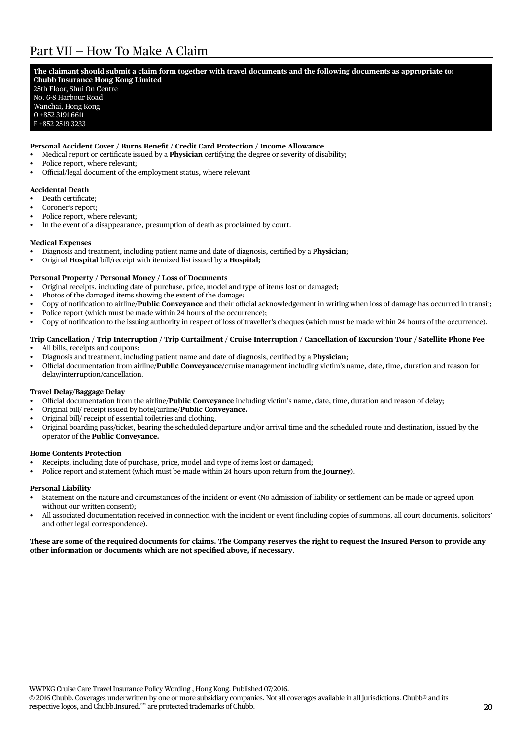# Part VII – How To Make A Claim

**The claimant should submit a claim form together with travel documents and the following documents as appropriate to:**
**Chubb Insurance Hong Kong Limited**
25th Floor, Shui On Centre
No. 6-8 Harbour Road
Wanchai, Hong Kong
O +852 3191 6611
F +852 2519 3233

**Personal Accident Cover / Burns Benefit / Credit Card Protection / Income Allowance**

- Medical report or certificate issued by a **Physician** certifying the degree or severity of disability;
- Police report, where relevant;
- Official/legal document of the employment status, where relevant

**Accidental Death**

- Death certificate;
- Coroner's report;
- Police report, where relevant;
- In the event of a disappearance, presumption of death as proclaimed by court.

**Medical Expenses**

- Diagnosis and treatment, including patient name and date of diagnosis, certified by a **Physician**;
- Original **Hospital** bill/receipt with itemized list issued by a **Hospital;**

**Personal Property / Personal Money / Loss of Documents**

- Original receipts, including date of purchase, price, model and type of items lost or damaged;
- Photos of the damaged items showing the extent of the damage;
- Copy of notification to airline/**Public Conveyance** and their official acknowledgement in writing when loss of damage has occurred in transit;
- Police report (which must be made within 24 hours of the occurrence);
- Copy of notification to the issuing authority in respect of loss of traveller's cheques (which must be made within 24 hours of the occurrence).

**Trip Cancellation / Trip Interruption / Trip Curtailment / Cruise Interruption / Cancellation of Excursion Tour / Satellite Phone Fee**

- All bills, receipts and coupons;
- Diagnosis and treatment, including patient name and date of diagnosis, certified by a **Physician**;
- Official documentation from airline/**Public Conveyance**/cruise management including victim's name, date, time, duration and reason for delay/interruption/cancellation.

**Travel Delay/Baggage Delay**

- Official documentation from the airline/**Public Conveyance** including victim's name, date, time, duration and reason of delay;
- Original bill/ receipt issued by hotel/airline/**Public Conveyance.**
- Original bill/ receipt of essential toiletries and clothing.
- Original boarding pass/ticket, bearing the scheduled departure and/or arrival time and the scheduled route and destination, issued by the operator of the **Public Conveyance.**

**Home Contents Protection**

- Receipts, including date of purchase, price, model and type of items lost or damaged;
- Police report and statement (which must be made within 24 hours upon return from the **Journey**).

**Personal Liability**

- Statement on the nature and circumstances of the incident or event (No admission of liability or settlement can be made or agreed upon without our written consent);
- All associated documentation received in connection with the incident or event (including copies of summons, all court documents, solicitors' and other legal correspondence).

**These are some of the required documents for claims. The Company reserves the right to request the Insured Person to provide any other information or documents which are not specified above, if necessary**.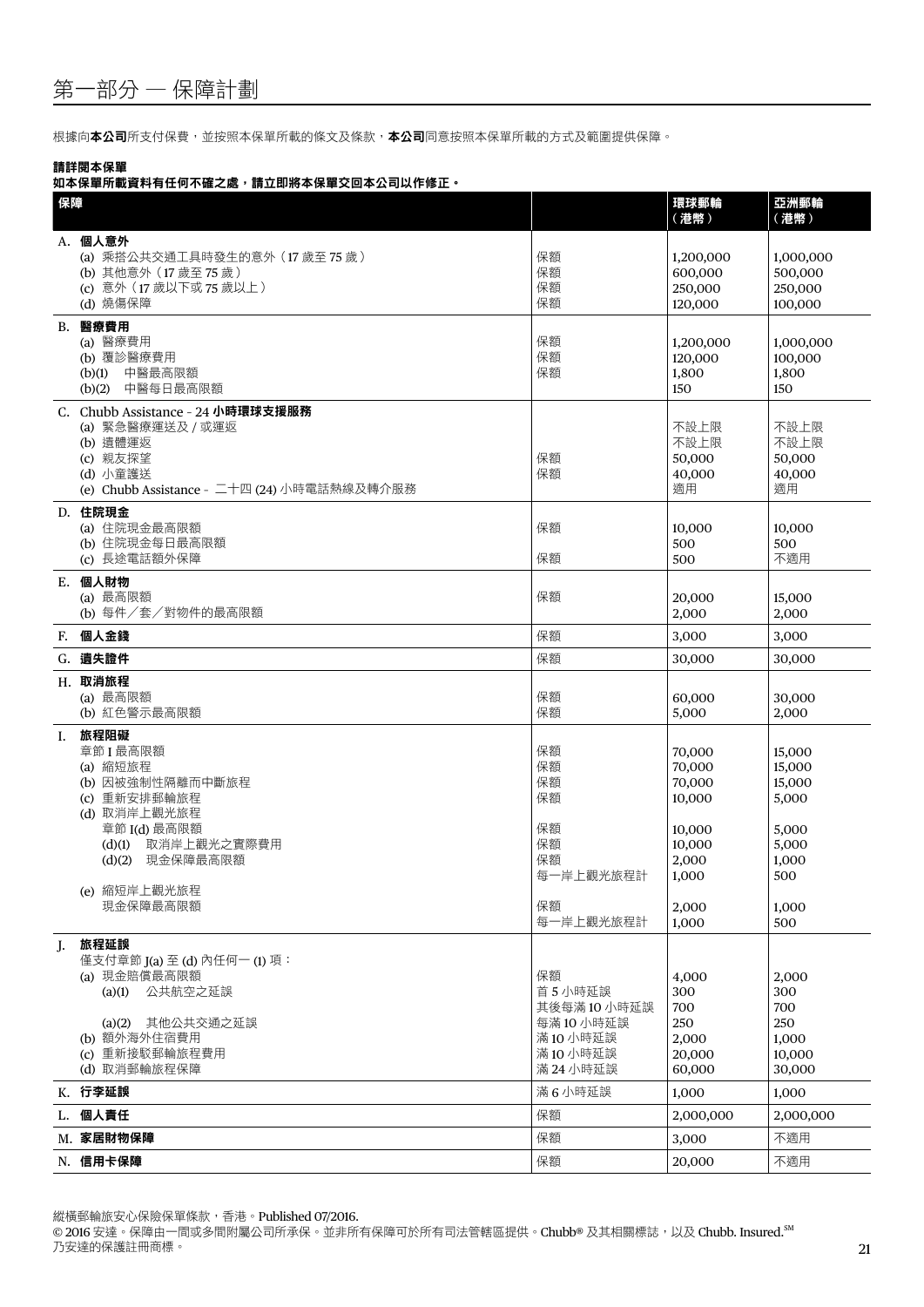# 第一部分 — 保障計劃

根據向**本公司**所支付保費，並按照本保單所載的條文及條款，**本公司**同意按照本保單所載的方式及範圍提供保障。

**請詳閱本保單**
**如本保單所載資料有任何不確之處，請立即將本保單交回本公司以作修正。**

| 保障 | | 環球郵輪（港幣） | 亞洲郵輪（港幣） |
|---|---|---|---|
| **A. 個人意外** | | | |
| (a) 乘搭公共交通工具時發生的意外（17 歲至 75 歲） | 保額 | 1,200,000 | 1,000,000 |
| (b) 其他意外（17 歲至 75 歲） | 保額 | 600,000 | 500,000 |
| (c) 意外（17 歲以下或 75 歲以上） | 保額 | 250,000 | 250,000 |
| (d) 燒傷保障 | 保額 | 120,000 | 100,000 |
| **B. 醫療費用** | | | |
| (a) 醫療費用 | 保額 | 1,200,000 | 1,000,000 |
| (b) 覆診醫療費用 | 保額 | 120,000 | 100,000 |
| (b)(1) 中醫最高限額 | 保額 | 1,800 | 1,800 |
| (b)(2) 中醫每日最高限額 | | 150 | 150 |
| **C. Chubb Assistance - 24 小時環球支援服務** | | | |
| (a) 緊急醫療運送及 / 或運返 | | 不設上限 | 不設上限 |
| (b) 遺體運返 | | 不設上限 | 不設上限 |
| (c) 親友探望 | 保額 | 50,000 | 50,000 |
| (d) 小童護送 | 保額 | 40,000 | 40,000 |
| (e) Chubb Assistance - 二十四 (24) 小時電話熱線及轉介服務 | | 適用 | 適用 |
| **D. 住院現金** | | | |
| (a) 住院現金最高限額 | 保額 | 10,000 | 10,000 |
| (b) 住院現金每日最高限額 | | 500 | 500 |
| (c) 長途電話額外保障 | 保額 | 500 | 不適用 |
| **E. 個人財物** | | | |
| (a) 最高限額 | 保額 | 20,000 | 15,000 |
| (b) 每件／套／對物件的最高限額 | | 2,000 | 2,000 |
| **F. 個人金錢** | 保額 | 3,000 | 3,000 |
| **G. 遺失證件** | 保額 | 30,000 | 30,000 |
| **H. 取消旅程** | | | |
| (a) 最高限額 | 保額 | 60,000 | 30,000 |
| (b) 紅色警示最高限額 | 保額 | 5,000 | 2,000 |
| **I. 旅程阻礙** | | | |
| 章節 I 最高限額 | 保額 | 70,000 | 15,000 |
| (a) 縮短旅程 | 保額 | 70,000 | 15,000 |
| (b) 因被強制性隔離而中斷旅程 | 保額 | 70,000 | 15,000 |
| (c) 重新安排郵輪旅程 | 保額 | 10,000 | 5,000 |
| (d) 取消岸上觀光旅程 | | | |
| 章節 I(d) 最高限額 | 保額 | 10,000 | 5,000 |
| (d)(1) 取消岸上觀光之實際費用 | 保額 | 10,000 | 5,000 |
| (d)(2) 現金保障最高限額 | 保額 | 2,000 | 1,000 |
| | 每一岸上觀光旅程計 | 1,000 | 500 |
| (e) 縮短岸上觀光旅程 | | | |
| 現金保障最高限額 | 保額 | 2,000 | 1,000 |
| | 每一岸上觀光旅程計 | 1,000 | 500 |
| **J. 旅程延誤** | | | |
| 僅支付章節 J(a) 至 (d) 內任何一 (1) 項： | | | |
| (a) 現金賠償最高限額 | 保額 | 4,000 | 2,000 |
| (a)(1) 公共航空之延誤 | 首 5 小時延誤 | 300 | 300 |
| | 其後每滿 10 小時延誤 | 700 | 700 |
| (a)(2) 其他公共交通之延誤 | 每滿 10 小時延誤 | 250 | 250 |
| (b) 額外海外住宿費用 | 滿 10 小時延誤 | 2,000 | 1,000 |
| (c) 重新接駁郵輪旅程費用 | 滿 10 小時延誤 | 20,000 | 10,000 |
| (d) 取消郵輪旅程保障 | 滿 24 小時延誤 | 60,000 | 30,000 |
| **K. 行李延誤** | 滿 6 小時延誤 | 1,000 | 1,000 |
| **L. 個人責任** | 保額 | 2,000,000 | 2,000,000 |
| **M. 家居財物保障** | 保額 | 3,000 | 不適用 |
| **N. 信用卡保障** | 保額 | 20,000 | 不適用 |

縱橫郵輪旅安心保險保單條款，香港。Published 07/2016.
© 2016 安達。保障由一間或多間附屬公司所承保。並非所有保障可於所有司法管轄區提供。Chubb® 及其相關標誌，以及 Chubb. Insured.℠ 乃安達的保護註冊商標。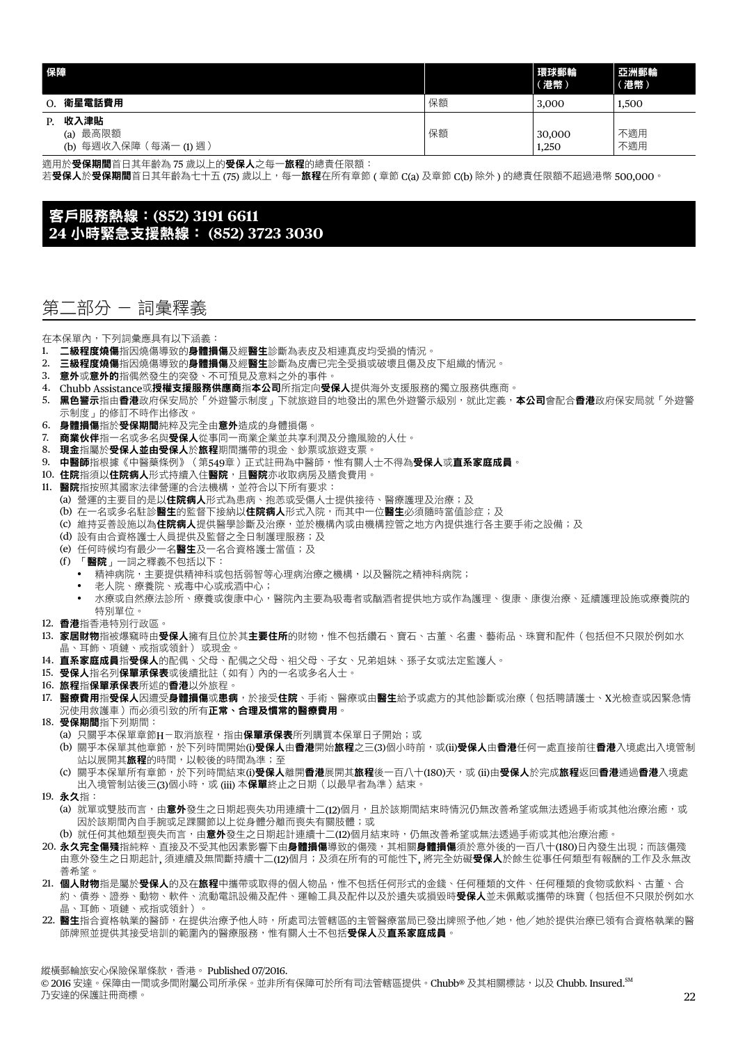| 保障 | | 環球郵輪（港幣） | 亞洲郵輪（港幣） |
| --- | --- | --- | --- |
| O. **衛星電話費用** | 保額 | 3,000 | 1,500 |
| P. **收入津貼**<br>(a) 最高限額<br>(b) 每週收入保障（每滿一 (1) 週） | 保額 | <br>30,000<br>1,250 | <br>不適用<br>不適用 |

適用於**受保期間**首日其年齡為 75 歲以上的**受保人**之每一**旅程**的總責任限額：
若**受保人**於**受保期間**首日其年齡為七十五 (75) 歲以上，每一**旅程**在所有章節 ( 章節 C(a) 及章節 C(b) 除外 ) 的總責任限額不超過港幣 500,000。

**客戶服務熱線：(852) 3191 6611**
**24 小時緊急支援熱線： (852) 3723 3030**

# 第二部分 – 詞彙釋義

在本保單內，下列詞彙應具有以下涵義：

1. **二級程度燒傷**指因燒傷導致的**身體損傷**及經**醫生**診斷為表皮及相連真皮均受損的情況。
2. **三級程度燒傷**指因燒傷導致的**身體損傷**及經**醫生**診斷為皮膚已完全受損或破壞且傷及皮下組織的情況。
3. **意外**或**意外的**指偶然發生的突發、不可預見及意料之外的事件。
4. Chubb Assistance或**授權支援服務供應商**指**本公司**所指定向**受保人**提供海外支援服務的獨立服務供應商。
5. **黑色警示**指由**香港**政府保安局於「外遊警示制度」下就旅遊目的地發出的黑色外遊警示級別，就此定義，**本公司**會配合**香港**政府保安局就「外遊警示制度」的修訂不時作出修改。
6. **身體損傷**指於**受保期間**純粹及完全由**意外**造成的身體損傷。
7. **商業伙伴**指一名或多名與**受保人**從事同一商業企業並共享利潤及分擔風險的人仕。
8. **現金**指屬於**受保人並由受保人**於**旅程**期間攜帶的現金、鈔票或旅遊支票。
9. **中醫師**指根據《中醫藥條例》（第549章）正式註冊為中醫師，惟有關人士不得為**受保人**或**直系家庭成員**。
10. **住院**指須以**住院病人**形式持續入住**醫院**，且**醫院**亦收取病房及膳食費用。
11. **醫院**指按照其國家法律營運的合法機構，並符合以下所有要求：
    (a) 營運的主要目的是以**住院病人**形式為患病、抱恙或受傷人士提供接待、醫療護理及治療；及
    (b) 在一名或多名駐診**醫生**的監督下接納以**住院病人**形式入院，而其中一位**醫生**必須隨時當值診症；及
    (c) 維持妥善設施以為**住院病人**提供醫學診斷及治療，並於機構內或由機構控管之地方內提供進行各主要手術之設備；及
    (d) 設有由合資格護士人員提供及監督之全日制護理服務；及
    (e) 任何時候均有最少一名**醫生**及一名合資格護士當值；及
    (f) 「**醫院**」一詞之釋義不包括以下：
    - 精神病院，主要提供精神科或包括弱智等心理病治療之機構，以及醫院之精神科病院；
    - 老人院、療養院、戒毒中心或戒酒中心；
    - 水療或自然療法診所、療養或復康中心，醫院內主要為吸毒者或酗酒者提供地方或作為護理、復康、康復治療、延續護理設施或療養院的特別單位。
12. **香港**指香港特別行政區。
13. **家居財物**指被爆竊時由**受保人**擁有且位於其**主要住所**的財物，惟不包括鑽石、寶石、古董、名畫、藝術品、珠寶和配件（包括但不只限於例如水晶、耳飾、項鏈、戒指或領針） 或現金。
14. **直系家庭成員**指**受保人**的配偶、父母、配偶之父母、祖父母、子女、兄弟姐妹、孫子女或法定監護人。
15. **受保人**指名列**保單承保表**或後續批註（如有）內的一名或多名人士。
16. **旅程**指**保單承保表**所述的**香港**以外旅程。
17. **醫療費用**指**受保人**因遭受**身體損傷**或**患病**，於接受**住院**、手術、醫療或由**醫生**給予或處方的其他診斷或治療（包括聘請護士、X光檢查或因緊急情況使用救護車）而必須引致的所有**正常、合理及慣常的醫療費用**。
18. **受保期間**指下列期間：
    (a) 只關乎本保單章節H－取消旅程，指由**保單承保表**所列購買本保單日子開始；或
    (b) 關乎本保單其他章節，於下列時間開始(i)**受保人**由**香港**開始**旅程**之三(3)個小時前，或(ii)**受保人**由**香港**任何一處直接前往**香港**入境處出入境管制站以展開其**旅程**的時間，以較後的時間為準；至
    (c) 關乎本保單所有章節，於下列時間結束(i)**受保人**離開**香港**展開其**旅程**後一百八十(180)天，或 (ii)由**受保人**於完成**旅程**返回**香港**通過**香港**入境處出入境管制站後三(3)個小時，或 (iii) 本**保單**終止之日期（以最早者為準）結束。
19. **永久**指：
    (a) 就單或雙肢而言，由**意外**發生之日期起喪失功用連續十二(12)個月，且於該期間結束時情況仍無改善希望或無法透過手術或其他治療治癒，或因於該期間內自手腕或足踝關節以上從身體分離而喪失有關肢體；或
    (b) 就任何其他類型喪失而言，由**意外**發生之日期起計連續十二(12)個月結束時，仍無改善希望或無法透過手術或其他治療治癒。
20. **永久完全傷殘**指純粹、直接及不受其他因素影響下由**身體損傷**導致的傷殘，其相關**身體損傷**須於意外後的一百八十(180)日內發生出現；而該傷殘由意外發生之日期起計, 須連續及無間斷持續十二(12)個月；及須在所有的可能性下, 將完全妨礙**受保人**於餘生從事任何類型有報酬的工作及永無改善希望。
21. **個人財物**指是屬於**受保人**的及在**旅程**中攜帶或取得的個人物品，惟不包括任何形式的金錢、任何種類的文件、任何種類的食物或飲料、古董、合約、債券、證券、動物、軟件、流動電訊設備及配件、運輸工具及配件以及於遺失或損毀時**受保人**並未佩戴或攜帶的珠寶（包括但不只限於例如水晶、耳飾、項鏈、戒指或領針）。
22. **醫生**指合資格執業的醫師，在提供治療予他人時，所處司法管轄區的主管醫療當局已發出牌照予他／她，他／她於提供治療已領有合資格執業的醫師牌照並提供其接受培訓的範圍內的醫療服務，惟有關人士不包括**受保人**及**直系家庭成員**。

縱橫郵輪旅安心保險保單條款，香港。 Published 07/2016.
© 2016 安達。保障由一間或多間附屬公司所承保。並非所有保障可於所有司法管轄區提供。Chubb® 及其相關標誌，以及 Chubb. Insured.SM 乃安達的保護註冊商標。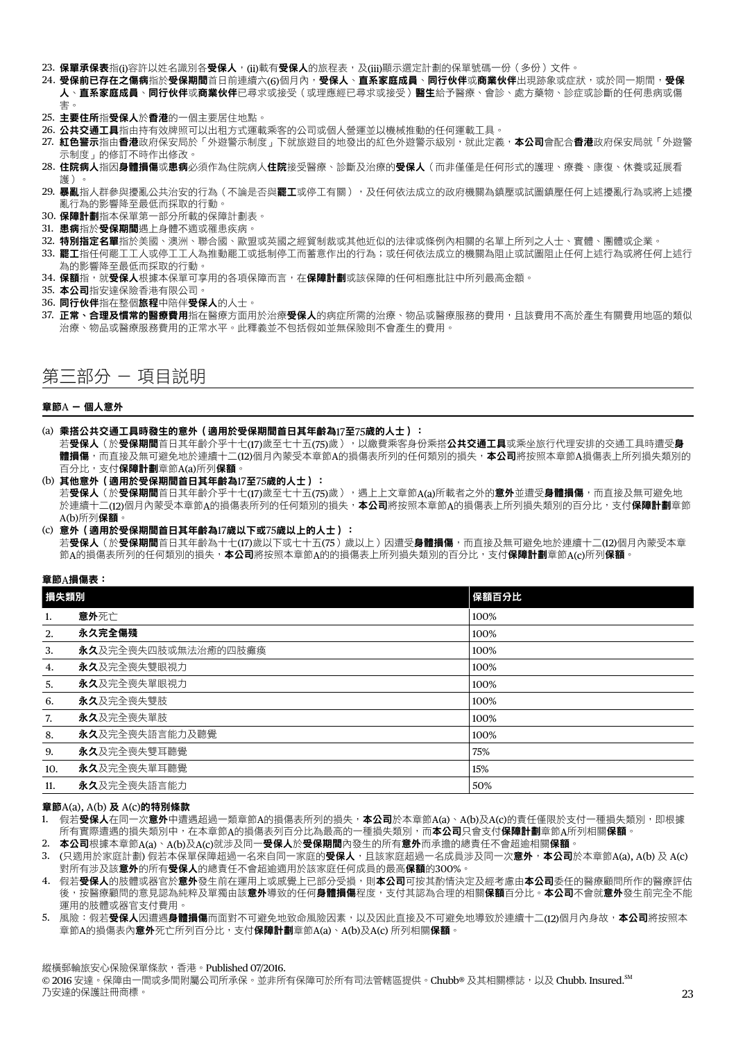23. **保單承保表**指(i)容許以姓名識別各**受保人**，(ii)載有**受保人**的旅程表，及(iii)顯示選定計劃的保單號碼一份（多份）文件。
24. **受保前已存在之傷病**指於**受保期間**首日前連續六(6)個月內，**受保人**、**直系家庭成員**、**同行伙伴**或**商業伙伴**出現跡象或症狀，或於同一期間，**受保人**、**直系家庭成員**、**同行伙伴**或**商業伙伴**已尋求或接受（或理應經已尋求或接受）**醫生**給予醫療、會診、處方藥物、診症或診斷的任何患病或傷害。
25. **主要住所**指**受保人**於**香港**的一個主要居住地點。
26. **公共交通工具**指由持有效牌照可以出租方式運載乘客的公司或個人營運並以機械推動的任何運載工具。
27. **紅色警示**指由**香港**政府保安局於「外遊警示制度」下就旅遊目的地發出的紅色外遊警示級別，就此定義，**本公司**會配合**香港**政府保安局就「外遊警示制度」的修訂不時作出修改。
28. **住院病人**指因**身體損傷**或**患病**必須作為住院病人**住院**接受醫療、診斷及治療的**受保人**（而非僅僅是任何形式的護理、療養、康復、休養或延展看護）。
29. **暴亂**指人群參與擾亂公共治安的行為（不論是否與**罷工**或停工有關），及任何依法成立的政府機關為鎮壓或試圖鎮壓任何上述擾亂行為或將上述擾亂行為的影響降至最低而採取的行動。
30. **保障計劃**指本保單第一部分所載的保障計劃表。
31. **患病**指於**受保期間**遇上身體不適或罹患疾病。
32. **特別指定名單**指於美國、澳洲、聯合國、歐盟或英國之經貿制裁或其他近似的法律或條例內相關的名單上所列之人士、實體、團體或企業。
33. **罷工**指任何罷工工人或停工工人為推動罷工或抵制停工而蓄意作出的行為；或任何依法成立的機關為阻止或試圖阻止任何上述行為或將任何上述行為的影響降至最低而採取的行動。
34. **保額**指，就**受保人**根據本保單可享用的各項保障而言，在**保障計劃**或該保障的任何相應批註中所列最高金額。
35. **本公司**指安達保險香港有限公司。
36. **同行伙伴**指在整個**旅程**中陪伴**受保人**的人士。
37. **正常、合理及慣常的醫療費用**指在醫療方面用於治療**受保人**的病症所需的治療、物品或醫療服務的費用，且該費用不高於產生有關費用地區的類似治療、物品或醫療服務費用的正常水平。此釋義並不包括假如並無保險則不會產生的費用。

# 第三部分 – 項目說明

## 章節A – 個人意外

(a) **乘搭公共交通工具時發生的意外（適用於受保期間首日其年齡為17至75歲的人士）：**
若**受保人**（於**受保期間**首日其年齡介乎十七(17)歲至七十五(75)歲），以繳費乘客身份乘搭**公共交通工具**或乘坐旅行代理安排的交通工具時遭受**身體損傷**，而直接及無可避免地於連續十二(12)個月內蒙受本章節A的損傷表所列的任何類別的損失，**本公司**將按照本章節A損傷表上所列損失類別的百分比，支付**保障計劃**章節A(a)所列**保額**。

(b) **其他意外（適用於受保期間首日其年齡為17至75歲的人士）：**
若**受保人**（於**受保期間**首日其年齡介乎十七(17)歲至七十五(75)歲），遇上上文章節A(a)所載者之外的**意外**並遭受**身體損傷**，而直接及無可避免地於連續十二(12)個月內蒙受本章節A的損傷表所列的任何類別的損失，**本公司**將按照本章節A的損傷表上所列損失類別的百分比，支付**保障計劃**章節A(b)所列**保額**。

(c) **意外（適用於受保期間首日其年齡為17歲以下或75歲以上的人士）：**
若**受保人**（於**受保期間**首日其年齡為十七(17)歲以下或七十五(75)歲以上）因遭受**身體損傷**，而直接及無可避免地於連續十二(12)個月內蒙受本章節A的損傷表所列的任何類別的損失，**本公司**將按照本章節A的的損傷表上所列損失類別的百分比，支付**保障計劃**章節A(c)所列**保額**。

**章節A損傷表：**

| 損失類別 | | 保額百分比 |
|---|---|---|
| 1. | **意外**死亡 | 100% |
| 2. | **永久完全傷殘** | 100% |
| 3. | **永久**及完全喪失四肢或無法治癒的四肢癱瘓 | 100% |
| 4. | **永久**及完全喪失雙眼視力 | 100% |
| 5. | **永久**及完全喪失單眼視力 | 100% |
| 6. | **永久**及完全喪失雙肢 | 100% |
| 7. | **永久**及完全喪失單肢 | 100% |
| 8. | **永久**及完全喪失語言能力及聽覺 | 100% |
| 9. | **永久**及完全喪失雙耳聽覺 | 75% |
| 10. | **永久**及完全喪失單耳聽覺 | 15% |
| 11. | **永久**及完全喪失語言能力 | 50% |

**章節A(a), A(b) 及 A(c)的特別條款**

1. 假若**受保人**在同一次**意外**中遭遇超過一類章節A的損傷表所列的損失，**本公司**於本章節A(a)、A(b)及A(c)的責任僅限於支付一種損失類別，即根據所有實際遭遇的損失類別中，在本章節A的損傷表列百分比為最高的一種損失類別，而**本公司**只會支付**保障計劃**章節A所列相關**保額**。
2. **本公司**根據本章節A(a)、A(b)及A(c)就涉及同一**受保人**於**受保期間**內發生的所有**意外**而承擔的總責任不會超逾相關**保額**。
3. (只適用於家庭計劃) 假若本保單保障超過一名來自同一家庭的**受保人**，且該家庭超過一名成員涉及同一次**意外**，**本公司**於本章節A(a), A(b) 及 A(c)對所有涉及該**意外**的所有**受保人**的總責任不會超逾適用於該家庭任何成員的最高**保額**的300%。
4. 假若**受保人**的肢體或器官於**意外**發生前在運用上或感覺上已部分受損，則**本公司**可按其酌情決定及經考慮由**本公司**委任的醫療顧問所作的醫療評估後，按醫療顧問的意見認為純粹及單獨由該**意外**導致的任何**身體損傷**程度，支付其認為合理的相關**保額**百分比。**本公司**不會就**意外**發生前完全不能運用的肢體或器官支付費用。
5. 風險：假若**受保人**因遭遇**身體損傷**而面對不可避免地致命風險因素，以及因此直接及不可避免地導致於連續十二(12)個月內身故，**本公司**將按照本章節A的損傷表內**意外**死亡所列百分比，支付**保障計劃**章節A(a)、A(b)及A(c) 所列相關**保額**。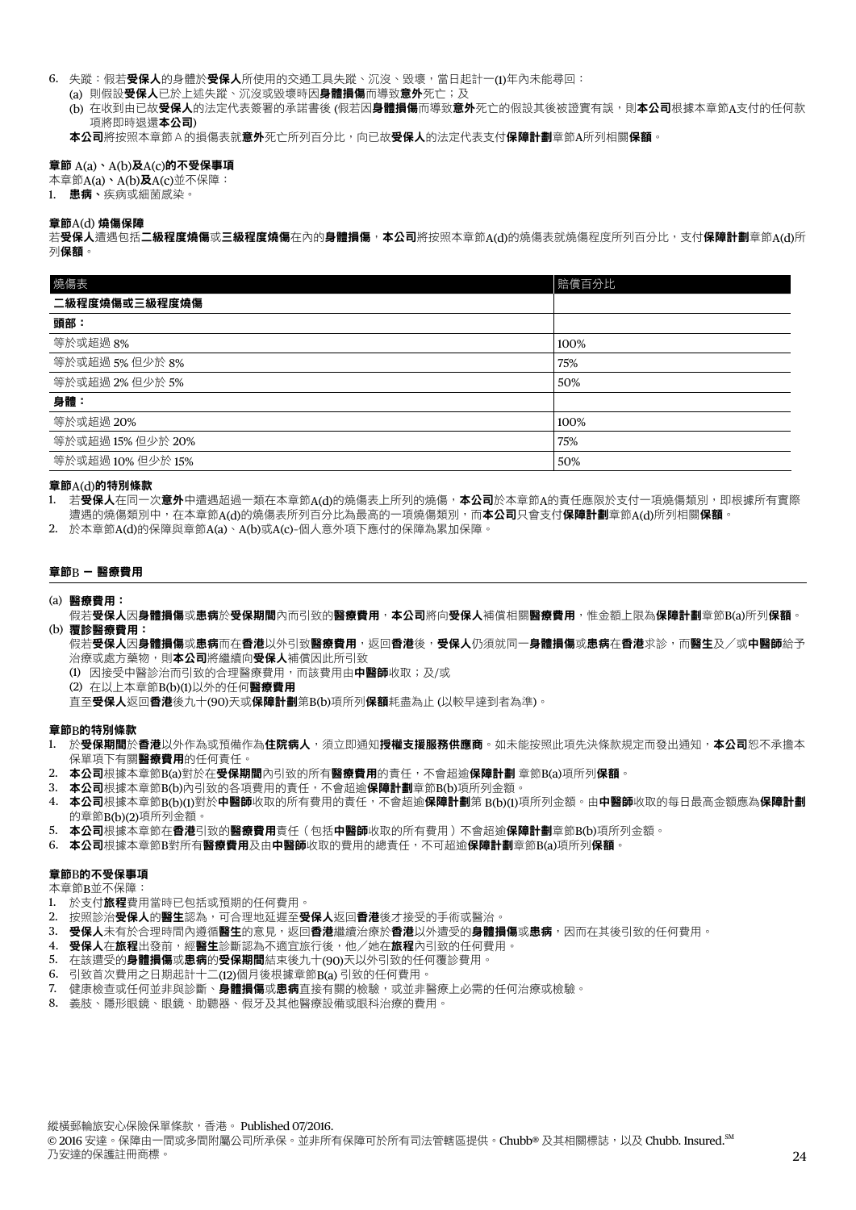6. 失蹤：假若**受保人**的身體於**受保人**所使用的交通工具失蹤、沉沒、毀壞，當日起計一(1)年內未能尋回：
   (a) 則假設**受保人**已於上述失蹤、沉沒或毀壞時因**身體損傷**而導致**意外**死亡；及
   (b) 在收到由已故**受保人**的法定代表簽署的承諾書後 (假若因**身體損傷**而導致**意外**死亡的假設其後被證實有誤，則**本公司**根據本章節A支付的任何款項將即時退還**本公司**)

   **本公司**將按照本章節Ａ的損傷表就**意外**死亡所列百分比，向已故**受保人**的法定代表支付**保障計劃**章節A所列相關**保額**。

**章節 A(a)、A(b)及A(c)的不受保事項**

本章節A(a)、A(b)**及**A(c)並不保障：

1. **患病**、疾病或細菌感染。

**章節A(d) 燒傷保障**

若**受保人**遭遇包括**二級程度燒傷**或**三級程度燒傷**在內的**身體損傷**，**本公司**將按照本章節A(d)的燒傷表就燒傷程度所列百分比，支付**保障計劃**章節A(d)所列**保額**。

| 燒傷表 | 賠償百分比 |
|---|---|
| **二級程度燒傷或三級程度燒傷** | |
| **頭部：** | |
| 等於或超過 8% | 100% |
| 等於或超過 5% 但少於 8% | 75% |
| 等於或超過 2% 但少於 5% | 50% |
| **身體：** | |
| 等於或超過 20% | 100% |
| 等於或超過 15% 但少於 20% | 75% |
| 等於或超過 10% 但少於 15% | 50% |

**章節A(d)的特別條款**

1. 若**受保人**在同一次**意外**中遭遇超過一類在本章節A(d)的燒傷表上所列的燒傷，**本公司**於本章節A的責任應限於支付一項燒傷類別，即根據所有實際遭遇的燒傷類別中，在本章節A(d)的燒傷表所列百分比為最高的一項燒傷類別，而**本公司**只會支付**保障計劃**章節A(d)所列相關**保額**。
2. 於本章節A(d)的保障與章節A(a)、A(b)或A(c)-個人意外項下應付的保障為累加保障。

**章節B – 醫療費用**

(a) **醫療費用：**

   假若**受保人**因**身體損傷**或**患病**於**受保期間**內而引致的**醫療費用**，**本公司**將向**受保人**補償相關**醫療費用**，惟金額上限為**保障計劃**章節B(a)所列**保額**。

(b) **覆診醫療費用：**

   假若**受保人**因**身體損傷**或**患病**而在**香港**以外引致**醫療費用**，返回**香港**後，**受保人**仍須就同一**身體損傷**或**患病**在**香港**求診，而**醫生**及／或**中醫師**給予治療或處方藥物，則**本公司**將繼續向**受保人**補償因此所引致

   (1) 因接受中醫診治而引致的合理醫療費用，而該費用由**中醫師**收取；及/或

   (2) 在以上本章節B(b)(1)以外的任何**醫療費用**

   直至**受保人**返回**香港**後九十(90)天或**保障計劃**第B(b)項所列**保額**耗盡為止 (以較早達到者為準)。

**章節B的特別條款**

1. 於**受保期間**於**香港**以外作為或預備作為**住院病人**，須立即通知**授權支援服務供應商**。如未能按照此項先決條款規定而發出通知，**本公司**恕不承擔本保單項下有關**醫療費用**的任何責任。
2. **本公司**根據本章節B(a)對於在**受保期間**內引致的所有**醫療費用**的責任，不會超逾**保障計劃** 章節B(a)項所列**保額**。
3. **本公司**根據本章節B(b)內引致的各項費用的責任，不會超逾**保障計劃**章節B(b)項所列金額。
4. **本公司**根據本章節B(b)(1)對於**中醫師**收取的所有費用的責任，不會超逾**保障計劃**第 B(b)(1)項所列金額。由**中醫師**收取的每日最高金額應為**保障計劃**的章節B(b)(2)項所列金額。
5. **本公司**根據本章節在**香港**引致的**醫療費用**責任（包括**中醫師**收取的所有費用）不會超逾**保障計劃**章節B(b)項所列金額。
6. **本公司**根據本章節B對所有**醫療費用**及由**中醫師**收取的費用的總責任，不可超逾**保障計劃**章節B(a)項所列**保額**。

**章節B的不受保事項**

本章節B並不保障：

1. 於支付**旅程**費用當時已包括或預期的任何費用。
2. 按照診治**受保人**的**醫生**認為，可合理地延遲至**受保人**返回**香港**後才接受的手術或醫治。
3. **受保人**未有於合理時間內遵循**醫生**的意見，返回**香港**繼續治療於**香港**以外遭受的**身體損傷**或**患病**，因而在其後引致的任何費用。
4. **受保人**在**旅程**出發前，經**醫生**診斷認為不適宜旅行後，他／她在**旅程**內引致的任何費用。
5. 在該遭受的**身體損傷**或**患病**的**受保期間**結束後九十(90)天以外引致的任何覆診費用。
6. 引致首次費用之日期起計十二(12)個月後根據章節B(a) 引致的任何費用。
7. 健康檢查或任何並非與診斷、**身體損傷**或**患病**直接有關的檢驗，或並非醫療上必需的任何治療或檢驗。
8. 義肢、隱形眼鏡、眼鏡、助聽器、假牙及其他醫療設備或眼科治療的費用。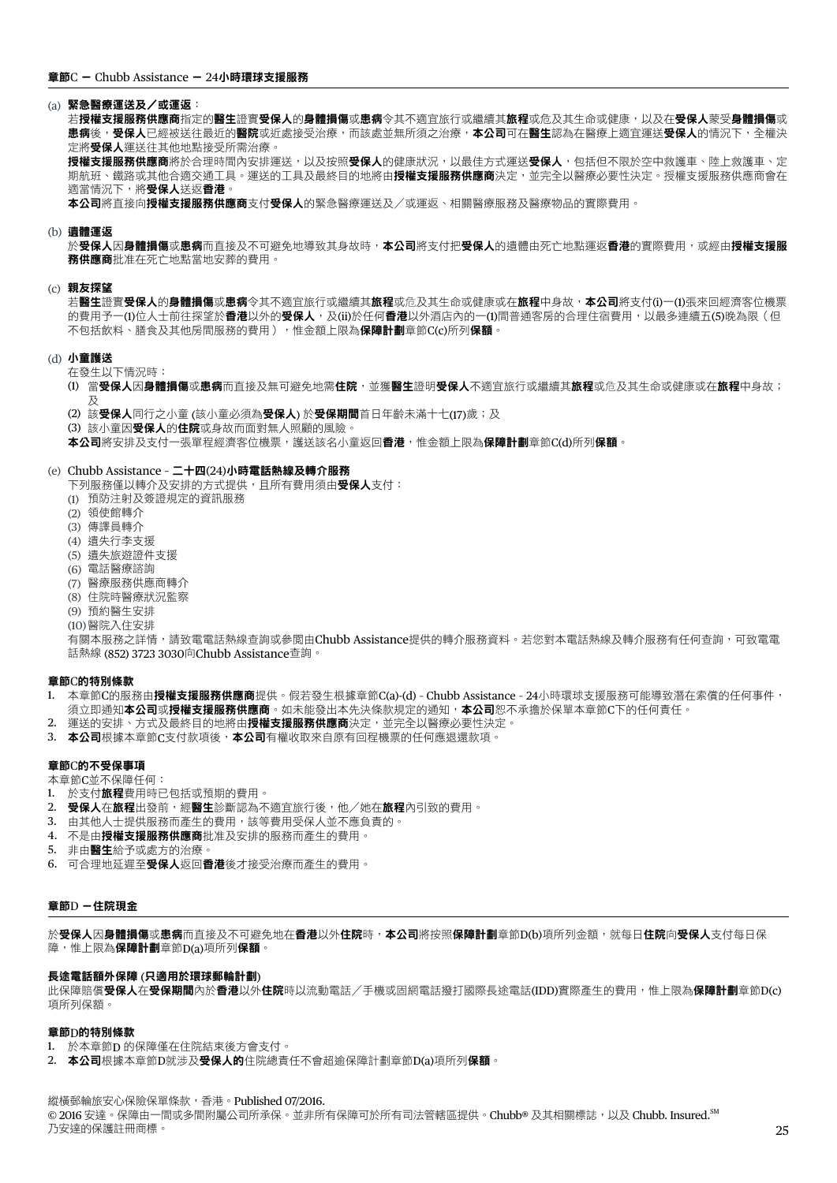## 章節C – Chubb Assistance – 24小時環球支援服務

(a) **緊急醫療運送及／或運返**：

若**授權支援服務供應商**指定的**醫生**證實**受保人**的**身體損傷**或**患病**令其不適宜旅行或繼續其**旅程**或危及其生命或健康，以及在**受保人**蒙受**身體損傷**或**患病**後，**受保人**已經被送往最近的**醫院**或近處接受治療，而該處並無所須之治療，**本公司**可在**醫生**認為在醫療上適宜運送**受保人**的情況下，全權決定將**受保人**運送往其他地點接受所需治療。

**授權支援服務供應商**將於合理時間內安排運送，以及按照**受保人**的健康狀況，以最佳方式運送**受保人**，包括但不限於空中救護車、陸上救護車、定期航班、鐵路或其他合適交通工具。運送的工具及最終目的地將由**授權支援服務供應商**決定，並完全以醫療必要性決定。授權支援服務供應商會在適當情況下，將**受保人**送返**香港**。

**本公司**將直接向**授權支援服務供應商**支付**受保人**的緊急醫療運送及／或運返、相關醫療服務及醫療物品的實際費用。

(b) **遺體運返**

於**受保人**因**身體損傷**或**患病**而直接及不可避免地導致其身故時，**本公司**將支付把**受保人**的遺體由死亡地點運返**香港**的實際費用，或經由**授權支援服務供應商**批准在死亡地點當地安葬的費用。

(c) **親友探望**

若**醫生**證實**受保人**的**身體損傷**或**患病**令其不適宜旅行或繼續其**旅程**或危及其生命或健康或在**旅程**中身故，**本公司**將支付(i)一(1)張來回經濟客位機票的費用予一(1)位人士前往探望於**香港**以外的**受保人**，及(ii)於任何**香港**以外酒店內的一(1)間普通客房的合理住宿費用，以最多連續五(5)晚為限（但不包括飲料、膳食及其他房間服務的費用），惟金額上限為**保障計劃**章節C(c)所列**保額**。

(d) **小童護送**

在發生以下情況時：

(1) 當**受保人**因**身體損傷**或**患病**而直接及無可避免地需**住院**，並獲**醫生**證明**受保人**不適宜旅行或繼續其**旅程**或危及其生命或健康或在**旅程**中身故；及

(2) 該**受保人**同行之小童 (該小童必須為**受保人**) 於**受保期間**首日年齡未滿十七(17)歲；及

(3) 該小童因**受保人**的**住院**或身故而面對無人照顧的風險。

**本公司**將安排及支付一張單程經濟客位機票，護送該名小童返回**香港**，惟金額上限為**保障計劃**章節C(d)所列**保額**。

(e) Chubb Assistance – **二十四(24)小時電話熱線及轉介服務**

下列服務僅以轉介及安排的方式提供，且所有費用須由**受保人**支付：

(1) 預防注射及簽證規定的資訊服務
(2) 領使館轉介
(3) 傳譯員轉介
(4) 遺失行李支援
(5) 遺失旅遊證件支援
(6) 電話醫療諮詢
(7) 醫療服務供應商轉介
(8) 住院時醫療狀況監察
(9) 預約醫生安排
(10) 醫院入住安排

有關本服務之詳情，請致電電話熱線查詢或參閱由Chubb Assistance提供的轉介服務資料。若您對本電話熱線及轉介服務有任何查詢，可致電電話熱線 (852) 3723 3030向Chubb Assistance查詢。

### 章節C的特別條款

1. 本章節C的服務由**授權支援服務供應商**提供。假若發生根據章節C(a)-(d) – Chubb Assistance – 24小時環球支援服務可能導致潛在索償的任何事件，須立即通知**本公司**或**授權支援服務供應商**。如未能發出本先決條款規定的通知，**本公司**恕不承擔於保單本章節C下的任何責任。
2. 運送的安排、方式及最終目的地將由**授權支援服務供應商**決定，並完全以醫療必要性決定。
3. **本公司**根據本章節C支付款項後，**本公司**有權收取來自原有回程機票的任何應退還款項。

### 章節C的不受保事項

本章節C並不保障任何：

1. 於支付**旅程**費用時已包括或預期的費用。
2. **受保人**在**旅程**出發前，經**醫生**診斷認為不適宜旅行後，他／她在**旅程**內引致的費用。
3. 由其他人士提供服務而產生的費用，該等費用受保人並不應負責的。
4. 不是由**授權支援服務供應商**批准及安排的服務而產生的費用。
5. 非由**醫生**給予或處方的治療。
6. 可合理地延遲至**受保人**返回**香港**後才接受治療而產生的費用。

## 章節D – 住院現金

於**受保人**因**身體損傷**或**患病**而直接及不可避免地在**香港**以外**住院**時，**本公司**將按照**保障計劃**章節D(b)項所列金額，就每日**住院**向**受保人**支付每日保障，惟上限為**保障計劃**章節D(a)項所列**保額**。

### 長途電話額外保障 (只適用於環球郵輪計劃)

此保障賠償**受保人**在**受保期間**內於**香港**以外**住院**時以流動電話／手機或固網電話撥打國際長途電話(IDD)實際產生的費用，惟上限為**保障計劃**章節D(c)項所列保額。

### 章節D的特別條款

1. 於本章節D 的保障僅在住院結束後方會支付。
2. **本公司**根據本章節D就涉及**受保人的**住院總責任不會超逾保障計劃章節D(a)項所列**保額**。

縱橫郵輪旅安心保險保單條款，香港。Published 07/2016.
© 2016 安達。保障由一間或多間附屬公司所承保。並非所有保障可於所有司法管轄區提供。Chubb® 及其相關標誌，以及 Chubb. Insured.℠ 乃安達的保護註冊商標。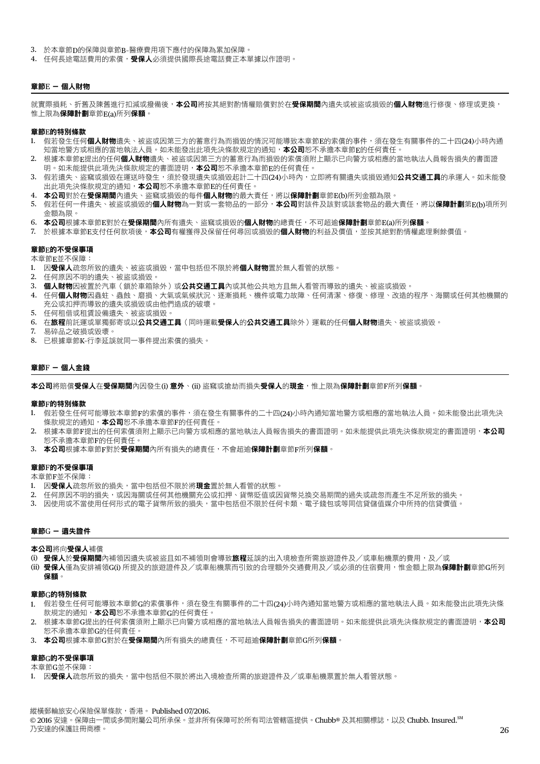3. 於本章節D的保障與章節B–醫療費用項下應付的保障為累加保障。
4. 任何長途電話費用的索償，**受保人**必須提供國際長途電話費正本單據以作證明。

### 章節E – 個人財物

就實際損耗、折舊及陳舊進行扣減或撥備後，**本公司**將按其絕對酌情權賠償對於在**受保期間**內遺失或被盜或損毀的**個人財物**進行修復、修理或更換，惟上限為**保障計劃**章節E(a)所列**保額**。

#### 章節E的特別條款

1. 假若發生任何**個人財物**遺失、被盜或因第三方的蓄意行為而損毀的情況可能導致本章節E的索償的事件，須在發生有關事件的二十四(24)小時內通知當地警方或相應的當地執法人員。如未能發出此項先決條款規定的通知，**本公司**恕不承擔本章節E的任何責任。
2. 根據本章節E提出的任何**個人財物**遺失、被盜或因第三方的蓄意行為而損毀的索償須附上顯示已向警方或相應的當地執法人員報告損失的書面證明。如未能提供此項先決條款規定的書面證明，**本公司**恕不承擔本章節E的任何責任。
3. 假若遺失、盜竊或損毀在運送時發生，須於發現遺失或損毀起計二十四(24)小時內，立即將有關遺失或損毀通知**公共交通工具**的承運人。如未能發出此項先決條款規定的通知，**本公司**恕不承擔本章節E的任何責任。
4. **本公司**對於在**受保期間**內遺失、盜竊或損毀的每件**個人財物**的最大責任，將以**保障計劃**章節E(b)所列金額為限。
5. 假若任何一件遺失、被盜或損毀的**個人財物**為一對或一套物品的一部分，**本公司**對該件及該對或該套物品的最大責任，將以**保障計劃**第E(b)項所列金額為限。
6. **本公司**根據本章節E對於在**受保期間**內所有遺失、盜竊或損毀的**個人財物**的總責任，不可超逾**保障計劃**章節E(a)所列**保額**。
7. 於根據本章節E支付任何款項後，**本公司**有權獲得及保留任何尋回或損毀的**個人財物**的利益及價值，並按其絕對酌情權處理剩餘價值。

#### 章節E的不受保事項

本章節E並不保障：

1. 因**受保人**疏忽所致的遺失、被盜或損毀，當中包括但不限於將**個人財物**置於無人看管的狀態。
2. 任何原因不明的遺失、被盜或損毀。
3. **個人財物**因被置於汽車（鎖於車箱除外）或**公共交通工具**內或其他公共地方且無人看管而導致的遺失、被盜或損毀。
4. 任何**個人財物**因蟲蛀、蟲蝕、磨損、大氣或氣候狀況、逐漸損耗、機件或電力故障、任何清潔、修復、修理、改造的程序、海關或任何其他機關的充公或扣押而導致的遺失或損毀或由他們造成的破壞。
5. 任何租借或租賃設備遺失、被盜或損毀。
6. 在**旅程**前託運或單獨郵寄或以**公共交通工具**（同時運載**受保人**的**公共交通工具**除外）運載的任何**個人財物**遺失、被盜或損毀。
7. 易碎品之破損或毀壞。
8. 已根據章節K–行李延誤就同一事件提出索償的損失。

### 章節F – 個人金錢

**本公司**將賠償**受保人**在**受保期間**內因發生(i) **意外**、(ii) 盜竊或搶劫而損失**受保人**的**現金**，惟上限為**保障計劃**章節F所列**保額**。

#### 章節F的特別條款

1. 假若發生任何可能導致本章節F的索償的事件，須在發生有關事件的二十四(24)小時內通知當地警方或相應的當地執法人員。如未能發出此項先決條款規定的通知，**本公司**恕不承擔本章節F的任何責任。
2. 根據本章節F提出的任何索償須附上顯示已向警方或相應的當地執法人員報告損失的書面證明。如未能提供此項先決條款規定的書面證明，**本公司**恕不承擔本章節F的任何責任。
3. **本公司**根據本章節F對於在**受保期間**內所有損失的總責任，不會超逾**保障計劃**章節F所列**保額**。

#### 章節F的不受保事項

本章節F並不保障：

1. 因**受保人**疏忽所致的損失，當中包括但不限於將**現金**置於無人看管的狀態。
2. 任何原因不明的損失，或因海關或任何其他機關充公或扣押、貨幣貶值或因貨幣兌換交易期間的過失或疏忽而產生不足所致的損失。
3. 因使用或不當使用任何形式的電子貨幣所致的損失，當中包括但不限於任何卡類、電子錢包或等同信貸儲值媒介中所持的信貸價值。

### 章節G – 遺失證件

**本公司**將向**受保人**補償

(i) **受保人**於**受保期間**內補領因遺失或被盜且如不補領則會導致**旅程**延誤的出入境檢查所需旅遊證件及／或車船機票的費用，及／或
(ii) **受保人**僅為安排補領G(i) 所提及的旅遊證件及／或車船機票而引致的合理額外交通費用及／或必須的住宿費用，惟金額上限為**保障計劃**章節G所列**保額**。

#### 章節G的特別條款

1. 假若發生任何可能導致本章節G的索償事件，須在發生有關事件的二十四(24)小時內通知當地警方或相應的當地執法人員。如未能發出此項先決條款規定的通知，**本公司**恕不承擔本章節G的任何責任。
2. 根據本章節G提出的任何索償須附上顯示已向警方或相應的當地執法人員報告損失的書面證明。如未能提供此項先決條款規定的書面證明，**本公司**恕不承擔本章節G的任何責任。
3. **本公司**根據本章節G對於在**受保期間**內所有損失的總責任，不可超逾**保障計劃**章節G所列**保額**。

#### 章節G的不受保事項

本章節G並不保障：

1. 因**受保人**疏忽所致的損失，當中包括但不限於將出入境檢查所需的旅遊證件及／或車船機票置於無人看管狀態。

縱橫郵輪旅安心保險保單條款，香港。 Published 07/2016.
© 2016 安達。保障由一間或多間附屬公司所承保。並非所有保障可於所有司法管轄區提供。Chubb® 及其相關標誌，以及 Chubb. Insured.℠ 乃安達的保護註冊商標。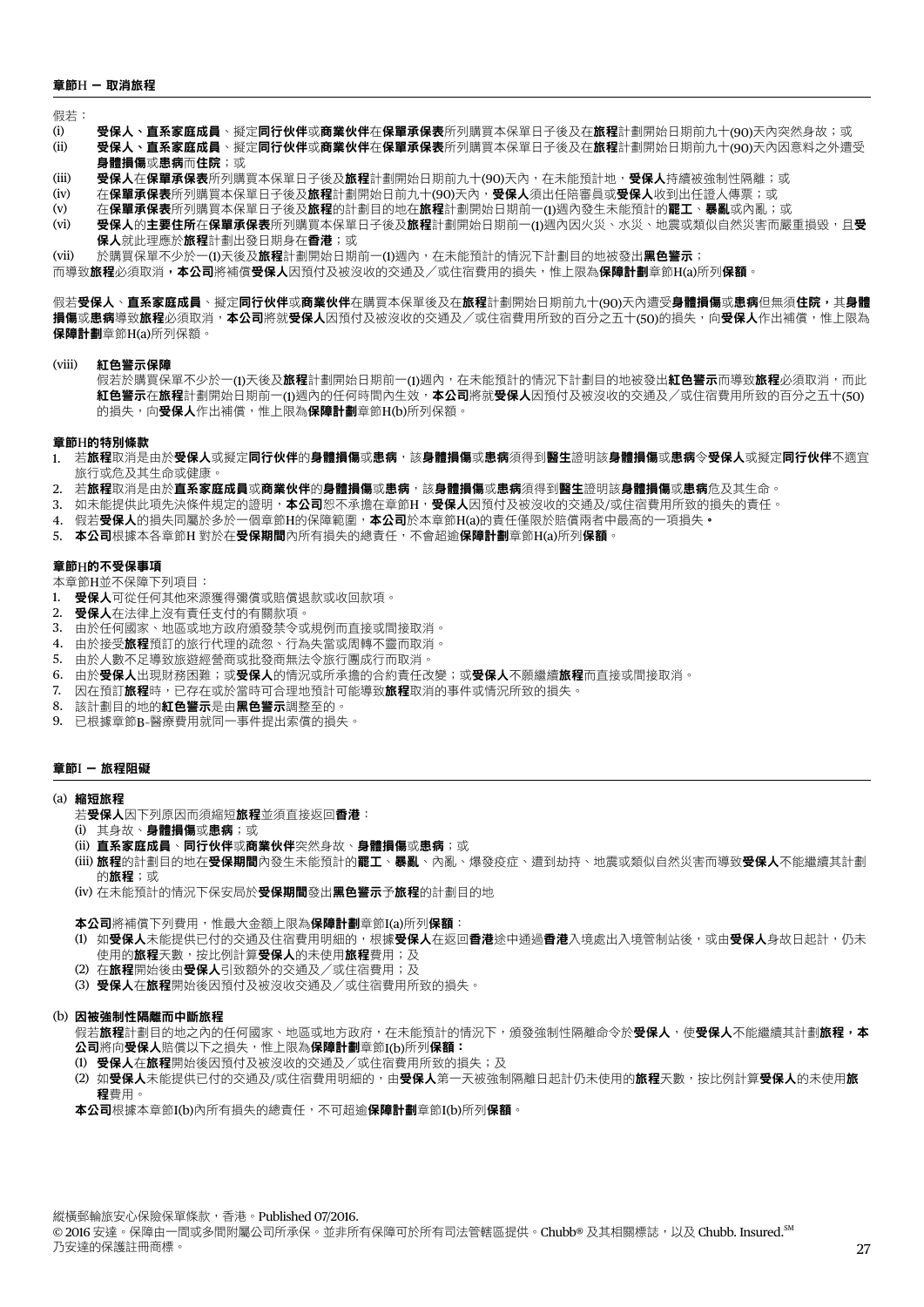## 章節H — 取消旅程

假若：

(i) **受保人**、**直系家庭成員**、擬定**同行伙伴**或**商業伙伴**在**保單承保表**所列購買本保單日子後及在**旅程**計劃開始日期前九十(90)天內突然身故；或

(ii) **受保人**、**直系家庭成員**、擬定**同行伙伴**或**商業伙伴**在**保單承保表**所列購買本保單日子後及在**旅程**計劃開始日期前九十(90)天內因意料之外遭受**身體損傷**或**患病**而**住院**；或

(iii) **受保人**在**保單承保表**所列購買本保單日子後及**旅程**計劃開始日期前九十(90)天內，在未能預計地，**受保人**持續被強制性隔離；或

(iv) 在**保單承保表**所列購買本保單日子後及**旅程**計劃開始日前九十(90)天內，**受保人**須出任陪審員或**受保人**收到出任證人傳票；或

(v) 在**保單承保表**所列購買本保單日子後及**旅程**的計劃目的地在**旅程**計劃開始日期前一(1)週內發生未能預計的**罷工**、**暴亂**或內亂；或

(vi) **受保人**的**主要住所**在**保單承保表**所列購買本保單日子後及**旅程**計劃開始日期前一(1)週內因火災、水災、地震或類似自然災害而嚴重損毀，且**受保人**就此理應於**旅程**計劃出發日期身在**香港**；或

(vii) 於購買保單不少於一(1)天後及**旅程**計劃開始日期前一(1)週內，在未能預計的情況下計劃目的地被發出**黑色警示**；

而導致**旅程**必須取消，**本公司**將補償**受保人**因預付及被沒收的交通及／或住宿費用的損失，惟上限為**保障計劃**章節H(a)所列**保額**。

假若**受保人**、**直系家庭成員**、擬定**同行伙伴**或**商業伙伴**在購買本保單後及在**旅程**計劃開始日期前九十(90)天內遭受**身體損傷**或**患病**但無須**住院**，**其身體損傷**或**患病**導致**旅程**必須取消，**本公司**將就**受保人**因預付及被沒收的交通及／或住宿費用所致的百分之五十(50)的損失，向**受保人**作出補償，惟上限為**保障計劃**章節H(a)所列保額。

(viii) **紅色警示保障**

假若於購買保單不少於一(1)天後及**旅程**計劃開始日期前一(1)週內，在未能預計的情況下計劃目的地被發出**紅色警示**而導致**旅程**必須取消，而此**紅色警示**在**旅程**計劃開始日期前一(1)週內的任何時間內生效，**本公司**將就**受保人**因預付及被沒收的交通及／或住宿費用所致的百分之五十(50)的損失，向**受保人**作出補償，惟上限為**保障計劃**章節H(b)所列保額。

### 章節H的特別條款

1. 若**旅程**取消是由於**受保人**或擬定**同行伙伴**的**身體損傷**或**患病**，該**身體損傷**或**患病**須得到**醫生**證明該**身體損傷**或**患病**令**受保人**或擬定**同行伙伴**不適宜旅行或危及其生命或健康。
2. 若**旅程**取消是由於**直系家庭成員**或**商業伙伴**的**身體損傷**或**患病**，該**身體損傷**或**患病**須得到**醫生**證明該**身體損傷**或**患病**危及其生命。
3. 如未能提供此項先決條件規定的證明，**本公司**恕不承擔在章節H，**受保人**因預付及被沒收的交通及/或住宿費用所致的損失的責任。
4. 假若**受保人**的損失同屬於多於一個章節H的保障範圍，**本公司**於本章節H(a)的責任僅限於賠償兩者中最高的一項損失。
5. **本公司**根據本各章節H 對於在**受保期間**內所有損失的總責任，不會超逾**保障計劃**章節H(a)所列**保額**。

### 章節H的不受保事項

本章節H並不保障下列項目：

1. **受保人**可從任何其他來源獲得彌償或賠償退款或收回款項。
2. **受保人**在法律上沒有責任支付的有關款項。
3. 由於任何國家、地區或地方政府頒發禁令或規例而直接或間接取消。
4. 由於接受**旅程**預訂的旅行代理的疏忽、行為失當或周轉不靈而取消。
5. 由於人數不足導致旅遊經營商或批發商無法令旅行團成行而取消。
6. 由於**受保人**出現財務困難；或**受保人**的情況或所承擔的合約責任改變；或**受保人**不願繼續**旅程**而直接或間接取消。
7. 因在預訂**旅程**時，已存在或於當時可合理地預計可能導致**旅程**取消的事件或情況所致的損失。
8. 該計劃目的地的**紅色警示**是由**黑色警示**調整至的。
9. 已根據章節B-醫療費用就同一事件提出索償的損失。

## 章節I — 旅程阻礙

### (a) 縮短旅程

若**受保人**因下列原因而須縮短**旅程**並須直接返回**香港**：

(i) 其身故、**身體損傷**或**患病**；或

(ii) **直系家庭成員**、**同行伙伴**或**商業伙伴**突然身故、**身體損傷**或**患病**；或

(iii) **旅程**的計劃目的地在**受保期間**內發生未能預計的**罷工**、**暴亂**、內亂、爆發疫症、遭到劫持、地震或類似自然災害而導致**受保人**不能繼續其計劃的**旅程**；或

(iv) 在未能預計的情況下保安局於**受保期間**發出**黑色警示**予**旅程**的計劃目的地

**本公司**將補償下列費用，惟最大金額上限為**保障計劃**章節I(a)所列**保額**：

(1) 如**受保人**未能提供已付的交通及住宿費用明細的，根據**受保人**在返回**香港**途中通過**香港**入境處出入境管制站後，或由**受保人**身故日起計，仍未使用的**旅程**天數，按比例計算**受保人**的未使用**旅程**費用；及

(2) 在**旅程**開始後由**受保人**引致額外的交通及／或住宿費用；及

(3) **受保人**在**旅程**開始後因預付及被沒收交通及／或住宿費用所致的損失。

### (b) 因被強制性隔離而中斷旅程

假若**旅程**計劃目的地之內的任何國家、地區或地方政府，在未能預計的情況下，頒發強制性隔離命令於**受保人**，使**受保人**不能繼續其計劃**旅程**，**本公司**將向**受保人**賠償以下之損失，惟上限為**保障計劃**章節I(b)所列**保額**：

(1) **受保人**在**旅程**開始後因預付及被沒收的交通及／或住宿費用所致的損失；及

(2) 如**受保人**未能提供已付的交通及/或住宿費用明細的，由**受保人**第一天被強制隔離日起計仍未使用的**旅程**天數，按比例計算**受保人**的未使用**旅程**費用。

**本公司**根據本章節I(b)內所有損失的總責任，不可超逾**保障計劃**章節I(b)所列**保額**。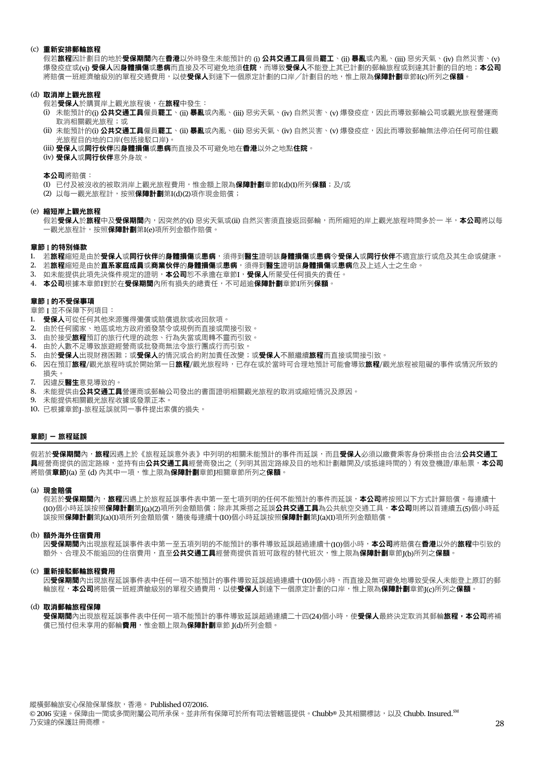(c) **重新安排郵輪旅程**

假若**旅程**因計劃目的地於**受保期間**內在**香港**以外時發生未能預計的 (i) **公共交通工具**僱員**罷工**、(ii) **暴亂**或內亂、(iii) 惡劣天氣、(iv) 自然災害、(v) 爆發疫症或(vi) **受保人**因**身體損傷**或**患病**而直接及不可避免地須**住院**，而導致**受保人**不能登上其已計劃的郵輪旅程或到達其計劃的目的地；**本公司**將賠償一班經濟艙級別的單程交通費用，以使**受保人**到達下一個原定計劃的口岸／計劃目的地，惟上限為**保障計劃**章節I(c)所列之**保額**。

(d) **取消岸上觀光旅程**

假若**受保人**於購買岸上觀光旅程後，在**旅程**中發生：

(i) 未能預計的(i) **公共交通工具**僱員**罷工**、(ii) **暴亂**或內亂、(iii) 惡劣天氣、(iv) 自然災害、(v) 爆發疫症，因此而導致郵輪公司或觀光旅程營運商取消相關觀光旅程；或

(ii) 未能預計的(i) **公共交通工具**僱員**罷工**、(ii) **暴亂**或內亂、(iii) 惡劣天氣、(iv) 自然災害、(v) 爆發疫症，因此而導致郵輪無法停泊任何可前往觀光旅程目的地的口岸(包括接駁口岸)。

(iii) **受保人**或**同行伙伴**因**身體損傷**或**患病**而直接及不可避免地在**香港**以外之地點**住院**。

(iv) **受保人**或**同行伙伴**意外身故。

**本公司**將賠償：

(1) 已付及被沒收的被取消岸上觀光旅程費用，惟金額上限為**保障計劃**章節I(d)(1)所列**保額**；及/或

(2) 以每一觀光旅程計，按照**保障計劃**第I(d)(2)項作現金賠償；

(e) **縮短岸上觀光旅程**

假若**受保人**於**旅程**中及**受保期間**內，因突然的(i) 惡劣天氣或(ii) 自然災害須直接返回郵輪，而所縮短的岸上觀光旅程時間多於一半，**本公司**將以每一觀光旅程計，按照**保障計劃**第I(e)項所列金額作賠償。

**章節 I 的特別條款**

1. 若**旅程**縮短是由於**受保人**或**同行伙伴**的**身體損傷**或**患病**，須得到**醫生**證明該**身體損傷**或**患病**令**受保人**或**同行伙伴**不適宜旅行或危及其生命或健康。
2. 若**旅程**縮短是由於**直系家庭成員**或**商業伙伴**的**身體損傷**或**患病**，須得到**醫生**證明該**身體損傷**或**患病**危及上述人士之生命。
3. 如未能提供此項先決條件規定的證明，**本公司**恕不承擔在章節I，**受保人**所蒙受任何損失的責任。
4. **本公司**根據本章節I對於在**受保期間**內所有損失的總責任，不可超逾**保障計劃**章節I所列**保額**。

**章節 I 的不受保事項**

章節 I 並不保障下列項目：

1. **受保人**可從任何其他來源獲得彌償或賠償退款或收回款項。
2. 由於任何國家、地區或地方政府頒發禁令或規例而直接或間接引致。
3. 由於接受**旅程**預訂的旅行代理的疏忽、行為失當或周轉不靈而引致。
4. 由於人數不足導致旅遊經營商或批發商無法令旅行團成行而引致。
5. 由於**受保人**出現財務困難；或**受保人**的情況或合約附加責任改變；或**受保人**不願繼續**旅程**而直接或間接引致。
6. 因在預訂**旅程**/觀光旅程時或於開始第一日**旅程**/觀光旅程時，已存在或於當時可合理地預計可能會導致**旅程**/觀光旅程被阻礙的事件或情況所致的損失。
7. 因違反**醫生**意見導致的。
8. 未能提供由**公共交通工具**營運商或郵輪公司發出的書面證明相關觀光旅程的取消或縮短情況及原因。
9. 未能提供相關觀光旅程收據或發票正本。
10. 已根據章節J-旅程延誤就同一事件提出索償的損失。

## 章節J — 旅程延誤

假若於**受保期間**內，**旅程**因遇上於《旅程延誤意外表》中列明的相關未能預計的事件而延誤，而且**受保人**必須以繳費乘客身份乘搭由合法**公共交通工具**經營商提供的固定路線，並持有由**公共交通工具**經營商發出之（列明其固定路線及目的地和計劃離開及/或抵達時間的）有效登機證/車船票，**本公司**將賠償**章節**J(a) 至 (d) 內其中一項，惟上限為**保障計劃**章節J相關章節所列之**保額**。

(a) **現金賠償**

假若於**受保期間**內，**旅程**因遇上於旅程延誤事件表中第一至七項列明的任何不能預計的事件而延誤，**本公司**將按照以下方式計算賠償。每連續十(10)個小時延誤按照**保障計劃**第J(a)(2)項所列金額賠償；除非其乘搭之延誤**公共交通工具**為公共航空交通工具，**本公司**則將以首連續五(5)個小時延誤按照**保障計劃**第J(a)(1)項所列金額賠償，隨後每連續十(10)個小時延誤按照**保障計劃**第J(a)(1)項所列金額賠償。

(b) **額外海外住宿費用**

因**受保期間**內出現旅程延誤事件表中第一至五項列明的不能預計的事件導致延誤超過連續十(10)個小時，**本公司**將賠償在**香港**以外的**旅程**中引致的額外、合理及不能追回的住宿費用，直至**公共交通工具**經營商提供首班可啟程的替代班次，惟上限為**保障計劃**章節J(b)所列之**保額**。

(c) **重新接駁郵輪旅程費用**

因**受保期間**內出現旅程延誤事件表中任何一項不能預計的事件導致延誤超過連續十(10)個小時，而直接及無可避免地導致受保人未能登上原訂的郵輪旅程，**本公司**將賠償一班經濟艙級別的單程交通費用，以使**受保人**到達下一個原定計劃的口岸，惟上限為**保障計劃**章節J(c)所列之**保額**。

(d) **取消郵輪旅程保障**

**受保期間**內出現旅程延誤事件表中任何一項不能預計的事件導致延誤超過連續二十四(24)個小時，使**受保人**最終決定取消其郵輪**旅程**，**本公司**將補償已預付但未享用的郵輪**費用**，惟金額上限為**保障計劃**章節 J(d)所列金額。

縱橫郵輪旅安心保險保單條款，香港。 Published 07/2016.
© 2016 安達。保障由一間或多間附屬公司所承保。並非所有保障可於所有司法管轄區提供。Chubb® 及其相關標誌，以及 Chubb. Insured.SM 乃安達的保護註冊商標。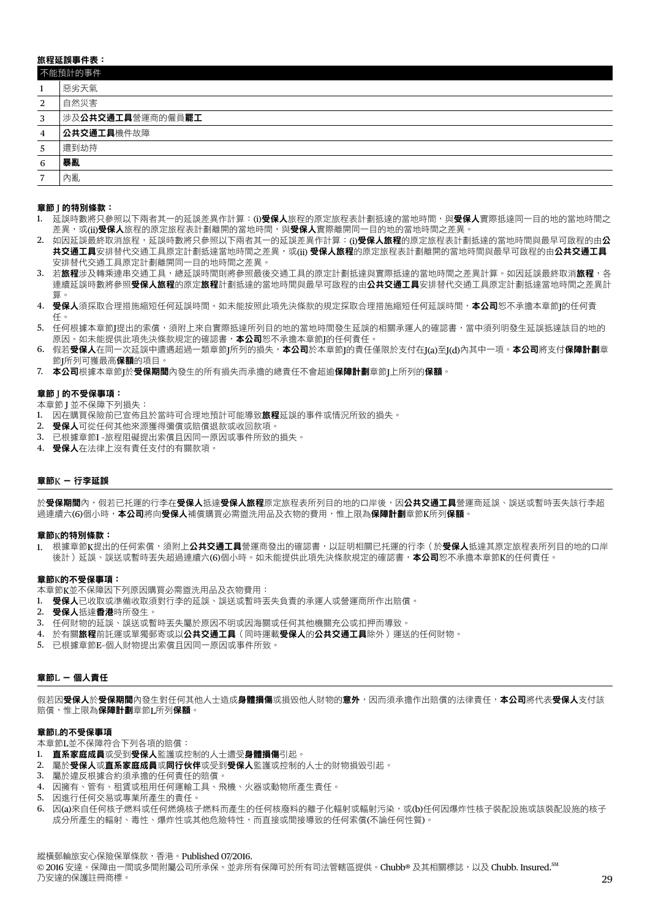**旅程延誤事件表：**

| | 不能預計的事件 |
|---|---|
| 1 | 惡劣天氣 |
| 2 | 自然災害 |
| 3 | 涉及**公共交通工具**營運商的僱員**罷工** |
| 4 | **公共交通工具**機件故障 |
| 5 | 遭到劫持 |
| 6 | **暴亂** |
| 7 | 內亂 |

**章節 J 的特別條款：**

1. 延誤時數將只參照以下兩者其一的延誤差異作計算：(i)**受保人**旅程的原定旅程表計劃抵達的當地時間，與**受保人**實際抵達同一目的地的當地時間之差異，或(ii)**受保人**旅程的原定旅程表計劃離開的當地時間，與**受保人**實際離開同一目的地的當地時間之差異。
2. 如因延誤最終取消旅程，延誤時數將只參照以下兩者其一的延誤差異作計算：(i)**受保人旅程**的原定旅程表計劃抵達的當地時間與最早可啟程的由**公共交通工具**安排替代交通工具原定計劃抵達當地時間之差異，或(ii) **受保人旅程**的原定旅程表計劃離開的當地時間與最早可啟程的由**公共交通工具**安排替代交通工具原定計劃離開同一目的地時間之差異。
3. 若**旅程**涉及轉乘連串交通工具，總延誤時間則將參照最後交通工具的原定計劃抵達與實際抵達的當地時間之差異計算。如因延誤最終取消**旅程**，各連續延誤時數將參照**受保人旅程**的原定**旅程**計劃抵達的當地時間與最早可啟程的由**公共交通工具**安排替代交通工具原定計劃抵達當地時間之差異計算。
4. **受保人**須採取合理措施縮短任何延誤時間。如未能按照此項先決條款的規定採取合理措施縮短任何延誤時間，**本公司**恕不承擔本章節J的任何責任。
5. 任何根據本章節J提出的索償，須附上來自實際抵達所列目的地的當地時間發生延誤的相關承運人的確認書，當中須列明發生延誤抵達該目的地的原因。如未能提供此項先決條款規定的確認書，**本公司**恕不承擔本章節J的任何責任。
6. 假若**受保人**在同一次延誤中遭遇超過一類章節J所列的損失，**本公司**於本章節J的責任僅限於支付在J(a)至J(d)內其中一項。**本公司**將支付**保障計劃**章節J所列可獲最高**保額**的項目。
7. **本公司**根據本章節J於**受保期間**內發生的所有損失而承擔的總責任不會超逾**保障計劃**章節J上所列的**保額**。

**章節 J 的不受保事項：**

本章節 J 並不保障下列損失：

1. 因在購買保險前已宣佈且於當時可合理地預計可能導致**旅程**延誤的事件或情況所致的損失。
2. **受保人**可從任何其他來源獲得彌償或賠償退款或收回款項。
3. 已根據章節I -旅程阻礙提出索償且因同一原因或事件所致的損失。
4. **受保人**在法律上沒有責任支付的有關款項。

### 章節K — 行李延誤

於**受保期間**內，假若已托運的行李在**受保人**抵達**受保人旅程**原定旅程表所列目的地的口岸後，因**公共交通工具**營運商延誤、誤送或暫時丟失該行李超過連續六(6)個小時，**本公司**將向**受保人**補償購買必需盥洗用品及衣物的費用，惟上限為**保障計劃**章節K所列**保額**。

**章節K的特別條款：**

1. 根據章節K提出的任何索償，須附上**公共交通工具**營運商發出的確認書，以証明相關已托運的行李（於**受保人**抵達其原定旅程表所列目的地的口岸後計）延誤、誤送或暫時丟失超過連續六(6)個小時。如未能提供此項先決條款規定的確認書，**本公司**恕不承擔本章節K的任何責任。

**章節K的不受保事項：**

本章節K並不保障因下列原因購買必需盥洗用品及衣物費用：

1. **受保人**已收取或準備收取須對行李的延誤、誤送或暫時丟失負責的承運人或營運商所作出賠償。
2. **受保人**抵達**香港**時所發生。
3. 任何財物的延誤、誤送或暫時丟失屬於原因不明或因海關或任何其他機關充公或扣押而導致。
4. 於有關**旅程**前託運或單獨郵寄或以**公共交通工具**（同時運載**受保人**的**公共交通工具**除外）運送的任何財物。
5. 已根據章節E-個人財物提出索償且因同一原因或事件所致。

### 章節L — 個人責任

假若因**受保人**於**受保期間**內發生對任何其他人士造成**身體損傷**或損毀他人財物的**意外**，因而須承擔作出賠償的法律責任，**本公司**將代表**受保人**支付該賠償，惟上限為**保障計劃**章節L所列**保額**。

**章節L的不受保事項**

本章節L並不保障符合下列各項的賠償：

1. **直系家庭成員**或受到**受保人**監護或控制的人士遭受**身體損傷**引起。
2. 屬於**受保人**或**直系家庭成員**或**同行伙伴**或受到**受保人**監護或控制的人士的財物損毀引起。
3. 屬於違反根據合約須承擔的任何責任的賠償。
4. 因擁有、管有、租賃或租用任何運輸工具、飛機、火器或動物所產生責任。
5. 因進行任何交易或專業所產生的責任。
6. 因(a)來自任何核子燃料或任何燃燒核子燃料而產生的任何核廢料的離子化輻射或輻射污染，或(b)任何因爆炸性核子裝配設施或該裝配設施的核子成分所產生的輻射、毒性、爆炸性或其他危險特性，而直接或間接導致的任何索償(不論任何性質)。

縱橫郵輪旅安心保險保單條款，香港。Published 07/2016.
© 2016 安達。保障由一間或多間附屬公司所承保。並非所有保障可於所有司法管轄區提供。Chubb® 及其相關標誌，以及 Chubb. Insured.SM 乃安達的保護註冊商標。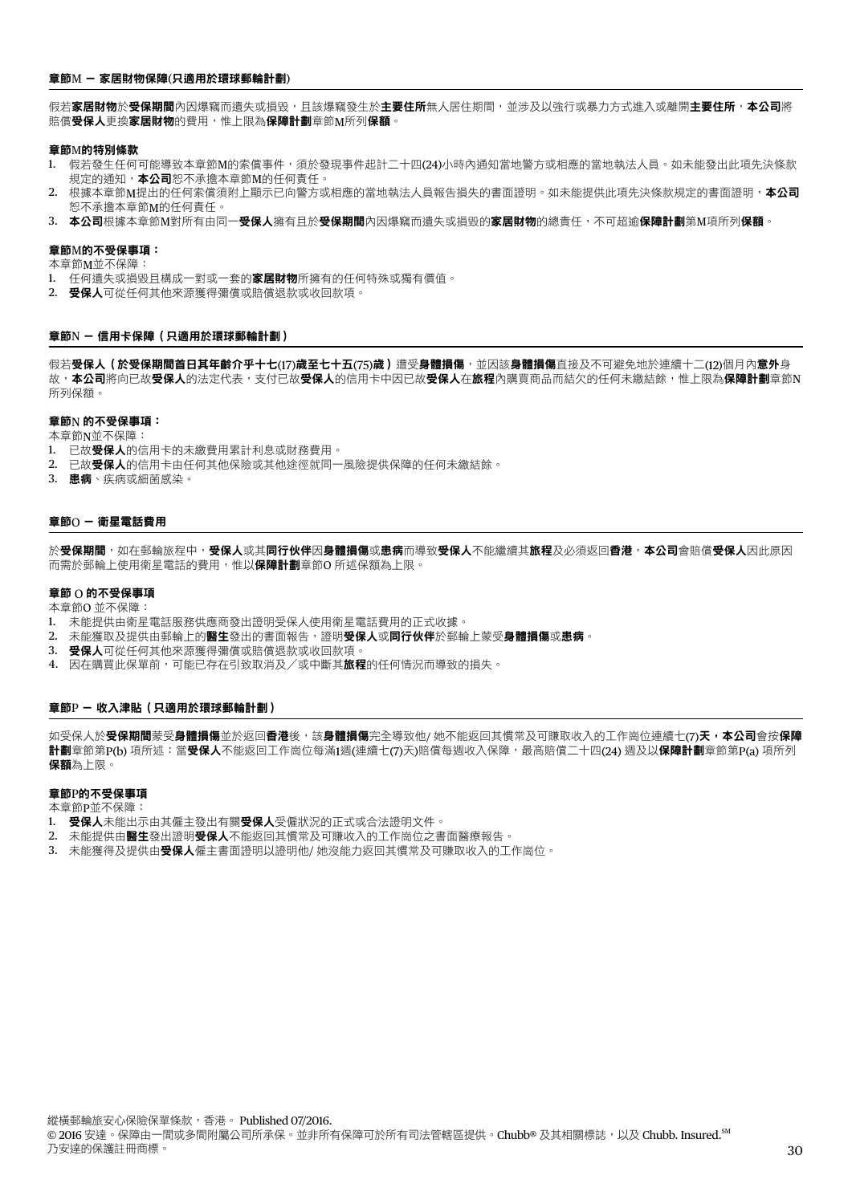### 章節M — 家居財物保障(只適用於環球郵輪計劃)

假若**家居財物**於**受保期間**內因爆竊而遺失或損毀，且該爆竊發生於**主要住所**無人居住期間，並涉及以強行或暴力方式進入或離開**主要住所**，**本公司**將賠償**受保人**更換**家居財物**的費用，惟上限為**保障計劃**章節M所列**保額**。

**章節M的特別條款**

1. 假若發生任何可能導致本章節M的索償事件，須於發現事件起計二十四(24)小時內通知當地警方或相應的當地執法人員。如未能發出此項先決條款規定的通知，**本公司**恕不承擔本章節M的任何責任。
2. 根據本章節M提出的任何索償須附上顯示已向警方或相應的當地執法人員報告損失的書面證明。如未能提供此項先決條款規定的書面證明，**本公司**恕不承擔本章節M的任何責任。
3. **本公司**根據本章節M對所有由同一**受保人**擁有且於**受保期間**內因爆竊而遺失或損毀的**家居財物**的總責任，不可超逾**保障計劃**第M項所列**保額**。

**章節M的不受保事項：**

本章節M並不保障：

1. 任何遺失或損毀且構成一對或一套的**家居財物**所擁有的任何特殊或獨有價值。
2. **受保人**可從任何其他來源獲得彌償或賠償退款或收回款項。

### 章節N — 信用卡保障（只適用於環球郵輪計劃）

假若**受保人（於受保期間首日其年齡介乎十七(17)歲至七十五(75)歲）**遭受**身體損傷**，並因該**身體損傷**直接及不可避免地於連續十二(12)個月內**意外**身故，**本公司**將向已故**受保人**的法定代表，支付已故**受保人**的信用卡中因已故**受保人**在**旅程**內購買商品而結欠的任何未繳結餘，惟上限為**保障計劃**章節N所列保額。

**章節N 的不受保事項：**

本章節N並不保障：

1. 已故**受保人**的信用卡的未繳費用累計利息或財務費用。
2. 已故**受保人**的信用卡由任何其他保險或其他途徑就同一風險提供保障的任何未繳結餘。
3. **患病**、疾病或細菌感染。

### 章節O — 衛星電話費用

於**受保期間**，如在郵輪旅程中，**受保人**或其**同行伙伴**因**身體損傷**或**患病**而導致**受保人**不能繼續其**旅程**及必須返回**香港**，**本公司**會賠償**受保人**因此原因而需於郵輪上使用衛星電話的費用，惟以**保障計劃**章節O 所述保額為上限。

**章節 O 的不受保事項**

本章節O 並不保障：

1. 未能提供由衛星電話服務供應商發出證明受保人使用衛星電話費用的正式收據。
2. 未能獲取及提供由郵輪上的**醫生**發出的書面報告，證明**受保人**或**同行伙伴**於郵輪上蒙受**身體損傷**或**患病**。
3. **受保人**可從任何其他來源獲得彌償或賠償退款或收回款項。
4. 因在購買此保單前，可能已存在引致取消及／或中斷其**旅程**的任何情況而導致的損失。

### 章節P — 收入津貼（只適用於環球郵輪計劃）

如受保人於**受保期間**蒙受**身體損傷**並於返回**香港**後，該**身體損傷**完全導致他/ 她不能返回其慣常及可賺取收入的工作崗位連續七(7)**天**，**本公司**會按**保障計劃**章節第P(b) 項所述：當**受保人**不能返回工作崗位每滿1週(連續七(7)天)賠償每週收入保障，最高賠償二十四(24) 週及以**保障計劃**章節第P(a) 項所列**保額**為上限。

**章節P的不受保事項**

本章節P並不保障：

1. **受保人**未能出示由其僱主發出有關**受保人**受僱狀況的正式或合法證明文件。
2. 未能提供由**醫生**發出證明**受保人**不能返回其慣常及可賺取收入的工作崗位之書面醫療報告。
3. 未能獲得及提供由**受保人**僱主書面證明以證明他/ 她沒能力返回其慣常及可賺取收入的工作崗位。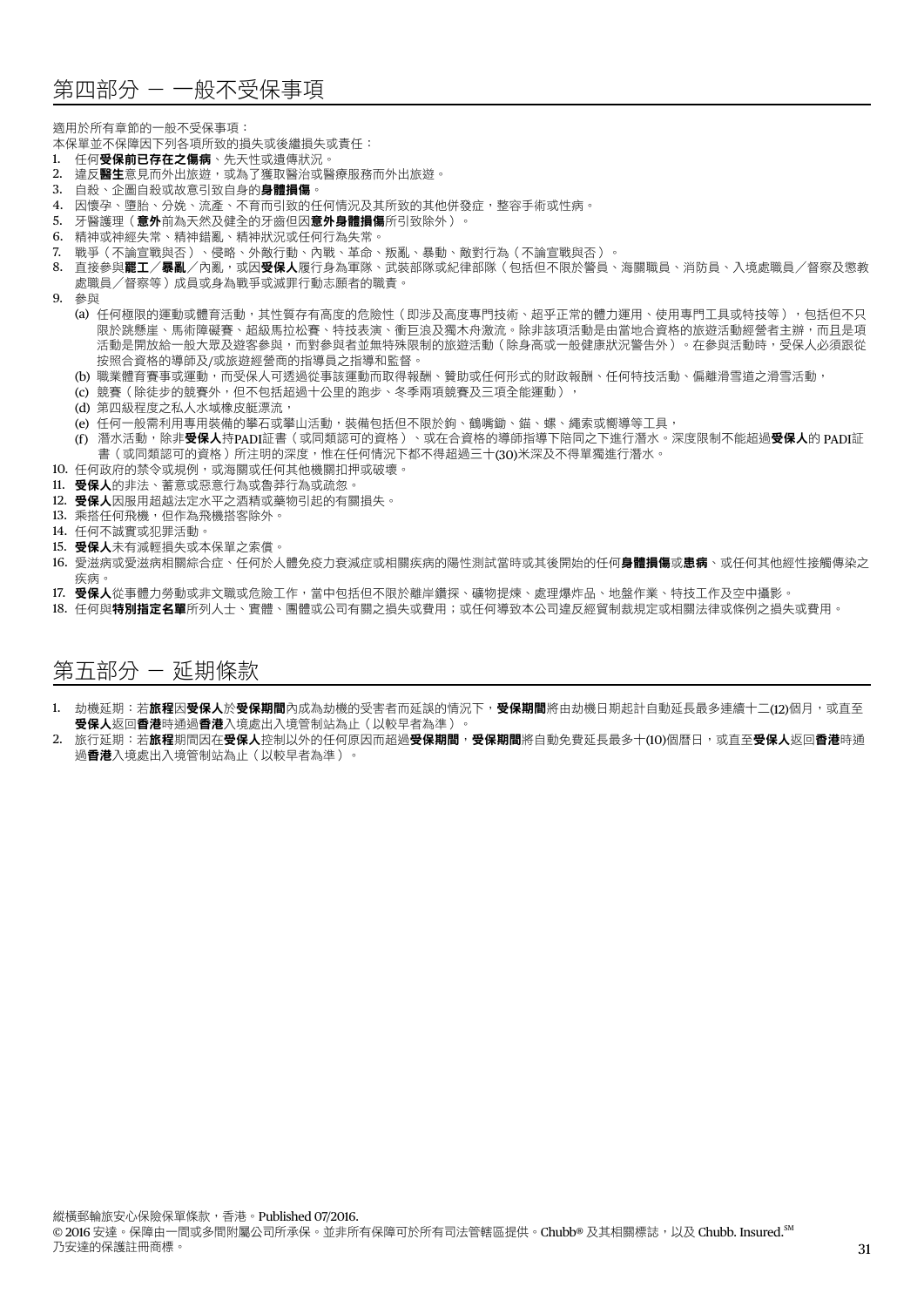## 第四部分 — 一般不受保事項

適用於所有章節的一般不受保事項：

本保單並不保障因下列各項所致的損失或後繼損失或責任：

1. 任何**受保前已存在之傷病**、先天性或遺傳狀況。
2. 違反**醫生**意見而外出旅遊，或為了獲取醫治或醫療服務而外出旅遊。
3. 自殺、企圖自殺或故意引致自身的**身體損傷**。
4. 因懷孕、墮胎、分娩、流產、不育而引致的任何情況及其所致的其他併發症，整容手術或性病。
5. 牙醫護理（**意外**前為天然及健全的牙齒但因**意外身體損傷**所引致除外）。
6. 精神或神經失常、精神錯亂、精神狀況或任何行為失常。
7. 戰爭（不論宣戰與否）、侵略、外敵行動、內戰、革命、叛亂、暴動、敵對行為（不論宣戰與否）。
8. 直接參與**罷工**／**暴亂**／內亂，或因**受保人**履行身為軍隊、武裝部隊或紀律部隊（包括但不限於警員、海關職員、消防員、入境處職員／督察及懲教處職員／督察等）成員或身為戰爭或滅罪行動志願者的職責。
9. 參與
   (a) 任何極限的運動或體育活動，其性質存有高度的危險性（即涉及高度專門技術、超乎正常的體力運用、使用專門工具或特技等），包括但不只限於跳懸崖、馬術障礙賽、超級馬拉松賽、特技表演、衝巨浪及獨木舟激流。除非該項活動是由當地合資格的旅遊活動經營者主辦，而且是項活動是開放給一般大眾及遊客參與，而對參與者並無特殊限制的旅遊活動（除身高或一般健康狀況警告外）。在參與活動時，受保人必須跟從按照合資格的導師及/或旅遊經營商的指導員之指導和監督。
   (b) 職業體育賽事或運動，而受保人可透過從事該運動而取得報酬、贊助或任何形式的財政報酬、任何特技活動、偏離滑雪道之滑雪活動，
   (c) 競賽（除徒步的競賽外，但不包括超過十公里的跑步、冬季兩項競賽及三項全能運動），
   (d) 第四級程度之私人水域橡皮艇漂流，
   (e) 任何一般需利用專用裝備的攀石或攀山活動，裝備包括但不限於鉤、鶴嘴鋤、錨、螺、繩索或嚮導等工具，
   (f) 潛水活動，除非**受保人**持PADI証書（或同類認可的資格）、或在合資格的導師指導下陪同之下進行潛水。深度限制不能超過**受保人**的 PADI証書（或同類認可的資格）所注明的深度，惟在任何情況下都不得超過三十(30)米深及不得單獨進行潛水。
10. 任何政府的禁令或規例，或海關或任何其他機關扣押或破壞。
11. **受保人**的非法、蓄意或惡意行為或魯莽行為或疏忽。
12. **受保人**因服用超越法定水平之酒精或藥物引起的有關損失。
13. 乘搭任何飛機，但作為飛機搭客除外。
14. 任何不誠實或犯罪活動。
15. **受保人**未有減輕損失或本保單之索償。
16. 愛滋病或愛滋病相關綜合症、任何於人體免疫力衰減症或相關疾病的陽性測試當時或其後開始的任何**身體損傷**或**患病**、或任何其他經性接觸傳染之疾病。
17. **受保人**從事體力勞動或非文職或危險工作，當中包括但不限於離岸鑽探、礦物提煉、處理爆炸品、地盤作業、特技工作及空中攝影。
18. 任何與**特別指定名單**所列人士、實體、團體或公司有關之損失或費用；或任何導致本公司違反經貿制裁規定或相關法律或條例之損失或費用。

## 第五部分 — 延期條款

1. 劫機延期：若**旅程**因**受保人**於**受保期間**內成為劫機的受害者而延誤的情況下，**受保期間**將由劫機日期起計自動延長最多連續十二(12)個月，或直至**受保人**返回**香港**時通過**香港**入境處出入境管制站為止（以較早者為準）。
2. 旅行延期：若**旅程**期間因在**受保人**控制以外的任何原因而超過**受保期間**，**受保期間**將自動免費延長最多十(10)個曆日，或直至**受保人**返回**香港**時通過**香港**入境處出入境管制站為止（以較早者為準）。

縱橫郵輪旅安心保險保單條款，香港。Published 07/2016.

© 2016 安達。保障由一間或多間附屬公司所承保。並非所有保障可於所有司法管轄區提供。Chubb® 及其相關標誌，以及 Chubb. Insured.℠ 乃安達的保護註冊商標。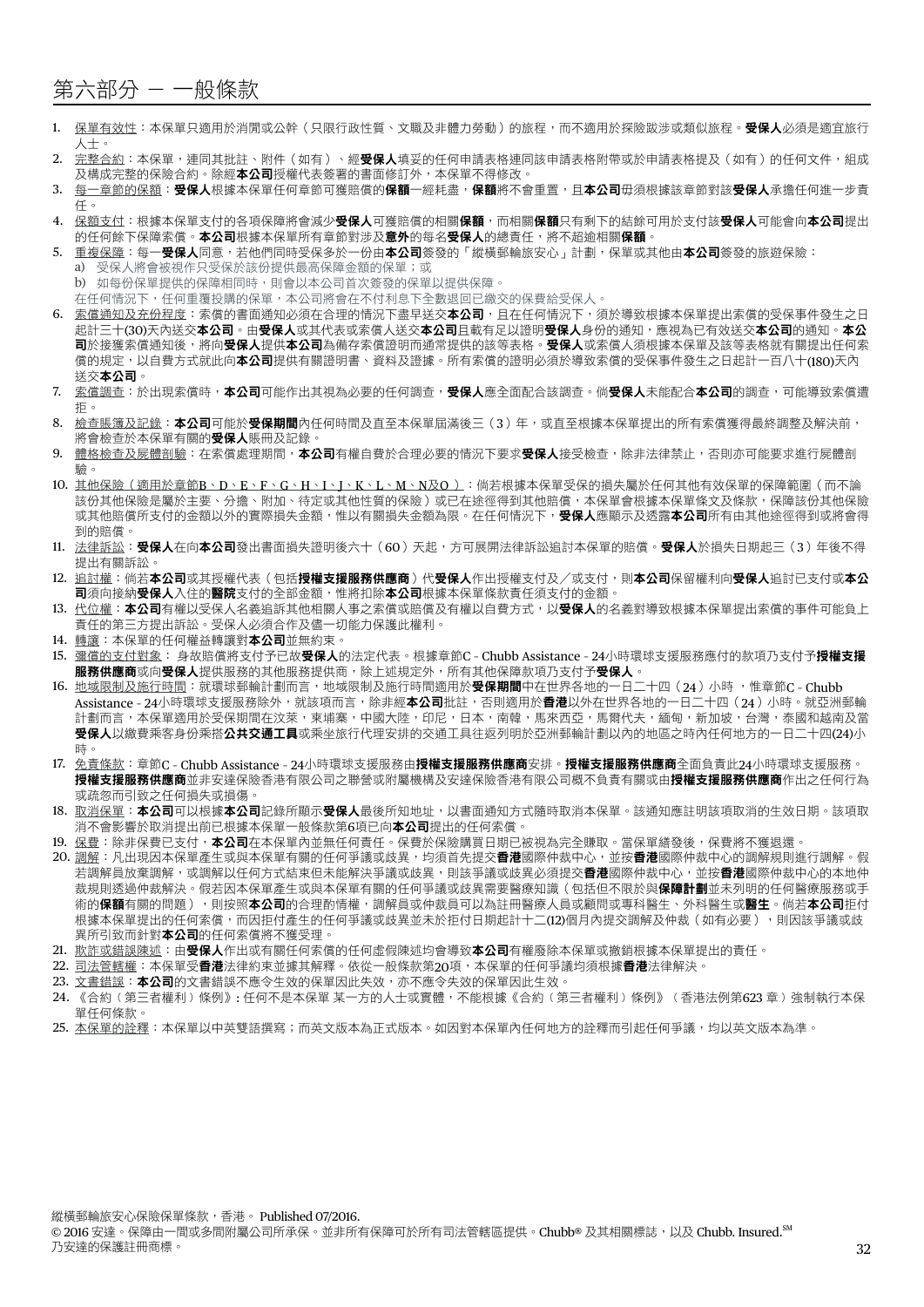# 第六部分 — 一般條款

1. 保單有效性：本保單只適用於消閒或公幹（只限行政性質、文職及非體力勞動）的旅程，而不適用於探險跋涉或類似旅程。**受保人**必須是適宜旅行人士。
2. 完整合約：本保單，連同其批註、附件（如有）、經**受保人**填妥的任何申請表格連同該申請表格附帶或於申請表格提及（如有）的任何文件，組成及構成完整的保險合約。除經**本公司**授權代表簽署的書面修訂外，本保單不得修改。
3. 每一章節的保額：**受保人**根據本保單任何章節可獲賠償的**保額**一經耗盡，**保額**將不會重置，且**本公司**毋須根據該章節對該**受保人**承擔任何進一步責任。
4. 保額支付：根據本保單支付的各項保障將會減少**受保人**可獲賠償的相關**保額**，而相關**保額**只有剩下的結餘可用於支付該**受保人**可能會向**本公司**提出的任何餘下保障索償。**本公司**根據本保單所有章節涉及**意外**的每名**受保人**的總責任，將不超逾相關**保額**。
5. 重複保障：每一**受保人**同意，若他們同時受保多於一份由**本公司**簽發的「縱橫郵輪旅安心」計劃，保單或其他由**本公司**簽發的旅遊保險：
   a) 受保人將會被視作只受保於該份提供最高保障金額的保單；或
   b) 如每份保單提供的保障相同時，則會以本公司首次簽發的保單以提供保障。

   在任何情況下，任何重覆投購的保單，本公司將會在不付利息下全數退回已繳交的保費給受保人。
6. 索償通知及充份程度：索償的書面通知必須在合理的情況下盡早送交**本公司**，且在任何情況下，須於導致根據本保單提出索償的受保事件發生之日起計三十(30)天內送交**本公司**。由**受保人**或其代表或索償人送交**本公司**且載有足以證明**受保人**身份的通知，應視為已有效送交**本公司**的通知。**本公司**於接獲索償通知後，將向**受保人**提供**本公司**為備存索償證明而通常提供的該等表格。**受保人**或索償人須根據本保單及該等表格就有關提出任何索償的規定，以自費方式就此向**本公司**提供有關證明書、資料及證據。所有索償的證明必須於導致索償的受保事件發生之日起計一百八十(180)天內送交**本公司**。
7. 索償調查：於出現索償時，**本公司**可能作出其視為必要的任何調查，**受保人**應全面配合該調查。倘**受保人**未能配合**本公司**的調查，可能導致索償遭拒。
8. 檢查賬簿及記錄：**本公司**可能於**受保期間**內任何時間及直至本保單屆滿後三（3）年，或直至根據本保單提出的所有索償獲得最終調整及解決前，將會檢查於本保單有關的**受保人**賬冊及記錄。
9. 體格檢查及屍體剖驗：在索償處理期間，**本公司**有權自費於合理必要的情況下要求**受保人**接受檢查，除非法律禁止，否則亦可能要求進行屍體剖驗。
10. 其他保險（適用於章節B、D、E、F、G、H、I、J、K、L、M、N及O）：倘若根據本保單受保的損失屬於任何其他有效保單的保障範圍（而不論該份其他保險是屬於主要、分擔、附加、待定或其他性質的保險）或已在途徑得到其他賠償，本保單會根據本保單條文及條款，保障該份其他保險或其他賠償所支付的金額以外的實際損失金額，惟以有關損失金額為限。在任何情況下，**受保人**應顯示及透露**本公司**所有由其他途徑得到或將會得到的賠償。
11. 法律訴訟：**受保人**在向**本公司**發出書面損失證明後六十（60）天起，方可展開法律訴訟追討本保單的賠償。**受保人**於損失日期起三（3）年後不得提出有關訴訟。
12. 追討權：倘若**本公司**或其授權代表（包括**授權支援服務供應商**）代**受保人**作出授權支付及／或支付，則**本公司**保留權利向**受保人**追討已支付或**本公司**須向接納**受保人**入住的**醫院**支付的全部金額，惟將扣除**本公司**根據本保單條款責任須支付的金額。
13. 代位權：**本公司**有權以受保人名義追訴其他相關人事之索償或賠償及有權以自費方式，以**受保人**的名義對導致根據本保單提出索償的事件可能負上責任的第三方提出訴訟。受保人必須合作及儘一切能力保護此權利。
14. 轉讓：本保單的任何權益轉讓對**本公司**並無約束。
15. 彌償的支付對象：身故賠償將支付予已故**受保人**的法定代表。根據章節C - Chubb Assistance - 24小時環球支援服務應付的款項乃支付予**授權支援服務供應商**或向**受保人**提供服務的其他服務提供商，除上述規定外，所有其他保障款項乃支付予**受保人**。
16. 地域限制及施行時間：就環球郵輪計劃而言，地域限制及施行時間適用於**受保期間**中在世界各地的一日二十四（24）小時，惟章節C - Chubb Assistance - 24小時環球支援服務除外，就該項而言，除非經**本公司**批註，否則適用於**香港**以外在世界各地的一日二十四（24）小時。就亞洲郵輪計劃而言，本保單適用於受保期間在汶萊，柬埔寨，中國大陸，印尼，日本，南韓，馬來西亞，馬爾代夫，緬甸，新加坡，台灣，泰國和越南及當**受保人**以繳費乘客身份乘搭**公共交通工具**或乘坐旅行代理安排的交通工具往返列明於亞洲郵輪計劃以內的地區之時內任何地方的一日二十四(24)小時。
17. 免責條款：章節C - Chubb Assistance - 24小時環球支援服務由**授權支援服務供應商**安排。**授權支援服務供應商**全面負責此24小時環球支援服務。**授權支援服務供應商**並非安達保險香港有限公司之聯營或附屬機構及安達保險香港有限公司概不負責有關或由**授權支援服務供應商**作出之任何行為或疏忽而引致之任何損失或損傷。
18. 取消保單：**本公司**可以根據**本公司**記錄所顯示**受保人**最後所知地址，以書面通知方式隨時取消本保單。該通知應註明該項取消的生效日期。該項取消不會影響於取消提出前已根據本保單一般條款第6項已向**本公司**提出的任何索償。
19. 保費：除非保費已支付，**本公司**在本保單內並無任何責任。保費於保險購買日期已被視為完全賺取。當保單繕發後，保費將不獲退還。
20. 調解：凡出現因本保單產生或與本保單有關的任何爭議或歧異，均須首先提交**香港**國際仲裁中心，並按**香港**國際仲裁中心的調解規則進行調解。假若調解員放棄調解，或調解以任何方式結束但未能解決爭議或歧異，則該爭議或歧異必須提交**香港**國際仲裁中心，並按**香港**國際仲裁中心的本地仲裁規則透過仲裁解決。假若因本保單產生或與本保單有關的任何爭議或歧異需要醫療知識（包括但不限於與**保障計劃**並未列明的任何醫療服務或手術的**保額**有關的問題），則按照**本公司**的合理酌情權，調解員或仲裁員可以為註冊醫療人員或顧問或專科醫生、外科醫生或**醫生**。倘若**本公司**拒付根據本保單提出的任何索償，而因拒付產生的任何爭議或歧異並未於拒付日期起計十二(12)個月內提交調解及仲裁（如有必要），則因該爭議或歧異所引致而針對**本公司**的任何索償將不獲受理。
21. 欺詐或錯誤陳述：由**受保人**作出或有關任何索償的任何虛假陳述均會導致**本公司**有權廢除本保單或撤銷根據本保單提出的責任。
22. 司法管轄權：本保單受**香港**法律約束並據其解釋。依從一般條款第20項，本保單的任何爭議均須根據**香港**法律解決。
23. 文書錯誤：**本公司**的文書錯誤不應令生效的保單因此失效，亦不應令失效的保單因此生效。
24. 《合約（第三者權利）條例》：任何不是本保單 某一方的人士或實體，不能根據《合約（第三者權利）條例》（香港法例第623 章）強制執行本保單任何條款。
25. 本保單的詮釋：本保單以中英雙語撰寫；而英文版本為正式版本。如因對本保單內任何地方的詮釋而引起任何爭議，均以英文版本為準。

縱橫郵輪旅安心保險保單條款，香港。 Published 07/2016.

© 2016 安達。保障由一間或多間附屬公司所承保。並非所有保障可於所有司法管轄區提供。Chubb® 及其相關標誌，以及 Chubb. Insured.SM 乃安達的保護註冊商標。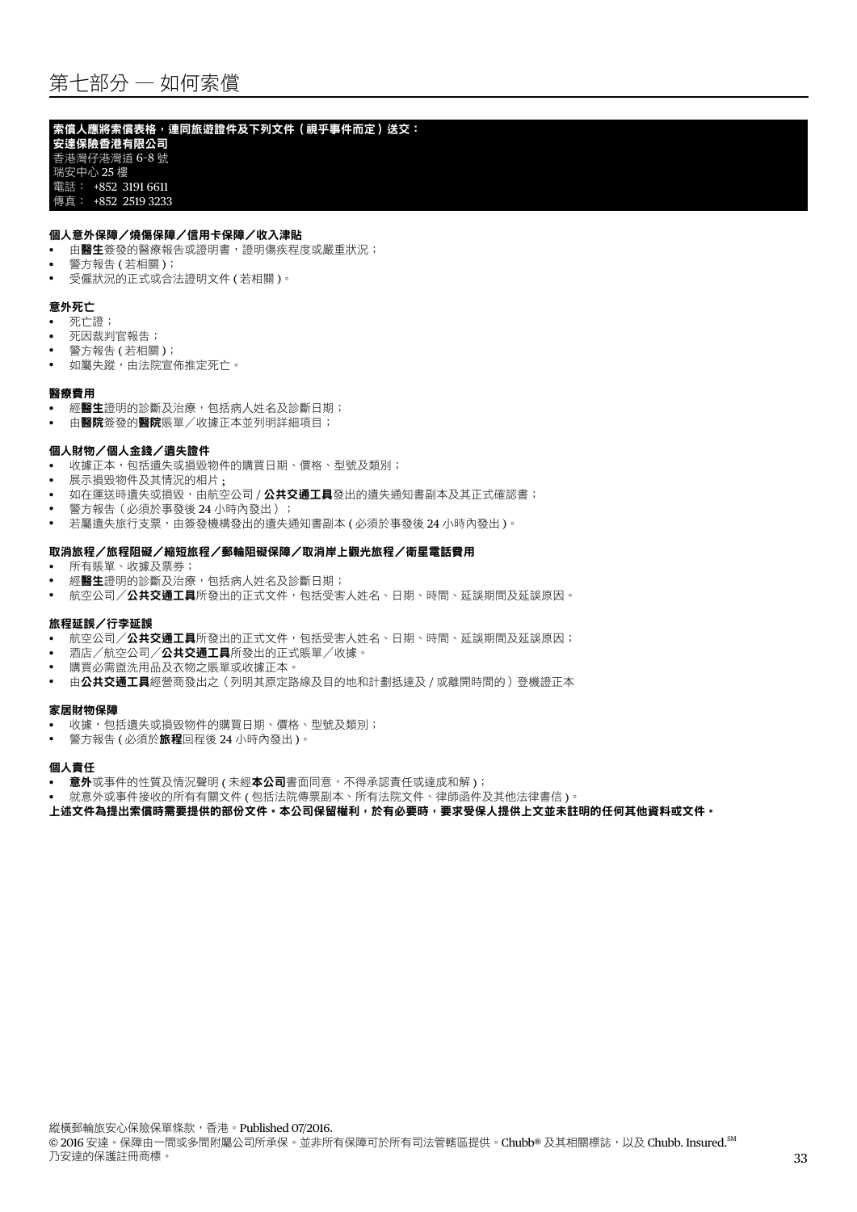# 第七部分 — 如何索償

**索償人應將索償表格，連同旅遊證件及下列文件（視乎事件而定）送交：**
**安達保險香港有限公司**
香港灣仔港灣道 6-8 號
瑞安中心 25 樓
電話： +852 3191 6611
傳真： +852 2519 3233

**個人意外保障／燒傷保障／信用卡保障／收入津貼**

- 由**醫生**簽發的醫療報告或證明書，證明傷疾程度或嚴重狀況；
- 警方報告 ( 若相關 )；
- 受僱狀況的正式或合法證明文件 ( 若相關 )。

**意外死亡**

- 死亡證；
- 死因裁判官報告；
- 警方報告 ( 若相關 )；
- 如屬失蹤，由法院宣佈推定死亡。

**醫療費用**

- 經**醫生**證明的診斷及治療，包括病人姓名及診斷日期；
- 由**醫院**簽發的**醫院**賬單／收據正本並列明詳細項目；

**個人財物／個人金錢／遺失證件**

- 收據正本，包括遺失或損毀物件的購買日期、價格、型號及類別；
- 展示損毀物件及其情況的相片；
- 如在運送時遺失或損毀，由航空公司 / **公共交通工具**發出的遺失通知書副本及其正式確認書；
- 警方報告（必須於事發後 24 小時內發出）；
- 若屬遺失旅行支票，由簽發機構發出的遺失通知書副本 ( 必須於事發後 24 小時內發出 )。

**取消旅程／旅程阻礙／縮短旅程／郵輪阻礙保障／取消岸上觀光旅程／衛星電話費用**

- 所有賬單、收據及票券；
- 經**醫生**證明的診斷及治療，包括病人姓名及診斷日期；
- 航空公司／**公共交通工具**所發出的正式文件，包括受害人姓名、日期、時間、延誤期間及延誤原因。

**旅程延誤／行李延誤**

- 航空公司／**公共交通工具**所發出的正式文件，包括受害人姓名、日期、時間、延誤期間及延誤原因；
- 酒店／航空公司／**公共交通工具**所發出的正式賬單／收據。
- 購買必需盥洗用品及衣物之賬單或收據正本。
- 由**公共交通工具**經營商發出之（列明其原定路線及目的地和計劃抵達及 / 或離開時間的）登機證正本

**家居財物保障**

- 收據，包括遺失或損毀物件的購買日期、價格、型號及類別；
- 警方報告 ( 必須於**旅程**回程後 24 小時內發出 )。

**個人責任**

- **意外**或事件的性質及情況聲明 ( 未經**本公司**書面同意，不得承認責任或達成和解 )；
- 就意外或事件接收的所有有關文件 ( 包括法院傳票副本、所有法院文件、律師函件及其他法律書信 )。

**上述文件為提出索償時需要提供的部份文件。本公司保留權利，於有必要時，要求受保人提供上文並未註明的任何其他資料或文件。**

縱橫郵輪旅安心保險保單條款，香港。Published 07/2016.
© 2016 安達。保障由一間或多間附屬公司所承保。並非所有保障可於所有司法管轄區提供。Chubb® 及其相關標誌，以及 Chubb. Insured.℠ 乃安達的保護註冊商標。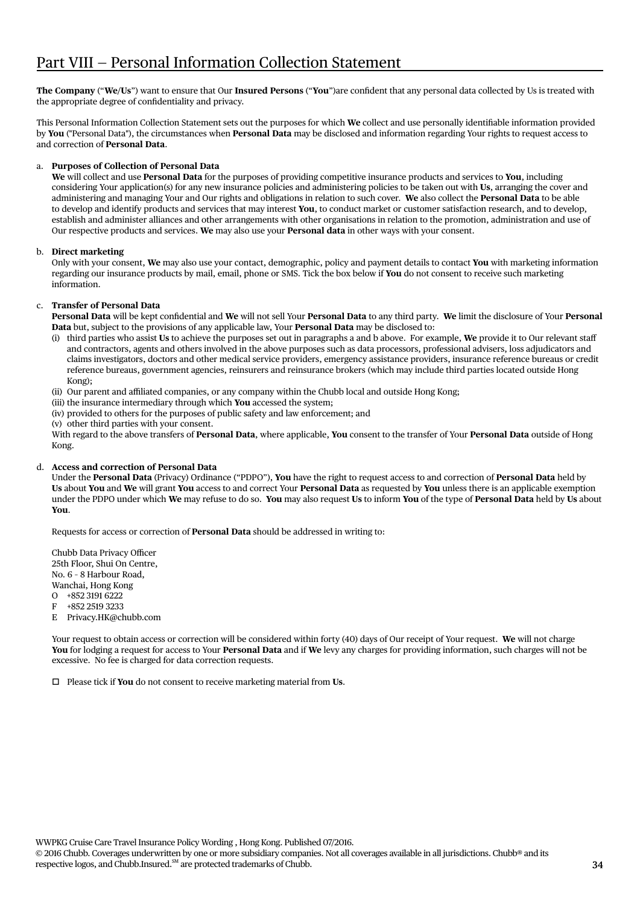# Part VIII – Personal Information Collection Statement

**The Company** ("**We/Us**") want to ensure that Our **Insured Persons** ("**You**")are confident that any personal data collected by Us is treated with the appropriate degree of confidentiality and privacy.

This Personal Information Collection Statement sets out the purposes for which **We** collect and use personally identifiable information provided by **You** ("Personal Data"), the circumstances when **Personal Data** may be disclosed and information regarding Your rights to request access to and correction of **Personal Data**.

a. **Purposes of Collection of Personal Data**
 **We** will collect and use **Personal Data** for the purposes of providing competitive insurance products and services to **You**, including considering Your application(s) for any new insurance policies and administering policies to be taken out with **Us**, arranging the cover and administering and managing Your and Our rights and obligations in relation to such cover. **We** also collect the **Personal Data** to be able to develop and identify products and services that may interest **You**, to conduct market or customer satisfaction research, and to develop, establish and administer alliances and other arrangements with other organisations in relation to the promotion, administration and use of Our respective products and services. **We** may also use your **Personal data** in other ways with your consent.

b. **Direct marketing**
 Only with your consent, **We** may also use your contact, demographic, policy and payment details to contact **You** with marketing information regarding our insurance products by mail, email, phone or SMS. Tick the box below if **You** do not consent to receive such marketing information.

c. **Transfer of Personal Data**
 **Personal Data** will be kept confidential and **We** will not sell Your **Personal Data** to any third party. **We** limit the disclosure of Your **Personal Data** but, subject to the provisions of any applicable law, Your **Personal Data** may be disclosed to:
 (i) third parties who assist **Us** to achieve the purposes set out in paragraphs a and b above. For example, **We** provide it to Our relevant staff and contractors, agents and others involved in the above purposes such as data processors, professional advisers, loss adjudicators and claims investigators, doctors and other medical service providers, emergency assistance providers, insurance reference bureaus or credit reference bureaus, government agencies, reinsurers and reinsurance brokers (which may include third parties located outside Hong Kong);
 (ii) Our parent and affiliated companies, or any company within the Chubb local and outside Hong Kong;
 (iii) the insurance intermediary through which **You** accessed the system;
 (iv) provided to others for the purposes of public safety and law enforcement; and
 (v) other third parties with your consent.
 With regard to the above transfers of **Personal Data**, where applicable, **You** consent to the transfer of Your **Personal Data** outside of Hong Kong.

d. **Access and correction of Personal Data**
 Under the **Personal Data** (Privacy) Ordinance ("PDPO"), **You** have the right to request access to and correction of **Personal Data** held by **Us** about **You** and **We** will grant **You** access to and correct Your **Personal Data** as requested by **You** unless there is an applicable exemption under the PDPO under which **We** may refuse to do so. **You** may also request **Us** to inform **You** of the type of **Personal Data** held by **Us** about **You**.

 Requests for access or correction of **Personal Data** should be addressed in writing to:

 Chubb Data Privacy Officer
 25th Floor, Shui On Centre,
 No. 6 - 8 Harbour Road,
 Wanchai, Hong Kong
 O +852 3191 6222
 F +852 2519 3233
 E Privacy.HK@chubb.com

 Your request to obtain access or correction will be considered within forty (40) days of Our receipt of Your request. **We** will not charge **You** for lodging a request for access to Your **Personal Data** and if **We** levy any charges for providing information, such charges will not be excessive. No fee is charged for data correction requests.

 ☐ Please tick if **You** do not consent to receive marketing material from **Us**.

WWPKG Cruise Care Travel Insurance Policy Wording , Hong Kong. Published 07/2016.
© 2016 Chubb. Coverages underwritten by one or more subsidiary companies. Not all coverages available in all jurisdictions. Chubb® and its respective logos, and Chubb.Insured.℠ are protected trademarks of Chubb.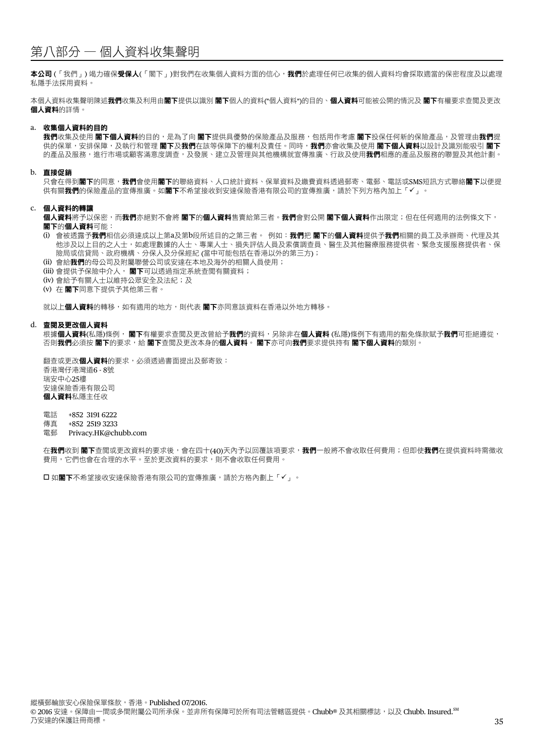# 第八部分 — 個人資料收集聲明

**本公司**（「我們」）竭力確保**受保人**（「閣下」）對我們在收集個人資料方面的信心，**我們**於處理任何已收集的個人資料均會採取適當的保密程度及以處理私隱手法採用資料。

本個人資料收集聲明陳述**我們**收集及利用由**閣下**提供以識別 **閣下**個人的資料("個人資料")的目的、**個人資料**可能被公開的情況及 **閣下**有權要求查閱及更改**個人資料**的詳情。

a. **收集個人資料的目的**

**我們**收集及使用 **閣下個人資料**的目的，是為了向 **閣下**提供具優勢的保險產品及服務，包括用作考慮 **閣下**投保任何新的保險產品，及管理由**我們**提供的保單，安排保障，及執行和管理 **閣下**及**我們**在該等保障下的權利及責任。同時，**我們**亦會收集及使用 **閣下個人資料**以設計及識別能吸引 **閣下**的產品及服務，進行市場或顧客滿意度調查，及發展、建立及管理與其他機構就宣傳推廣、行政及使用**我們**相應的產品及服務的聯盟及其他計劃。

b. **直接促銷**

只會在得到**閣下**的同意，**我們**會使用**閣下**的聯絡資料、人口統計資料、保單資料及繳費資料透過郵寄、電郵、電話或SMS短訊方式聯絡**閣下**以便提供有關**我們**的保險產品的宣傳推廣。如**閣下**不希望接收到安達保險香港有限公司的宣傳推廣，請於下列方格內加上「✓」。

c. **個人資料的轉讓**

**個人資料**將予以保密，而**我們**亦絕對不會將 **閣下**的**個人資料**售賣給第三者。**我們**會對公開 **閣下個人資料**作出限定；但在任何適用的法例條文下，**閣下**的**個人資料**可能：

(i) 會被透露予**我們**相信必須達成以上第a及第b段所述目的之第三者。 例如：**我們**把 **閣下**的**個人資料**提供予**我們**相關的員工及承辦商、代理及其他涉及以上目的之人士，如處理數據的人士、專業人士、損失評估人員及索償調查員、醫生及其他醫療服務提供者、緊急支援服務提供者、保險局或信貸局、政府機構、分保人及分保經紀 (當中可能包括在香港以外的第三方)；

(ii) 會給**我們**的母公司及附屬聯營公司或安達在本地及海外的相關人員使用；

(iii) 會提供予保險中介人， **閣下**可以透過指定系統查閱有關資料；

(iv) 會給予有關人士以維持公眾安全及法紀；及

(v) 在 **閣下**同意下提供予其他第三者。

就以上**個人資料**的轉移，如有適用的地方，則代表 **閣下**亦同意該資料在香港以外地方轉移。

d. **查閱及更改個人資料**

根據**個人資料**(私隱)條例， **閣下**有權要求查閱及更改曾給予**我們**的資料，另除非在**個人資料** (私隱)條例下有適用的豁免條款賦予**我們**可拒絕遵從，否則**我們**必須按 **閣下**的要求，給 **閣下**查閱及更改本身的**個人資料**。 **閣下**亦可向**我們**要求提供持有 **閣下個人資料**的類別。

翻查或更改**個人資料**的要求，必須透過書面提出及郵寄致：
香港灣仔港灣道6 - 8號
瑞安中心25樓
安達保險香港有限公司
**個人資料**私隱主任收

電話　+852 3191 6222
傳真　+852 2519 3233
電郵　Privacy.HK@chubb.com

在**我們**收到 **閣下**查閱或更改資料的要求後，會在四十(40)天內予以回覆該項要求，**我們**一般將不會收取任何費用；但即使**我們**在提供資料時需徵收費用，它們也會在合理的水平。至於更改資料的要求，則不會收取任何費用。

☐ 如**閣下**不希望接收安達保險香港有限公司的宣傳推廣，請於方格內劃上「✓」。

縱橫郵輪旅安心保險保單條款，香港。Published 07/2016.
© 2016 安達。保障由一間或多間附屬公司所承保。並非所有保障可於所有司法管轄區提供。Chubb® 及其相關標誌，以及 Chubb. Insured.℠ 乃安達的保護註冊商標。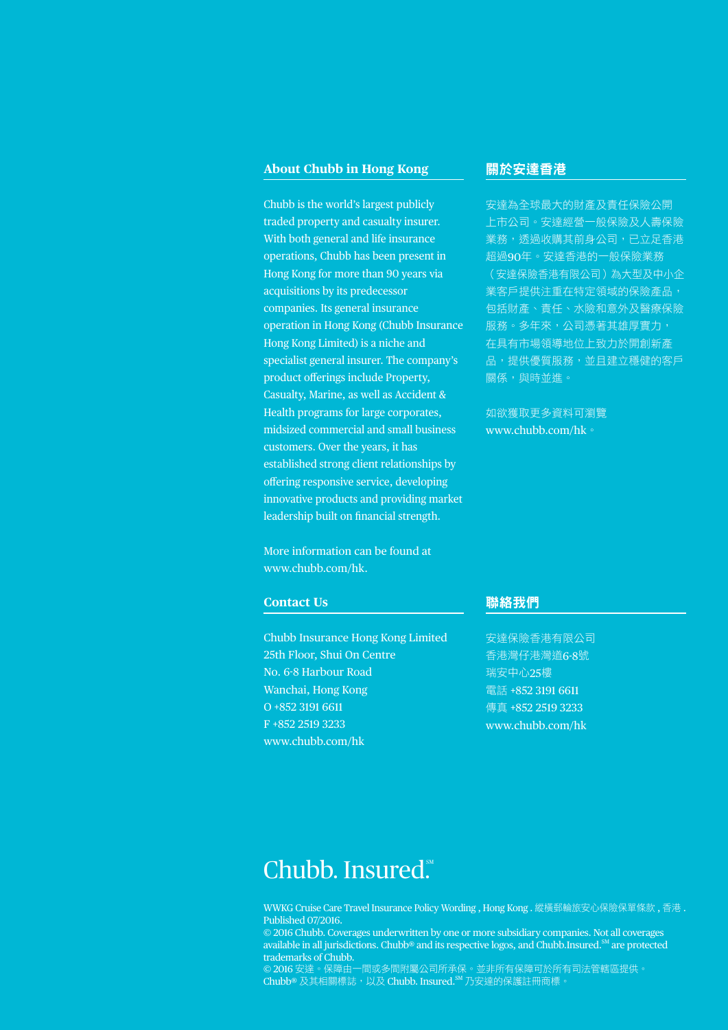## About Chubb in Hong Kong

Chubb is the world's largest publicly traded property and casualty insurer. With both general and life insurance operations, Chubb has been present in Hong Kong for more than 90 years via acquisitions by its predecessor companies. Its general insurance operation in Hong Kong (Chubb Insurance Hong Kong Limited) is a niche and specialist general insurer. The company's product offerings include Property, Casualty, Marine, as well as Accident & Health programs for large corporates, midsized commercial and small business customers. Over the years, it has established strong client relationships by offering responsive service, developing innovative products and providing market leadership built on financial strength.

More information can be found at www.chubb.com/hk.

## 關於安達香港

安達為全球最大的財產及責任保險公開上市公司。安達經營一般保險及人壽保險業務，透過收購其前身公司，已立足香港超過90年。安達香港的一般保險業務（安達保險香港有限公司）為大型及中小企業客戶提供注重在特定領域的保險產品，包括財產、責任、水險和意外及醫療保險服務。多年來，公司憑著其雄厚實力，在具有市場領導地位上致力於開創新產品，提供優質服務，並且建立穩健的客戶關係，與時並進。

如欲獲取更多資料可瀏覽 www.chubb.com/hk。

## Contact Us

Chubb Insurance Hong Kong Limited
25th Floor, Shui On Centre
No. 6-8 Harbour Road
Wanchai, Hong Kong
O +852 3191 6611
F +852 2519 3233
www.chubb.com/hk

## 聯絡我們

安達保險香港有限公司
香港灣仔港灣道6-8號
瑞安中心25樓
電話 +852 3191 6611
傳真 +852 2519 3233
www.chubb.com/hk

Chubb. Insured.℠

WWKG Cruise Care Travel Insurance Policy Wording , Hong Kong . 縱橫郵輪旅安心保險保單條款 , 香港 . Published 07/2016.
© 2016 Chubb. Coverages underwritten by one or more subsidiary companies. Not all coverages available in all jurisdictions. Chubb® and its respective logos, and Chubb.Insured.℠ are protected trademarks of Chubb.
© 2016 安達。保障由一間或多間附屬公司所承保。並非所有保障可於所有司法管轄區提供。
Chubb® 及其相關標誌，以及 Chubb. Insured.℠ 乃安達的保護註冊商標。